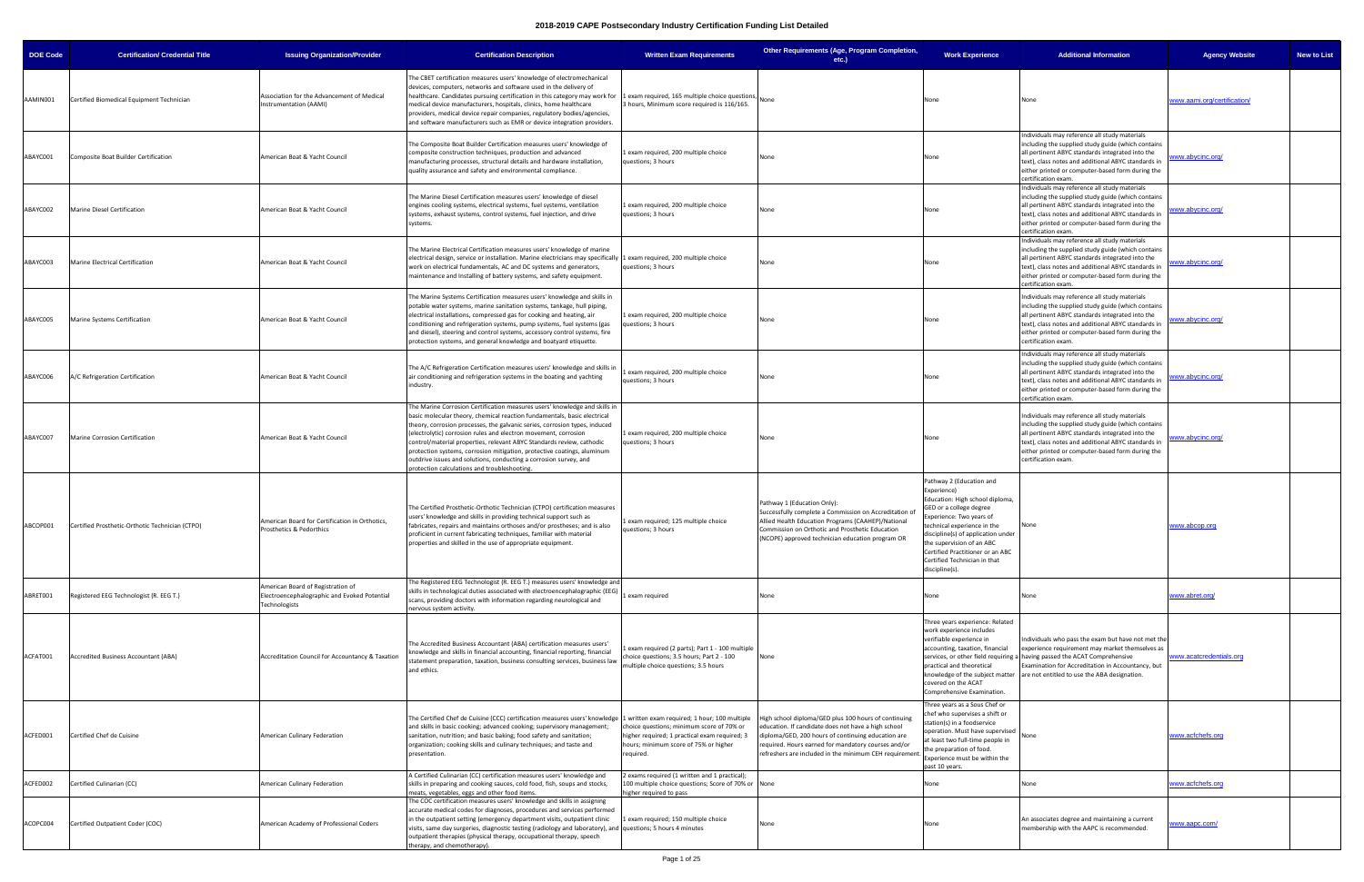# 2018-2019 CAPE Postsecondary Industry Certification Funding List Detailed

| DOE Code | Certification/ Credential Title | Issuing Organization/Provider | Certification Description | Written Exam Requirements | Other Requirements (Age, Program Completion, etc.) | Work Experience | Additional Information | Agency Website | New to List |
|---|---|---|---|---|---|---|---|---|---|
| AAMIN001 | Certified Biomedical Equipment Technician | Association for the Advancement of Medical Instrumentation (AAMI) | The CBET certification measures users' knowledge of electromechanical devices, computers, networks and software used in the delivery of healthcare. Candidates pursuing certification in this category may work for medical device manufacturers, hospitals, clinics, home healthcare providers, medical device repair companies, regulatory bodies/agencies, and software manufacturers such as EMR or device integration providers. | 1 exam required, 165 multiple choice questions, 3 hours, Minimum score required is 116/165. | None | None | None | www.aami.org/certification/ | |
| ABAYC001 | Composite Boat Builder Certification | American Boat & Yacht Council | The Composite Boat Builder Certification measures users' knowledge of composite construction techniques, production and advanced manufacturing processes, structural details and hardware installation, quality assurance and safety and environmental compliance. | 1 exam required, 200 multiple choice questions; 3 hours | None | None | Individuals may reference all study materials including the supplied study guide (which contains all pertinent ABYC standards integrated into the text), class notes and additional ABYC standards in either printed or computer-based form during the certification exam. | www.abycinc.org/ | |
| ABAYC002 | Marine Diesel Certification | American Boat & Yacht Council | The Marine Diesel Certification measures users' knowledge of diesel engines cooling systems, electrical systems, fuel systems, ventilation systems, exhaust systems, control systems, fuel injection, and drive systems. | 1 exam required, 200 multiple choice questions; 3 hours | None | None | Individuals may reference all study materials including the supplied study guide (which contains all pertinent ABYC standards integrated into the text), class notes and additional ABYC standards in either printed or computer-based form during the certification exam. | www.abycinc.org/ | |
| ABAYC003 | Marine Electrical Certification | American Boat & Yacht Council | The Marine Electrical Certification measures users' knowledge of marine electrical design, service or installation. Marine electricians may specifically work on electrical fundamentals, AC and DC systems and generators, maintenance and installing of battery systems, and safety equipment. | 1 exam required, 200 multiple choice questions; 3 hours | None | None | Individuals may reference all study materials including the supplied study guide (which contains all pertinent ABYC standards integrated into the text), class notes and additional ABYC standards in either printed or computer-based form during the certification exam. | www.abycinc.org/ | |
| ABAYC005 | Marine Systems Certification | American Boat & Yacht Council | The Marine Systems Certification measures users' knowledge and skills in potable water systems, marine sanitation systems, tankage, hull piping, electrical installations, compressed gas for cooking and heating, air conditioning and refrigeration systems, pump systems, fuel systems (gas and diesel), steering and control systems, accessory control systems, fire protection systems, and general knowledge and boatyard etiquette. | 1 exam required, 200 multiple choice questions; 3 hours | None | None | Individuals may reference all study materials including the supplied study guide (which contains all pertinent ABYC standards integrated into the text), class notes and additional ABYC standards in either printed or computer-based form during the certification exam. | www.abycinc.org/ | |
| ABAYC006 | A/C Refrigeration Certification | American Boat & Yacht Council | The A/C Refrigeration Certification measures users' knowledge and skills in air conditioning and refrigeration systems in the boating and yachting industry. | 1 exam required, 200 multiple choice questions; 3 hours | None | None | Individuals may reference all study materials including the supplied study guide (which contains all pertinent ABYC standards integrated into the text), class notes and additional ABYC standards in either printed or computer-based form during the certification exam. | www.abycinc.org/ | |
| ABAYC007 | Marine Corrosion Certification | American Boat & Yacht Council | The Marine Corrosion Certification measures users' knowledge and skills in basic molecular theory, chemical reaction fundamentals, basic electrical theory, corrosion processes, the galvanic series, corrosion types, induced (electrolytic) corrosion rules and electron movement, corrosion control/material properties, relevant ABYC Standards review, cathodic protection systems, corrosion mitigation, protective coatings, aluminum outdrive issues and solutions, conducting a corrosion survey, and protection calculations and troubleshooting. | 1 exam required, 200 multiple choice questions; 3 hours | None | None | Individuals may reference all study materials including the supplied study guide (which contains all pertinent ABYC standards integrated into the text), class notes and additional ABYC standards in either printed or computer-based form during the certification exam. | www.abycinc.org/ | |
| ABCOP001 | Certified Prosthetic-Orthotic Technician (CTPO) | American Board for Certification in Orthotics, Prosthetics & Pedorthics | The Certified Prosthetic-Orthotic Technician (CTPO) certification measures users' knowledge and skills in providing technical support such as fabricates, repairs and maintains orthoses and/or prostheses; and is also proficient in current fabricating techniques, familiar with material properties and skilled in the use of appropriate equipment. | 1 exam required; 125 multiple choice questions; 3 hours | Pathway 1 (Education Only): Successfully complete a Commission on Accreditation of Allied Health Education Programs (CAAHEP)/National Commission on Orthotic and Prosthetic Education (NCOPE) approved technician education program OR | Pathway 2 (Education and Experience) Education: High school diploma, GED or a college degree Experience: Two years of technical experience in the discipline(s) of application under the supervision of an ABC Certified Practitioner or an ABC Certified Technician in that discipline(s). | None | www.abcop.org | |
| ABRET001 | Registered EEG Technologist (R. EEG T.) | American Board of Registration of Electroencephalographic and Evoked Potential Technologists | The Registered EEG Technologist (R. EEG T.) measures users' knowledge and skills in technological duties associated with electroencephalographic (EEG) scans, providing doctors with information regarding neurological and nervous system activity. | 1 exam required | None | None | None | www.abret.org/ | |
| ACFAT001 | Accredited Business Accountant (ABA) | Accreditation Council for Accountancy & Taxation | The Accredited Business Accountant (ABA) certification measures users' knowledge and skills in financial accounting, financial reporting, financial statement preparation, taxation, business consulting services, business law and ethics. | 1 exam required (2 parts); Part 1 - 100 multiple choice questions; 3.5 hours; Part 2 - 100 multiple choice questions; 3.5 hours | None | Three years experience: Related work experience includes verifiable experience in accounting, taxation, financial services, or other field requiring a practical and theoretical knowledge of the subject matter covered on the ACAT Comprehensive Examination. | Individuals who pass the exam but have not met the experience requirement may market themselves as having passed the ACAT Comprehensive Examination for Accreditation in Accountancy, but are not entitled to use the ABA designation. | www.acatcredentials.org | |
| ACFED001 | Certified Chef de Cuisine | American Culinary Federation | The Certified Chef de Cuisine (CCC) certification measures users' knowledge and skills in basic cooking; advanced cooking; supervisory management; sanitation, nutrition; and basic baking; food safety and sanitation; organization; cooking skills and culinary techniques; and taste and presentation. | 1 written exam required; 1 hour; 100 multiple choice questions; minimum score of 70% or higher required; 1 practical exam required; 3 hours; minimum score of 75% or higher required. | High school diploma/GED plus 100 hours of continuing education. If candidate does not have a high school diploma/GED, 200 hours of continuing education are required. Hours earned for mandatory courses and/or refreshers are included in the minimum CEH requirement. | Three years as a Sous Chef or chef who supervises a shift or station(s) in a foodservice operation. Must have supervised at least two full-time people in the preparation of food. Experience must be within the past 10 years. | None | www.acfchefs.org | |
| ACFED002 | Certified Culinarian (CC) | American Culinary Federation | A Certified Culinarian (CC) measures users' knowledge and skills in preparing and cooking sauces, cold food, fish, soups and stocks, meats, vegetables, eggs and other food items. | 2 exams required (1 written and 1 practical); 100 multiple choice questions; Score of 70% or higher required to pass | None | None | None | www.acfchefs.org | |
| ACOPC004 | Certified Outpatient Coder (COC) | American Academy of Professional Coders | The COC certification measures users' knowledge and skills in assigning accurate medical codes for diagnoses, procedures and services performed in the outpatient setting (emergency department visits, outpatient clinic visits, same day surgeries, diagnostic testing (radiology and laboratory), and outpatient therapies (physical therapy, occupational therapy, speech therapy, and chemotherapy). | 1 exam required; 150 multiple choice questions; 5 hours 4 minutes | None | None | An associates degree and maintaining a current membership with the AAPC is recommended. | www.aapc.com/ | |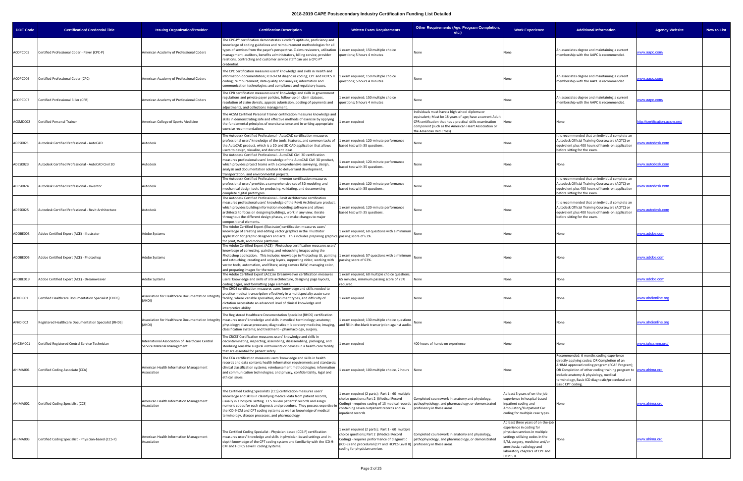# 2018-2019 CAPE Postsecondary Industry Certification Funding List Detailed

| DOE Code | Certification/ Credential Title | Issuing Organization/Provider | Certification Description | Written Exam Requirements | Other Requirements (Age, Program Completion, etc.) | Work Experience | Additional Information | Agency Website | New to List |
|---|---|---|---|---|---|---|---|---|---|
| ACOPC005 | Certified Professional Coder - Payer (CPC-P) | American Academy of Professional Coders | The CPC-P® certification demonstrates a coder's aptitude, proficiency and knowledge of coding guidelines and reimbursement methodologies for all types of services from the payer's perspective. Claims reviewers, utilization management, auditors, benefits administrators, billing service, provider relations, contracting and customer service staff can use a CPC-P® credential. | 1 exam required; 150 multiple choice questions; 5 hours 4 minutes | None | None | An associates degree and maintaining a current membership with the AAPC is recommended. | www.aapc.com/ | |
| ACOPC006 | Certified Professional Coder (CPC) | American Academy of Professional Coders | The CPC certification measures users' knowledge and skills in Health and information documentation; ICD-9-CM diagnosis coding; CPT and HCPCS II coding; reimbursement; data quality and analysis; information and communication technologies; and compliance and regulatory issues. | 1 exam required; 150 multiple choice questions; 5 hours 4 minutes | None | None | An associates degree and maintaining a current membership with the AAPC is recommended. | www.aapc.com/ | |
| ACOPC007 | Certified Professional Biller (CPB) | American Academy of Professional Coders | The CPB certification measures users' knowledge and skills in government regulations and private payer policies, follow-up on claim statuses, resolution of claim denials, appeals submission, posting of payments and adjustments, and collections management. | 1 exam required; 150 multiple choice questions; 5 hours 4 minutes | None | None | An associates degree and maintaining a current membership with the AAPC is recommended. | www.aapc.com/ | |
| ACSMD002 | Certified Personal Trainer | American College of Sports Medicine | The ACSM Certified Personal Trainer certification measures knowledge and skills in demonstrating safe and effective methods of exercise by applying the fundamental principles of exercise science and in writing appropriate exercise recommendations. | 1 exam required | Individuals must have a high school diploma or equivalent; Must be 18 years of age; have a current Adult CPR certification that has a practical skills examination component (such as the American Heart Association or the American Red Cross) | None | None | http://certification.acsm.org/ | |
| ADESK021 | Autodesk Certified Professional - AutoCAD | Autodesk | The Autodesk Certified Professional - AutoCAD certification measures professional users' knowledge of the tools, features, and common tasks of the AutoCAD product, which is a 2D and 3D CAD application that allows users to design, visualize, and document ideas. | 1 exam required; 120-minute performance based test with 35 questions. | None | None | It is recommended that an individual complete an Autodesk Official Training Courseware (AOTC) or equivalent plus 400 hours of hands-on application before sitting for the exam. | www.autodesk.com | |
| ADESK023 | Autodesk Certified Professional - AutoCAD Civil 3D | Autodesk | The Autodesk Certified Professional - AutoCAD Civil 3D certification measures professional users' knowledge of the AutoCAD Civil 3D product, which provides project teams with a comprehensive surveying, design, analysis and documentation solution to deliver land development, transportation, and environmental projects. | 1 exam required; 120-minute performance based test with 35 questions. | None | None | None | www.autodesk.com | |
| ADESK024 | Autodesk Certified Professional - Inventor | Autodesk | The Autodesk Certified Professional - Inventor certification measures professional users' provides a comprehensive set of 3D modeling and mechanical design tools for producing, validating, and documenting complete digital prototypes. | 1 exam required; 120-minute performance based test with 35 questions. | None | None | It is recommended that an individual complete an Autodesk Official Training Courseware (AOTC) or equivalent plus 400 hours of hands-on application before sitting for the exam. | www.autodesk.com | |
| ADESK025 | Autodesk Certified Professional - Revit Architecture | Autodesk | The Autodesk Certified Professional - Revit Architecture certification measures professional users' knowledge of the Revit Architecture product, which provides building information modeling software and allows architects to focus on designing buildings, work in any view, iterate throughout the different design phases, and make changes to major compositional elements. | 1 exam required; 120-minute performance based test with 35 questions. | None | None | It is recommended that an individual complete an Autodesk Official Training Courseware (AOTC) or equivalent plus 400 hours of hands-on application before sitting for the exam. | www.autodesk.com | |
| ADOBE003 | Adobe Certified Expert (ACE) - Illustrator | Adobe Systems | The Adobe Certified Expert (Illustrator) certification measures users' knowledge of creating and editing vector graphics in the Illustrator application for graphic designers and arts. This includes preparing graphics for print, Web, and mobile platforms. | 1 exam required; 60 questions with a minimum passing score of 63%. | None | None | None | www.adobe.com | |
| ADOBE005 | Adobe Certified Expert (ACE) - Photoshop | Adobe Systems | The Adobe Certified Expert (ACE) - Photoshop certification measures users' knowledge of correcting, painting, and retouching images using the Photoshop application. This includes knowledge in Photoshop UI, painting and retouching, creating and using layers, supporting video; working with vector tools, automation, and filters; using camera RAW; managing color, and preparing images for the web. | 1 exam required; 57 questions with a minimum passing score of 63%. | None | None | None | www.adobe.com | |
| ADOBE019 | Adobe Certified Expert (ACE) - Dreamweaver | Adobe Systems | The Adobe Certified Expert (ACE) in Dreamweaver certification measures users' knowledge and skills of site architecture, designing page layouts, coding pages, and formatting page elements. | 1 exam required; 60 multiple choice questions, 65 minutes, minimum passing score of 75% required. | None | None | None | www.adobe.com | |
| AFHDI001 | Certified Healthcare Documentation Specialist (CHDS) | Association for Healthcare Documentation Integrity (AHDI) | The CHDS certification measures users' knowledge and skills needed to practice medical transcription effectively in a multispecialty acute-care facility, where variable specialties, document types, and difficulty of dictation necessitate an advanced level of clinical knowledge and interpretive ability. | 1 exam required | None | None | None | www.ahdionline.org | |
| AFHDI002 | Registered Healthcare Documentation Specialist (RHDS) | Association for Healthcare Documentation Integrity (AHDI) | The Registered Healthcare Documentation Specialist (RHDS) certification measures users' knowledge and skills in medical terminology; anatomy; physiology; disease processes; diagnostics – laboratory medicine, imaging, classification systems; and treatment – pharmacology, surgery. | 1 exam required; 130 multiple choice questions and fill-in-the-blank transcription against audio. | None | None | None | www.ahdionline.org | |
| AHCSM001 | Certified Registered Central Service Technician | International Association of Healthcare Central Service Material Management | The CRCST Certification measures users' knowledge and skills in decontaminating, inspecting, assembling, disassembling, packaging, and sterilizing reusable surgical instruments or devices in a health care facility that are essential for patient safety. | 1 exam required | 400 hours of hands-on experience | None | None | www.iahcsmm.org/ | |
| AHIMA001 | Certified Coding Associate (CCA) | American Health Information Management Association | The CCA certification measures users' knowledge and skills in health records and data content; health information requirements and standards; clinical classification systems; reimbursement methodologies; information and communication technologies; and privacy, confidentiality, legal and ethical issues. | 1 exam required; 100 multiple choice, 2 hours | None | None | Recommended: 6 months coding experience directly applying codes; OR Completion of an AHIMA approved coding program (PCAP Program); OR Completion of other coding training program to include anatomy & physiology, medical terminology, Basic ICD diagnostic/procedural and Basic CPT coding. | www.ahima.org | |
| AHIMA002 | Certified Coding Specialist (CCS) | American Health Information Management Association | The Certified Coding Specialists (CCS) certification measures users' knowledge and skills in classifying medical data from patient records, usually in a hospital setting. CCS review patients' records and assign numeric codes for each diagnosis and procedure. They possess expertise in the ICD-9-CM and CPT coding systems as well as knowledge of medical terminology, disease processes, and pharmacology. | 1 exam required (2 parts); Part 1 - 60 multiple choice questions; Part 2 (Medical Record Coding) - requires coding of 13 medical records containing seven outpatient records and six inpatient records | Completed coursework in anatomy and physiology, pathophysiology, and pharmacology, or demonstrated proficiency in these areas. | At least 3 years of on-the-job experience in hospital-based inpatient coding and Ambulatory/Outpatient Car coding for multiple case types. | None | www.ahima.org | |
| AHIMA003 | Certified Coding Specialist - Physician-based (CCS-P) | American Health Information Management Association | The Certified Coding Specialist - Physician-based (CCS-P) certification measures users' knowledge and skills in physician-based settings and in-depth knowledge of the CPT coding system and familiarity with the ICD-9-CM and HCPCS Level II coding systems. | 1 exam required (2 parts); Part 1 - 60 multiple choice questions; Part 2 (Medical Record Coding) - requires performance of diagnostic (ICD-9) and procedural (CPT and HCPCS Level II) coding for physician services | Completed coursework in anatomy and physiology, pathophysiology, and pharmacology, or demonstrated proficiency in these areas. | At least three years of on-the-job experience in coding for physician services in multiple settings utilizing codes in the E/M, surgery, medicine and/or anesthesia, radiology and laboratory chapters of CPT and HCPCS II. | None | www.ahima.org | |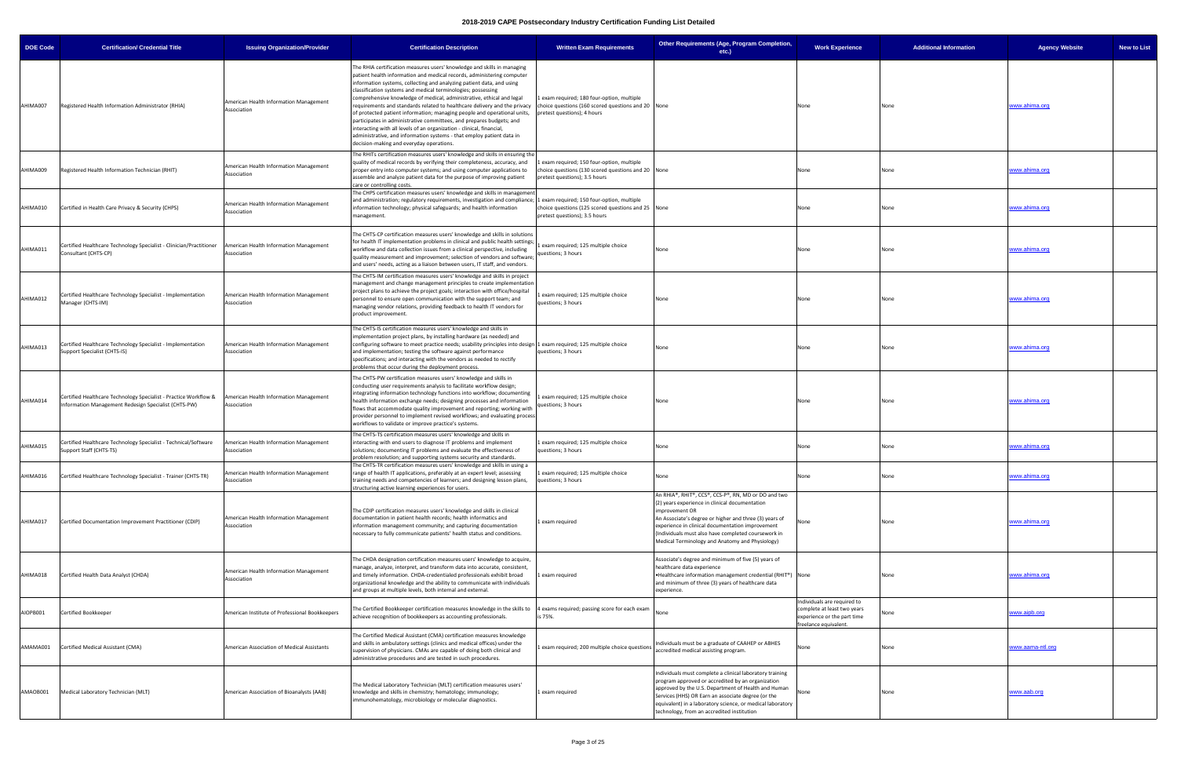# 2018-2019 CAPE Postsecondary Industry Certification Funding List Detailed

| DOE Code | Certification/ Credential Title | Issuing Organization/Provider | Certification Description | Written Exam Requirements | Other Requirements (Age, Program Completion, etc.) | Work Experience | Additional Information | Agency Website | New to List |
|---|---|---|---|---|---|---|---|---|---|
| AHIMA007 | Registered Health Information Administrator (RHIA) | American Health Information Management Association | The RHIA certification measures users' knowledge and skills in managing patient health information and medical records, administering computer information systems, collecting and analyzing patient data, and using classification systems and medical terminologies; possessing comprehensive knowledge of medical, administrative, ethical and legal requirements and standards related to healthcare delivery and the privacy of protected patient information; managing people and operational units, participates in administrative committees, and prepares budgets; and interacting with all levels of an organization - clinical, financial, administrative, and information systems - that employ patient data in decision-making and everyday operations. | 1 exam required; 180 four-option, multiple choice questions (160 scored questions and 20 pretest questions); 4 hours | None | None | None | www.ahima.org | |
| AHIMA009 | Registered Health Information Technician (RHIT) | American Health Information Management Association | The RHITs certification measures users' knowledge and skills in ensuring the quality of medical records by verifying their completeness, accuracy, and proper entry into computer systems; and using computer applications to assemble and analyze patient data for the purpose of improving patient care or controlling costs. | 1 exam required; 150 four-option, multiple choice questions (130 scored questions and 20 pretest questions); 3.5 hours | None | None | None | www.ahima.org | |
| AHIMA010 | Certified in Health Care Privacy & Security (CHPS) | American Health Information Management Association | The CHPS certification measures users' knowledge and skills in management and administration; regulatory requirements, investigation and compliance; information technology; physical safeguards; and health information management. | 1 exam required; 150 four-option, multiple choice questions (125 scored questions and 25 pretest questions); 3.5 hours | None | None | None | www.ahima.org | |
| AHIMA011 | Certified Healthcare Technology Specialist - Clinician/Practitioner Consultant (CHTS-CP) | American Health Information Management Association | The CHTS-CP certification measures users' knowledge and skills in solutions for health IT implementation problems in clinical and public health settings; workflow and data collection issues from a clinical perspective, including quality measurement and improvement; selection of vendors and software; and users' needs, acting as a liaison between users, IT staff, and vendors. | 1 exam required; 125 multiple choice questions; 3 hours | None | None | None | www.ahima.org | |
| AHIMA012 | Certified Healthcare Technology Specialist - Implementation Manager (CHTS-IM) | American Health Information Management Association | The CHTS-IM certification measures users' knowledge and skills in project management and change management principles to create implementation project plans to achieve the project goals; interaction with office/hospital personnel to ensure open communication with the support team; and managing vendor relations, providing feedback to health IT vendors for product improvement. | 1 exam required; 125 multiple choice questions; 3 hours | None | None | None | www.ahima.org | |
| AHIMA013 | Certified Healthcare Technology Specialist - Implementation Support Specialist (CHTS-IS) | American Health Information Management Association | The CHTS-IS certification measures users' knowledge and skills in implementation project plans, by installing hardware (as needed) and configuring software to meet practice needs; usability principles into design and implementation; testing the software against performance specifications; and interacting with the vendors as needed to rectify problems that occur during the deployment process. | 1 exam required; 125 multiple choice questions; 3 hours | None | None | None | www.ahima.org | |
| AHIMA014 | Certified Healthcare Technology Specialist - Practice Workflow & Information Management Redesign Specialist (CHTS-PW) | American Health Information Management Association | The CHTS-PW certification measures users' knowledge and skills in conducting user requirements analysis to facilitate workflow design; integrating information technology functions into workflow; documenting health information exchange needs; designing processes and information flows that accommodate quality improvement and reporting; working with provider personnel to implement revised workflows; and evaluating process workflows to validate or improve practice's systems. | 1 exam required; 125 multiple choice questions; 3 hours | None | None | None | www.ahima.org | |
| AHIMA015 | Certified Healthcare Technology Specialist - Technical/Software Support Staff (CHTS-TS) | American Health Information Management Association | The CHTS-TS certification measures users' knowledge and skills in interacting with end users to diagnose IT problems and implement solutions; documenting IT problems and evaluate the effectiveness of problem resolution; and supporting systems security and standards. | 1 exam required; 125 multiple choice questions; 3 hours | None | None | None | www.ahima.org | |
| AHIMA016 | Certified Healthcare Technology Specialist - Trainer (CHTS-TR) | American Health Information Management Association | The CHTS-TR certification measures users' knowledge and skills in using a range of health IT applications, preferably at an expert level; assessing training needs and competencies of learners; and designing lesson plans, structuring active learning experiences for users. | 1 exam required; 125 multiple choice questions; 3 hours | None | None | None | www.ahima.org | |
| AHIMA017 | Certified Documentation Improvement Practitioner (CDIP) | American Health Information Management Association | The CDIP certification measures users' knowledge and skills in clinical documentation in patient health records; health informatics and information management community; and capturing documentation necessary to fully communicate patients' health status and conditions. | 1 exam required | An RHIA®, RHIT®, CCS®, CCS-P®, RN, MD or DO and two (2) years experience in clinical documentation improvement OR An Associate's degree or higher and three (3) years of experience in clinical documentation improvement (Individuals must also have completed coursework in Medical Terminology and Anatomy and Physiology) | None | None | www.ahima.org | |
| AHIMA018 | Certified Health Data Analyst (CHDA) | American Health Information Management Association | The CHDA designation certification measures users' knowledge to acquire, manage, analyze, interpret, and transform data into accurate, consistent, and timely information. CHDA-credentialed professionals exhibit broad organizational knowledge and the ability to communicate with individuals and groups at multiple levels, both internal and external. | 1 exam required | Associate's degree and minimum of five (5) years of healthcare data experience •Healthcare information management credential (RHIT®) and minimum of three (3) years of healthcare data experience. | None | None | www.ahima.org | |
| AIOPB001 | Certified Bookkeeper | American Institute of Professional Bookkeepers | The Certified Bookkeeper certification measures knowledge in the skills to achieve recognition of bookkeepers as accounting professionals. | 4 exams required; passing score for each exam is 75%. | None | Individuals are required to complete at least two years experience or the part time freelance equivalent. | None | www.aipb.org | |
| AMAMA001 | Certified Medical Assistant (CMA) | American Association of Medical Assistants | The Certified Medical Assistant (CMA) certification measures knowledge and skills in ambulatory settings (clinics and medical offices) under the supervision of physicians. CMAs are capable of doing both clinical and administrative procedures and are tested in such procedures. | 1 exam required; 200 multiple choice questions | Individuals must be a graduate of CAAHEP or ABHES accredited medical assisting program. | None | None | www.aama-ntl.org | |
| AMAOB001 | Medical Laboratory Technician (MLT) | American Association of Bioanalysts (AAB) | The Medical Laboratory Technician (MLT) certification measures users' knowledge and skills in chemistry; hematology; immunology; immunohematology, microbiology or molecular diagnostics. | 1 exam required | Individuals must complete a clinical laboratory training program approved or accredited by an organization approved by the U.S. Department of Health and Human Services (HHS) OR Earn an associate degree (or the equivalent) in a laboratory science, or medical laboratory technology, from an accredited institution | None | None | www.aab.org | |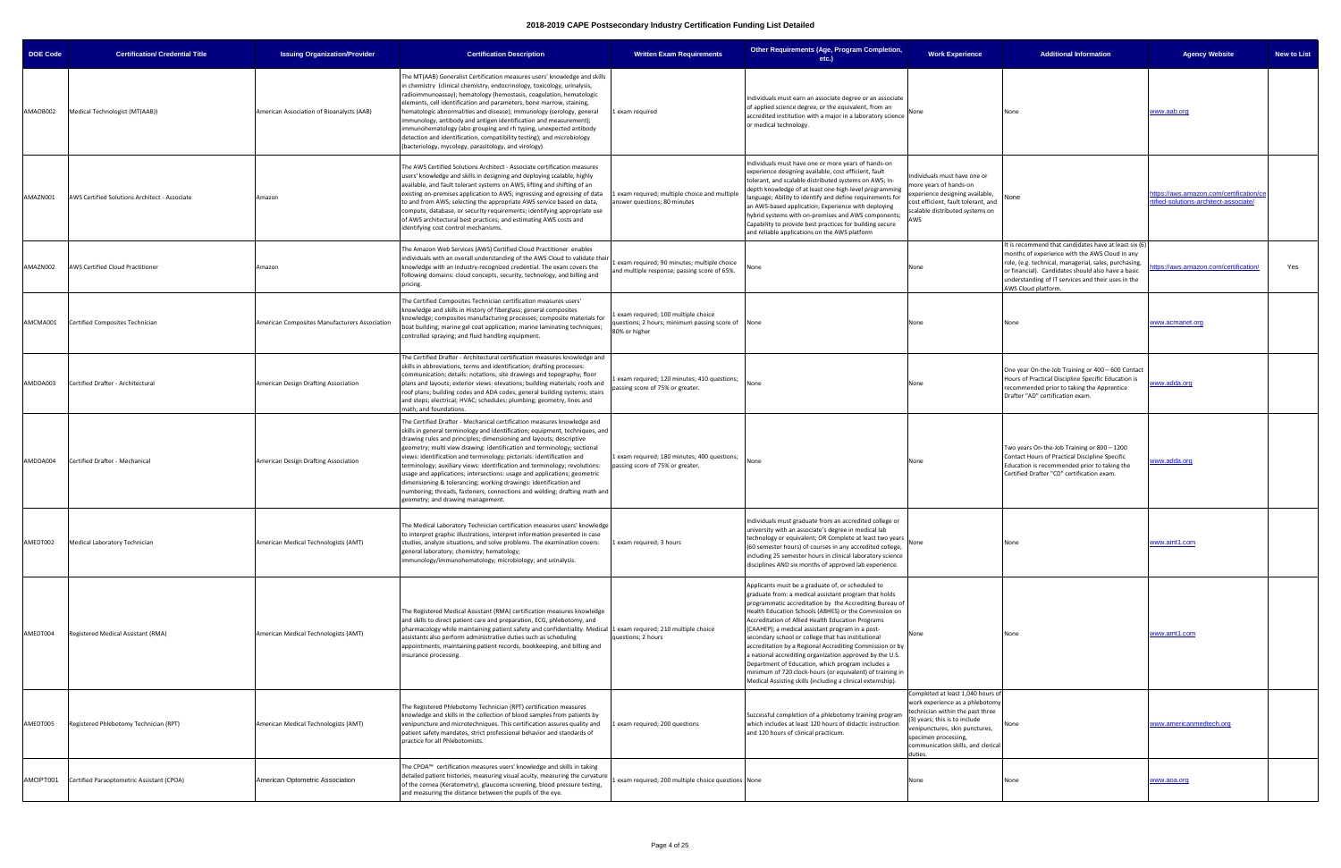# 2018-2019 CAPE Postsecondary Industry Certification Funding List Detailed

| DOE Code | Certification/ Credential Title | Issuing Organization/Provider | Certification Description | Written Exam Requirements | Other Requirements (Age, Program Completion, etc.) | Work Experience | Additional Information | Agency Website | New to List |
|---|---|---|---|---|---|---|---|---|---|
| AMAOB002 | Medical Technologist (MT(AAB)) | American Association of Bioanalysts (AAB) | The MT(AAB) Generalist Certification measures users' knowledge and skills in chemistry (clinical chemistry, endocrinology, toxicology, urinalysis, radioimmunoassay); hematology (hemostasis, coagulation, hematologic elements, cell identification and parameters, bone marrow, staining, hematologic abnormalities and disease); immunology (serology, general immunology, antibody and antigen identification and measurement); immunohematology (abo grouping and rh typing, unexpected antibody detection and identification, compatibility testing); and microbiology (bacteriology, mycology, parasitology, and virology). | 1 exam required | Individuals must earn an associate degree or an associate of applied science degree, or the equivalent, from an accredited institution with a major in a laboratory science or medical technology. | None | None | www.aab.org | |
| AMAZN001 | AWS Certified Solutions Architect - Associate | Amazon | The AWS Certified Solutions Architect - Associate certification measures users' knowledge and skills in designing and deploying scalable, highly available, and fault tolerant systems on AWS; lifting and shifting of an existing on-premises application to AWS; ingressing and egressing of data to and from AWS; selecting the appropriate AWS service based on data, compute, database, or security requirements; identifying appropriate use of AWS architectural best practices; and estimating AWS costs and identifying cost control mechanisms. | 1 exam required; multiple choice and multiple answer questions; 80 minutes | Individuals must have one or more years of hands-on experience designing available, cost efficient, fault tolerant, and scalable distributed systems on AWS; In-depth knowledge of at least one high-level programming language; Ability to identify and define requirements for an AWS-based application; Experience with deploying hybrid systems with on-premises and AWS components; Capability to provide best practices for building secure and reliable applications on the AWS platform | Individuals must have one or more years of hands-on experience designing available, cost efficient, fault tolerant, and scalable distributed systems on AWS | None | https://aws.amazon.com/certification/certified-solutions-architect-associate/ | |
| AMAZN002 | AWS Certified Cloud Practitioner | Amazon | The Amazon Web Services (AWS) Certified Cloud Practitioner enables individuals with an overall understanding of the AWS Cloud to validate their knowledge with an industry-recognized credential. The exam covers the following domains: cloud concepts, security, technology, and billing and pricing. | 1 exam required; 90 minutes; multiple choice and multiple response; passing score of 65%. | None | None | It is recommend that candidates have at least six (6) months of experience with the AWS Cloud in any role, (e.g. technical, managerial, sales, purchasing, or financial). Candidates should also have a basic understanding of IT services and their uses in the AWS Cloud platform. | https://aws.amazon.com/certification/ | Yes |
| AMCMA001 | Certified Composites Technician | American Composites Manufacturers Association | The Certified Composites Technician certification measures users' knowledge and skills in History of fiberglass; general composites knowledge; composites manufacturing processes; composite materials for boat building; marine gel coat application; marine laminating techniques; controlled spraying; and fluid handling equipment. | 1 exam required; 100 multiple choice questions; 2 hours; minimum passing score of 80% or higher | None | None | None | www.acmanet.org | |
| AMDDA003 | Certified Drafter - Architectural | American Design Drafting Association | The Certified Drafter - Architectural certification measures knowledge and skills in abbreviations, terms and identification; drafting processes: communication; details: notations; site drawings and topography; floor plans and layouts; exterior views: elevations; building materials; roofs and roof plans; building codes and ADA codes; general building systems; stairs and steps; electrical; HVAC; schedules; plumbing; geometry, lines and math; and foundations. | 1 exam required; 120 minutes; 410 questions; passing score of 75% or greater. | None | None | One year On-the-Job Training or 400 – 600 Contact Hours of Practical Discipline Specific Education is recommended prior to taking the Apprentice Drafter "AD" certification exam. | www.adda.org | |
| AMDDA004 | Certified Drafter - Mechanical | American Design Drafting Association | The Certified Drafter - Mechanical certification measures knowledge and skills in general terminology and identification; equipment, techniques, and drawing rules and principles; dimensioning and layouts; descriptive geometry; multi view drawing: identification and terminology; sectional views: identification and terminology; pictorials: identification and terminology; auxiliary views: identification and terminology; revolutions: usage and applications; intersections: usage and applications; geometric dimensioning & tolerancing; working drawings: identification and numbering; threads, fasteners, connections and welding; drafting math and geometry; and drawing management. | 1 exam required; 180 minutes; 400 questions; passing score of 75% or greater. | None | None | Two years On-the-Job Training or 800 – 1200 Contact Hours of Practical Discipline Specific Education is recommended prior to taking the Certified Drafter "CD" certification exam. | www.adda.org | |
| AMEDT002 | Medical Laboratory Technician | American Medical Technologists (AMT) | The Medical Laboratory Technician certification measures users' knowledge to interpret graphic illustrations, interpret information presented in case studies, analyze situations, and solve problems. The examination covers: general laboratory; chemistry; hematology; immunology/immunohematology; microbiology; and urinalysis. | 1 exam required; 3 hours | Individuals must graduate from an accredited college or university with an associate's degree in medical lab technology or equivalent; OR Complete at least two years (60 semester hours) of courses in any accredited college, including 25 semester hours in clinical laboratory science disciplines AND six months of approved lab experience. | None | None | www.amt1.com | |
| AMEDT004 | Registered Medical Assistant (RMA) | American Medical Technologists (AMT) | The Registered Medical Assistant (RMA) certification measures knowledge and skills to direct patient care and preparation, ECG, phlebotomy, and pharmacology while maintaining patient safety and confidentiality. Medical assistants also perform administrative duties such as scheduling appointments, maintaining patient records, bookkeeping, and billing and insurance processing. | 1 exam required; 210 multiple choice questions; 2 hours | Applicants must be a graduate of, or scheduled to graduate from: a medical assistant program that holds programmatic accreditation by the Accrediting Bureau of Health Education Schools (ABHES) or the Commission on Accreditation of Allied Health Education Programs (CAAHEP); a medical assistant program in a post-secondary school or college that has institutional accreditation by a Regional Accrediting Commission or by a national accrediting organization approved by the U.S. Department of Education, which program includes a minimum of 720 clock-hours (or equivalent) of training in Medical Assisting skills (including a clinical externship). | None | None | www.amt1.com | |
| AMEDT005 | Registered Phlebotomy Technician (RPT) | American Medical Technologists (AMT) | The Registered Phlebotomy Technician (RPT) certification measures knowledge and skills in the collection of blood samples from patients by venipuncture and microtechniques. This certification assures quality and patient safety mandates, strict professional behavior and standards of practice for all Phlebotomists. | 1 exam required; 200 questions | Successful completion of a phlebotomy training program which includes at least 120 hours of didactic instruction and 120 hours of clinical practicum. | Completed at least 1,040 hours of work experience as a phlebotomy technician within the past three (3) years; this is to include venipunctures, skin punctures, specimen processing, communication skills, and clerical duties. | None | www.americanmedtech.org | |
| AMOPT001 | Certified Paraoptometric Assistant (CPOA) | American Optometric Association | The CPOA™ certification measures users' knowledge and skills in taking detailed patient histories, measuring visual acuity, measuring the curvature of the cornea (Keratometry), glaucoma screening, blood pressure testing, and measuring the distance between the pupils of the eye. | 1 exam required; 200 multiple choice questions | None | None | None | www.aoa.org | |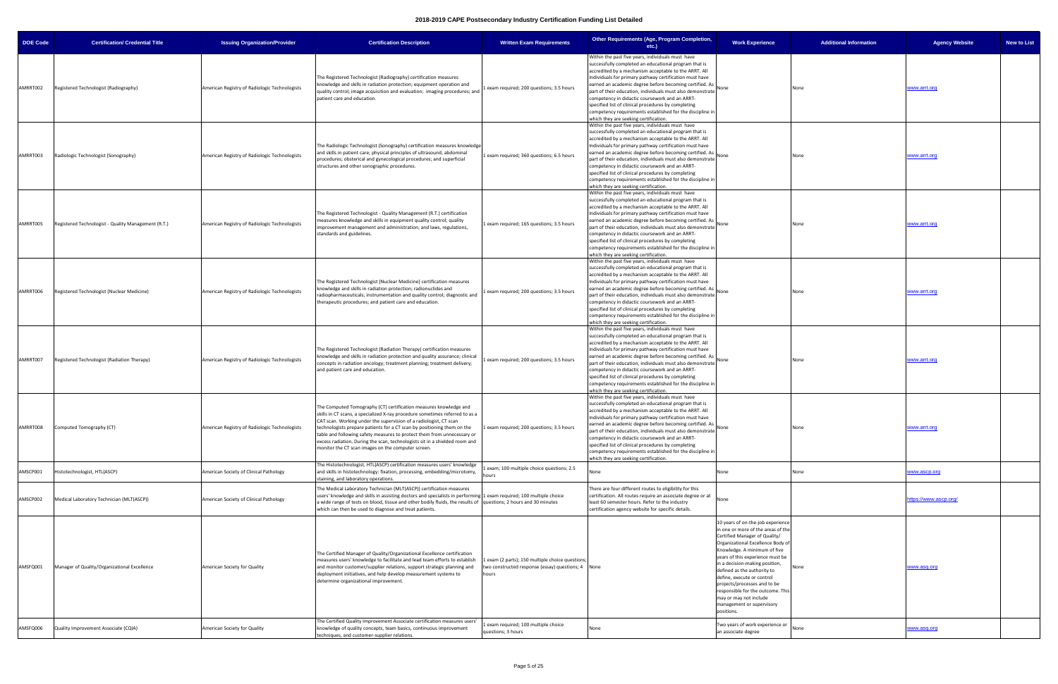# 2018-2019 CAPE Postsecondary Industry Certification Funding List Detailed

| DOE Code | Certification/ Credential Title | Issuing Organization/Provider | Certification Description | Written Exam Requirements | Other Requirements (Age, Program Completion, etc.) | Work Experience | Additional Information | Agency Website | New to List |
|---|---|---|---|---|---|---|---|---|---|
| AMRRT002 | Registered Technologist (Radiography) | American Registry of Radiologic Technologists | The Registered Technologist (Radiography) certification measures knowledge and skills in radiation protection; equipment operation and quality control; image acquisition and evaluation; imaging procedures; and patient care and education. | 1 exam required; 200 questions; 3.5 hours | Within the past five years, individuals must have successfully completed an educational program that is accredited by a mechanism acceptable to the ARRT. All Individuals for primary pathway certification must have earned an academic degree before becoming certified. As part of their education, individuals must also demonstrate competency in didactic coursework and an ARRT-specified list of clinical procedures by completing competency requirements established for the discipline in which they are seeking certification. | None | None | www.arrt.org | |
| AMRRT003 | Radiologic Technologist (Sonography) | American Registry of Radiologic Technologists | The Radiologic Technologist (Sonography) certification measures knowledge and skills in patient care; physical principles of ultrasound; abdominal procedures; obsterical and gynecological procedures; and superficial structures and other sonographic procedures. | 1 exam required; 360 questions; 6.5 hours | Within the past five years, individuals must have successfully completed an educational program that is accredited by a mechanism acceptable to the ARRT. All Individuals for primary pathway certification must have earned an academic degree before becoming certified. As part of their education, individuals must also demonstrate competency in didactic coursework and an ARRT-specified list of clinical procedures by completing competency requirements established for the discipline in which they are seeking certification. | None | None | www.arrt.org | |
| AMRRT005 | Registered Technologist - Quality Management (R.T.) | American Registry of Radiologic Technologists | The Registered Technologist - Quality Management (R.T.) certification measures knowledge and skills in equipment quality control; quality improvement management and administration; and laws, regulations, standards and guidelines. | 1 exam required; 165 questions; 3.5 hours | Within the past five years, individuals must have successfully completed an educational program that is accredited by a mechanism acceptable to the ARRT. All Individuals for primary pathway certification must have earned an academic degree before becoming certified. As part of their education, individuals must also demonstrate competency in didactic coursework and an ARRT-specified list of clinical procedures by completing competency requirements established for the discipline in which they are seeking certification. | None | None | www.arrt.org | |
| AMRRT006 | Registered Technologist (Nuclear Medicine) | American Registry of Radiologic Technologists | The Registered Technologist (Nuclear Medicine) certification measures knowledge and skills in radiation protection; radionuclides and radiopharmaceuticals; instrumentation and quality control; diagnostic and therapeutic procedures; and patient care and education. | 1 exam required; 200 questions; 3.5 hours | Within the past five years, individuals must have successfully completed an educational program that is accredited by a mechanism acceptable to the ARRT. All Individuals for primary pathway certification must have earned an academic degree before becoming certified. As part of their education, individuals must also demonstrate competency in didactic coursework and an ARRT-specified list of clinical procedures by completing competency requirements established for the discipline in which they are seeking certification. | None | None | www.arrt.org | |
| AMRRT007 | Registered Technologist (Radiation Therapy) | American Registry of Radiologic Technologists | The Registered Technologist (Radiation Therapy) certification measures knowledge and skills in radiation protection and quality assurance; clinical concepts in radiation oncology; treatment planning; treatment delivery; and patient care and education. | 1 exam required; 200 questions; 3.5 hours | Within the past five years, individuals must have successfully completed an educational program that is accredited by a mechanism acceptable to the ARRT. All Individuals for primary pathway certification must have earned an academic degree before becoming certified. As part of their education, individuals must also demonstrate competency in didactic coursework and an ARRT-specified list of clinical procedures by completing competency requirements established for the discipline in which they are seeking certification. | None | None | www.arrt.org | |
| AMRRT008 | Computed Tomography (CT) | American Registry of Radiologic Technologists | The Computed Tomography (CT) certification measures knowledge and skills in CT scans, a specialized X-ray procedure sometimes referred to as a CAT scan. Working under the supervision of a radiologist, CT scan technologists prepare patients for a CT scan by positioning them on the table and following safety measures to protect them from unnecessary or excess radiation. During the scan, technologists sit in a shielded room and monitor the CT scan images on the computer screen. | 1 exam required; 200 questions; 3.5 hours | Within the past five years, individuals must have successfully completed an educational program that is accredited by a mechanism acceptable to the ARRT. All Individuals for primary pathway certification must have earned an academic degree before becoming certified. As part of their education, individuals must also demonstrate competency in didactic coursework and an ARRT-specified list of clinical procedures by completing competency requirements established for the discipline in which they are seeking certification. | None | None | www.arrt.org | |
| AMSCP001 | Histotechnologist, HTL(ASCP) | American Society of Clinical Pathology | The Histotechnologist, HTL(ASCP) certification measures users' knowledge and skills in histotechnology: fixation, processing, embedding/microtomy, staining, and laboratory operations. | 1 exam; 100 multiple choice questions; 2.5 hours | None | None | None | www.ascp.org | |
| AMSCP002 | Medical Laboratory Technician (MLT(ASCP)) | American Society of Clinical Pathology | The Medical Laboratory Technician (MLT(ASCP)) certification measures users' knowledge and skills in assisting doctors and specialists in performing a wide range of tests on blood, tissue and other bodily fluids, the results of which can then be used to diagnose and treat patients. | 1 exam required; 100 multiple choice questions; 2 hours and 30 minutes | There are four different routes to eligibility for this certification. All routes require an associate degree or at least 60 semester hours. Refer to the industry certification agency website for specific details. | None | | https://www.ascp.org/ | |
| AMSFQ001 | Manager of Quality/Organizational Excellence | American Society for Quality | The Certified Manager of Quality/Organizational Excellence certification measures users' knowledge to facilitate and lead team efforts to establish and monitor customer/supplier relations, support strategic planning and deployment initiatives, and help develop measurement systems to determine organizational improvement. | 1 exam (2 parts); 150 multiple choice questions; two constructed response (essay) questions; 4 hours | None | 10 years of on-the-job experience in one or more of the areas of the Certified Manager of Quality/ Organizational Excellence Body of Knowledge. A minimum of five years of this experience must be in a decision-making position, defined as the authority to define, execute or control projects/processes and to be responsible for the outcome. This may or may not include management or supervisory positions. | None | www.asq.org | |
| AMSFQ006 | Quality Improvement Associate (CQIA) | American Society for Quality | The Certified Quality Improvement Associate certification measures users' knowledge of quality concepts, team basics, continuous improvement techniques, and customer-supplier relations. | 1 exam required; 100 multiple choice questions; 3 hours | None | Two years of work experience or an associate degree | None | www.asq.org | |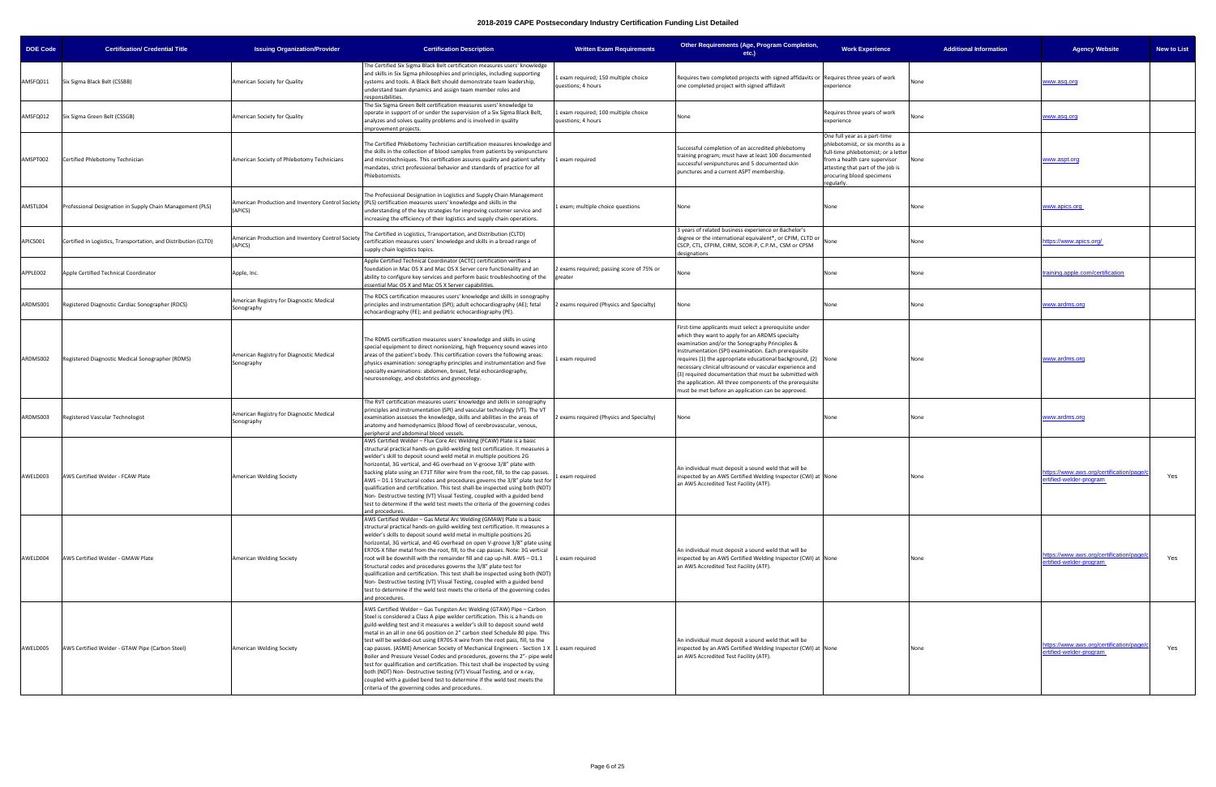# 2018-2019 CAPE Postsecondary Industry Certification Funding List Detailed

| DOE Code | Certification/ Credential Title | Issuing Organization/Provider | Certification Description | Written Exam Requirements | Other Requirements (Age, Program Completion, etc.) | Work Experience | Additional Information | Agency Website | New to List |
|---|---|---|---|---|---|---|---|---|---|
| AMSFQ011 | Six Sigma Black Belt (CSSBB) | American Society for Quality | The Certified Six Sigma Black Belt certification measures users' knowledge and skills in Six Sigma philosophies and principles, including supporting systems and tools. A Black Belt should demonstrate team leadership, understand team dynamics and assign team member roles and responsibilities. | 1 exam required; 150 multiple choice questions; 4 hours | Requires two completed projects with signed affidavits or one completed project with signed affidavit | Requires three years of work experience | None | www.asq.org | |
| AMSFQ012 | Six Sigma Green Belt (CSSGB) | American Society for Quality | The Six Sigma Green Belt certification measures users' knowledge to operate in support of or under the supervision of a Six Sigma Black Belt, analyzes and solves quality problems and is involved in quality improvement projects. | 1 exam required; 100 multiple choice questions; 4 hours | None | Requires three years of work experience | None | www.asq.org | |
| AMSPT002 | Certified Phlebotomy Technician | American Society of Phlebotomy Technicians | The Certified Phlebotomy Technician certification measures knowledge and the skills in the collection of blood samples from patients by venipuncture and microtechniques. This certification assures quality and patient safety mandates, strict professional behavior and standards of practice for all Phlebotomists. | 1 exam required | Successful completion of an accredited phlebotomy training program; must have at least 100 documented successful venipunctures and 5 documented skin punctures and a current ASPT membership. | One full year as a part-time phlebotomist, or six months as a full-time phlebotomist; or a letter from a health care supervisor attesting that part of the job is procuring blood specimens regularly. | None | www.aspt.org | |
| AMSTL004 | Professional Designation in Supply Chain Management (PLS) | American Production and Inventory Control Society (APICS) | The Professional Designation in Logistics and Supply Chain Management (PLS) certification measures users' knowledge and skills in the understanding of the key strategies for improving customer service and increasing the efficiency of their logistics and supply chain operations. | 1 exam; multiple choice questions | None | None | None | www.apics.org | |
| APICS001 | Certified in Logistics, Transportation, and Distribution (CLTD) | American Production and Inventory Control Society (APICS) | The Certified in Logistics, Transportation, and Distribution (CLTD) certification measures users' knowledge and skills in a broad range of supply chain logistics topics. | | 3 years of related business experience or Bachelor's degree or the international equivalent*, or CPIM, CLTD or CSCP, CTL, CFPIM, CIRM, SCOR-P, C.P.M., CSM or CPSM designations | None | None | https://www.apics.org/ | |
| APPLE002 | Apple Certified Technical Coordinator | Apple, Inc. | Apple Certified Technical Coordinator (ACTC) certification verifies a foundation in Mac OS X and Mac OS X Server core functionality and an ability to configure key services and perform basic troubleshooting of the essential Mac OS X and Mac OS X Server capabilities. | 2 exams required; passing score of 75% or greater | None | None | None | training.apple.com/certification | |
| ARDMS001 | Registered Diagnostic Cardiac Sonographer (RDCS) | American Registry for Diagnostic Medical Sonography | The RDCS certification measures users' knowledge and skills in sonography principles and instrumentation (SPI); adult echocardiography (AE); fetal echocardiography (FE); and pediatric echocardiography (PE). | 2 exams required (Physics and Specialty) | None | None | None | www.ardms.org | |
| ARDMS002 | Registered Diagnostic Medical Sonographer (RDMS) | American Registry for Diagnostic Medical Sonography | The RDMS certification measures users' knowledge and skills in using special equipment to direct nonionizing, high frequency sound waves into areas of the patient's body. This certification covers the following areas: physics examination: sonography principles and instrumentation and five specialty examinations: abdomen, breast, fetal echocardiography, neurosonology, and obstetrics and gynecology. | 1 exam required | First-time applicants must select a prerequisite under which they want to apply for an ARDMS specialty examination and/or the Sonography Principles & Instrumentation (SPI) examination. Each prerequisite requires (1) the appropriate educational background, (2) necessary clinical ultrasound or vascular experience and (3) required documentation that must be submitted with the application. All three components of the prerequisite must be met before an application can be approved. | None | None | www.ardms.org | |
| ARDMS003 | Registered Vascular Technologist | American Registry for Diagnostic Medical Sonography | The RVT certification measures users' knowledge and skills in sonography principles and instrumentation (SPI) and vascular technology (VT). The VT examination assesses the knowledge, skills and abilities in the areas of anatomy and hemodynamics (blood flow) of cerebrovascular, venous, peripheral and abdominal blood vessels. | 2 exams required (Physics and Specialty) | None | None | None | www.ardms.org | |
| AWELD003 | AWS Certified Welder - FCAW Plate | American Welding Society | AWS Certified Welder – Flux Core Arc Welding (FCAW) Plate is a basic structural practical hands-on guild-welding test certification. It measures a welder's skill to deposit sound weld metal in multiple positions 2G horizontal, 3G vertical, and 4G overhead on V-groove 3/8" plate with backing plate using an E71T filler wire from the root, fill, to the cap passes. AWS – D1.1 Structural codes and procedures governs the 3/8" plate test for qualification and certification. This test shall-be inspected using both (NDT) Non- Destructive testing (VT) Visual Testing, coupled with a guided bend test to determine if the weld test meets the criteria of the governing codes and procedures. | 1 exam required | An individual must deposit a sound weld that will be inspected by an AWS Certified Welding Inspector (CWI) at an AWS Accredited Test Facility (ATF). | None | None | https://www.aws.org/certification/page/certified-welder-program | Yes |
| AWELD004 | AWS Certified Welder - GMAW Plate | American Welding Society | AWS Certified Welder – Gas Metal Arc Welding (GMAW) Plate is a basic structural practical hands-on guild-welding test certification. It measures a welder's skills to deposit sound weld metal in multiple positions 2G horizontal, 3G vertical, and 4G overhead on open V-groove 3/8" plate using ER70S-X filler metal from the root, fill, to the cap passes. Note: 3G vertical root will be downhill with the remainder fill and cap up-hill. AWS – D1.1 Structural codes and procedures governs the 3/8" plate test for qualification and certification. This test shall-be inspected using both (NDT) Non- Destructive testing (VT) Visual Testing, coupled with a guided bend test to determine if the weld test meets the criteria of the governing codes and procedures. | 1 exam required | An individual must deposit a sound weld that will be inspected by an AWS Certified Welding Inspector (CWI) at an AWS Accredited Test Facility (ATF). | None | None | https://www.aws.org/certification/page/certified-welder-program | Yes |
| AWELD005 | AWS Certified Welder - GTAW Pipe (Carbon Steel) | American Welding Society | AWS Certified Welder – Gas Tungsten Arc Welding (GTAW) Pipe – Carbon Steel is considered a Class A pipe welder certification. This is a hands-on guild-welding test and it measures a welder's skill to deposit sound weld metal in an all in one 6G position on 2" carbon steel Schedule 80 pipe. This test will be welded-out using ER70S-X wire from the root pass, fill, to the cap passes. (ASME) American Society of Mechanical Engineers - Section 1 X Boiler and Pressure Vessel Codes and procedures, governs the 2"- pipe weld test for qualification and certification. This test shall-be inspected by using both (NDT) Non- Destructive testing (VT) Visual Testing, and or x-ray, coupled with a guided bend test to determine if the weld test meets the criteria of the governing codes and procedures. | 1 exam required | An individual must deposit a sound weld that will be inspected by an AWS Certified Welding Inspector (CWI) at an AWS Accredited Test Facility (ATF). | None | None | https://www.aws.org/certification/page/certified-welder-program | Yes |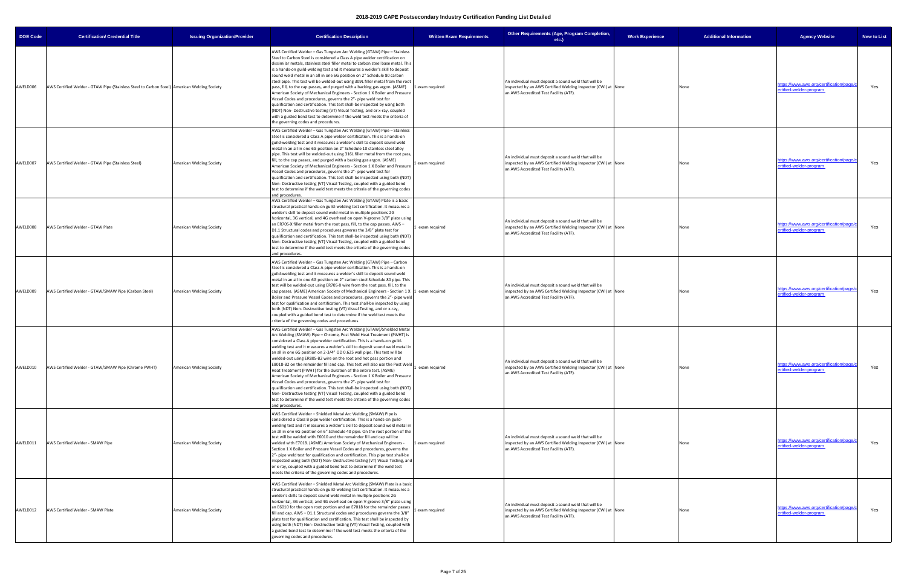# 2018-2019 CAPE Postsecondary Industry Certification Funding List Detailed

| DOE Code | Certification/ Credential Title | Issuing Organization/Provider | Certification Description | Written Exam Requirements | Other Requirements (Age, Program Completion, etc.) | Work Experience | Additional Information | Agency Website | New to List |
|---|---|---|---|---|---|---|---|---|---|
| AWELD006 | AWS Certified Welder - GTAW Pipe (Stainless Steel to Carbon Steel) | American Welding Society | AWS Certified Welder – Gas Tungsten Arc Welding (GTAW) Pipe – Stainless Steel to Carbon Steel is considered a Class A pipe welder certification on dissimilar metals, stainless steel filler metal to carbon steel base metal. This is a hands-on guild-welding test and it measures a welder's skill to deposit sound weld metal in an all in one 6G position on 2" Schedule 80 carbon steel pipe. This test will be welded-out using 309L filler metal from the root pass, fill, to the cap passes, and purged with a backing gas argon. (ASME) American Society of Mechanical Engineers - Section 1 X Boiler and Pressure Vessel Codes and procedures, governs the 2"- pipe weld test for qualification and certification. This test shall-be inspected by using both (NDT) Non- Destructive testing (VT) Visual Testing, and or x-ray, coupled with a guided bend test to determine if the weld test meets the criteria of the governing codes and procedures. | 1 exam required | An individual must deposit a sound weld that will be inspected by an AWS Certified Welding Inspector (CWI) at an AWS Accredited Test Facility (ATF). | None | None | https://www.aws.org/certification/page/certified-welder-program | Yes |
| AWELD007 | AWS Certified Welder - GTAW Pipe (Stainless Steel) | American Welding Society | AWS Certified Welder – Gas Tungsten Arc Welding (GTAW) Pipe – Stainless Steel is considered a Class A pipe welder certification. This is a hands-on guild-welding test and it measures a welder's skill to deposit sound weld metal in an all in one 6G position on 2" Schedule 10 stainless steel alloy pipe. This test will be welded-out using 316L filler metal from the root pass, fill, to the cap passes, and purged with a backing gas argon. (ASME) American Society of Mechanical Engineers - Section 1 X Boiler and Pressure Vessel Codes and procedures, governs the 2"- pipe weld test for qualification and certification. This test shall-be inspected using both (NDT) Non- Destructive testing (VT) Visual Testing, coupled with a guided bend test to determine if the weld test meets the criteria of the governing codes and procedures. | 1 exam required | An individual must deposit a sound weld that will be inspected by an AWS Certified Welding Inspector (CWI) at an AWS Accredited Test Facility (ATF). | None | None | https://www.aws.org/certification/page/certified-welder-program | Yes |
| AWELD008 | AWS Certified Welder - GTAW Plate | American Welding Society | AWS Certified Welder – Gas Tungsten Arc Welding (GTAW) Plate is a basic structural practical hands-on guild-welding test certification. It measures a welder's skill to deposit sound weld metal in multiple positions 2G horizontal, 3G vertical, and 4G overhead on open V-groove 3/8" plate using an ER70S-X filler metal from the root pass, fill, to the cap passes. AWS – D1.1 Structural codes and procedures governs the 3/8" plate test for qualification and certification. This test shall-be inspected using both (NDT) Non- Destructive testing (VT) Visual Testing, coupled with a guided bend test to determine if the weld test meets the criteria of the governing codes and procedures. | 1 exam required | An individual must deposit a sound weld that will be inspected by an AWS Certified Welding Inspector (CWI) at an AWS Accredited Test Facility (ATF). | None | None | https://www.aws.org/certification/page/certified-welder-program | Yes |
| AWELD009 | AWS Certified Welder - GTAW/SMAW Pipe (Carbon Steel) | American Welding Society | AWS Certified Welder – Gas Tungsten Arc Welding (GTAW) Pipe – Carbon Steel is considered a Class A pipe welder certification. This is a hands-on guild-welding test and it measures a welder's skill to deposit sound weld metal in an all in one 6G position on 2" carbon steel Schedule 80 pipe. This test will be welded-out using ER70S-X wire from the root pass, fill, to the cap passes. (ASME) American Society of Mechanical Engineers - Section 1 X Boiler and Pressure Vessel Codes and procedures, governs the 2"- pipe weld test for qualification and certification. This test shall-be inspected by using both (NDT) Non- Destructive testing (VT) Visual Testing, and or x-ray, coupled with a guided bend test to determine if the weld test meets the criteria of the governing codes and procedures. | 1 exam required | An individual must deposit a sound weld that will be inspected by an AWS Certified Welding Inspector (CWI) at an AWS Accredited Test Facility (ATF). | None | None | https://www.aws.org/certification/page/certified-welder-program | Yes |
| AWELD010 | AWS Certified Welder - GTAW/SMAW Pipe (Chrome PWHT) | American Welding Society | AWS Certified Welder – Gas Tungsten Arc Welding (GTAW)/Shielded Metal Arc Welding (SMAW) Pipe – Chrome, Post Weld Heat Treatment (PWHT) is considered a Class A pipe welder certification. This is a hands-on guild-welding test and it measures a welder's skill to deposit sound weld metal in an all in one 6G position on 2-3/4" OD 0.625 wall pipe. This test will be welded-out using ER80S-B2 wire on the root and hot pass portion and E8018-B2 on the remainder fill and cap. This test will also use the Post Weld Heat Treatment (PWHT) for the duration of the entire test. (ASME) American Society of Mechanical Engineers - Section 1 X Boiler and Pressure Vessel Codes and procedures, governs the 2"- pipe weld test for qualification and certification. This test shall-be inspected using both (NDT) Non- Destructive testing (VT) Visual Testing, coupled with a guided bend test to determine if the weld test meets the criteria of the governing codes and procedures. | 1 exam required | An individual must deposit a sound weld that will be inspected by an AWS Certified Welding Inspector (CWI) at an AWS Accredited Test Facility (ATF). | None | None | https://www.aws.org/certification/page/certified-welder-program | Yes |
| AWELD011 | AWS Certified Welder - SMAW Pipe | American Welding Society | AWS Certified Welder – Shielded Metal Arc Welding (SMAW) Pipe is considered a Class B pipe welder certification. This is a hands-on guild-welding test and it measures a welder's skill to deposit sound weld metal in an all in one 6G position on 6" Schedule 40 pipe. On the root portion of the test will be welded with E6010 and the remainder fill and cap will be welded with E7018. (ASME) American Society of Mechanical Engineers - Section 1 X Boiler and Pressure Vessel Codes and procedures, governs the 2"- pipe weld test for qualification and certification. This pipe test shall-be inspected using both (NDT) Non- Destructive testing (VT) Visual Testing, and or x-ray, coupled with a guided bend test to determine if the weld test meets the criteria of the governing codes and procedures. | 1 exam required | An individual must deposit a sound weld that will be inspected by an AWS Certified Welding Inspector (CWI) at an AWS Accredited Test Facility (ATF). | None | None | https://www.aws.org/certification/page/certified-welder-program | Yes |
| AWELD012 | AWS Certified Welder - SMAW Plate | American Welding Society | AWS Certified Welder – Shielded Metal Arc Welding (SMAW) Plate is a basic structural practical hands-on guild-welding test certification. It measures a welder's skills to deposit sound weld metal in multiple positions 2G horizontal, 3G vertical, and 4G overhead on open V-groove 3/8" plate using an E6010 for the open root portion and an E7018 for the remainder passes fill and cap. AWS – D1.1 Structural codes and procedures governs the 3/8" plate test for qualification and certification. This test shall be inspected by using both (NDT) Non- Destructive testing (VT) Visual Testing, coupled with a guided bend test to determine if the weld test meets the criteria of the governing codes and procedures. | 1 exam required | An individual must deposit a sound weld that will be inspected by an AWS Certified Welding Inspector (CWI) at an AWS Accredited Test Facility (ATF). | None | None | https://www.aws.org/certification/page/certified-welder-program | Yes |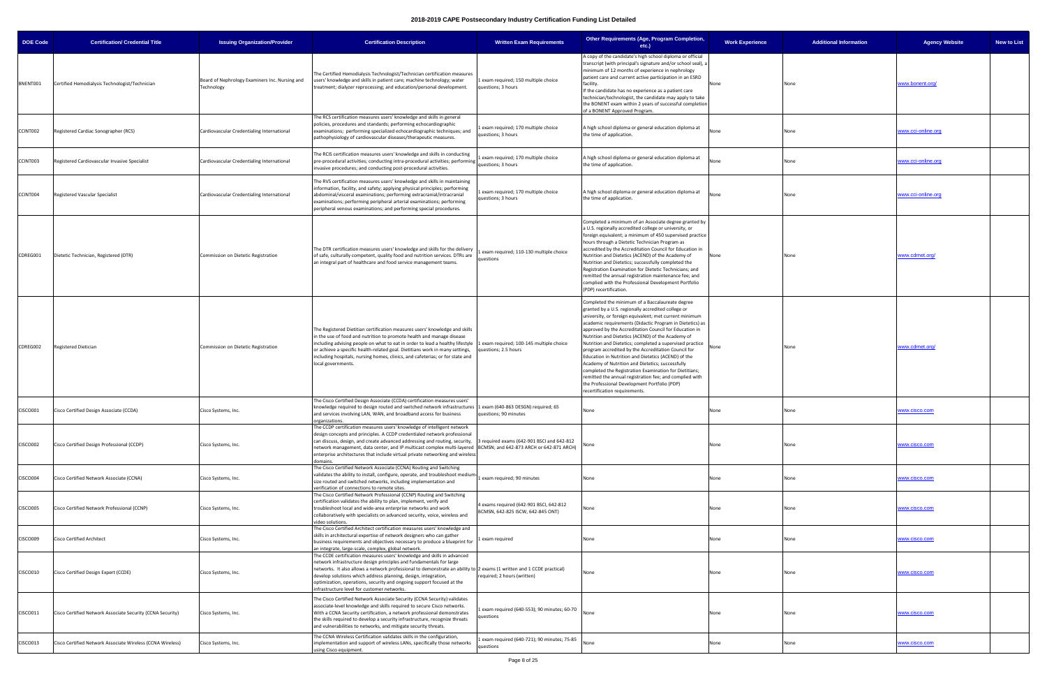# 2018-2019 CAPE Postsecondary Industry Certification Funding List Detailed

| DOE Code | Certification/ Credential Title | Issuing Organization/Provider | Certification Description | Written Exam Requirements | Other Requirements (Age, Program Completion, etc.) | Work Experience | Additional Information | Agency Website | New to List |
|---|---|---|---|---|---|---|---|---|---|
| BNENT001 | Certified Hemodialysis Technologist/Technician | Board of Nephrology Examiners Inc. Nursing and Technology | The Certified Hemodialysis Technologist/Technician certification measures users' knowledge and skills in patient care; machine technology; water treatment; dialyzer reprocessing; and education/personal development. | 1 exam required; 150 multiple choice questions; 3 hours | A copy of the candidate's high school diploma or official transcript (with principal's signature and/or school seal), a minimum of 12 months of experience in nephrology patient care and current active participation in an ESRD facility. If the candidate has no experience as a patient care technician/technologist, the candidate may apply to take the BONENT exam within 2 years of successful completion of a BONENT Approved Program. | None | None | www.bonent.org/ | |
| CCINT002 | Registered Cardiac Sonographer (RCS) | Cardiovascular Credentialing International | The RCS certification measures users' knowledge and skills in general policies, procedures and standards; performing echocardiographic examinations; performing specialized echocardiographic techniques; and pathophysiology of cardiovascular diseases/therapeutic measures. | 1 exam required; 170 multiple choice questions; 3 hours | A high school diploma or general education diploma at the time of application. | None | None | www.cci-online.org | |
| CCINT003 | Registered Cardiovascular Invasive Specialist | Cardiovascular Credentialing International | The RCIS certification measures users' knowledge and skills in conducting pre-procedural activities; conducting intra-procedural activities; performing invasive procedures; and conducting post-procedural activities. | 1 exam required; 170 multiple choice questions; 3 hours | A high school diploma or general education diploma at the time of application. | None | None | www.cci-online.org | |
| CCINT004 | Registered Vascular Specialist | Cardiovascular Credentialing International | The RVS certification measures users' knowledge and skills in maintaining information, facility, and safety; applying physical principles; performing abdominal/visceral examinations; performing extracranial/intracranial examinations; performing peripheral arterial examinations; performing peripheral venous examinations; and performing special procedures. | 1 exam required; 170 multiple choice questions; 3 hours | A high school diploma or general education diploma at the time of application. | None | None | www.cci-online.org | |
| CDREG001 | Dietetic Technician, Registered (DTR) | Commission on Dietetic Registration | The DTR certification measures users' knowledge and skills for the delivery of safe, culturally competent, quality food and nutrition services. DTRs are an integral part of healthcare and food service management teams. | 1 exam required; 110-130 multiple choice questions | Completed a minimum of an Associate degree granted by a U.S. regionally accredited college or university, or foreign equivalent; a minimum of 450 supervised practice hours through a Dietetic Technician Program as accredited by the Accreditation Council for Education in Nutrition and Dietetics (ACEND) of the Academy of Nutrition and Dietetics; successfully completed the Registration Examination for Dietetic Technicians; and remitted the annual registration maintenance fee; and complied with the Professional Development Portfolio (PDP) recertification. | None | None | www.cdrnet.org/ | |
| CDREG002 | Registered Dietician | Commission on Dietetic Registration | The Registered Dietitian certification measures users' knowledge and skills in the use of food and nutrition to promote health and manage disease including advising people on what to eat in order to lead a healthy lifestyle or achieve a specific health-related goal. Dietitians work in many settings, including hospitals, nursing homes, clinics, and cafeterias; or for state and local governments. | 1 exam required; 100-145 multiple choice questions; 2.5 hours | Completed the minimum of a Baccalaureate degree granted by a U.S. regionally accredited college or university, or foreign equivalent; met current minimum academic requirements (Didactic Program in Dietetics) as approved by the Accreditation Council for Education in Nutrition and Dietetics (ACEND) of the Academy of Nutrition and Dietetics; completed a supervised practice program accredited by the Accreditation Council for Education in Nutrition and Dietetics (ACEND) of the Academy of Nutrition and Dietetics; successfully completed the Registration Examination for Dietitians; remitted the annual registration fee; and complied with the Professional Development Portfolio (PDP) recertification requirements. | None | None | www.cdrnet.org/ | |
| CISCO001 | Cisco Certified Design Associate (CCDA) | Cisco Systems, Inc. | The Cisco Certified Design Associate (CCDA) certification measures users' knowledge required to design routed and switched network infrastructures and services involving LAN, WAN, and broadband access for business organizations. | 1 exam (640-863 DESGN) required; 65 questions; 90 minutes | None | None | None | www.cisco.com | |
| CISCO002 | Cisco Certified Design Professional (CCDP) | Cisco Systems, Inc. | The CCDP certification measures users' knowledge of intelligent network design concepts and principles. A CCDP credentialed network professional can discuss, design, and create advanced addressing and routing, security, network management, data center, and IP multicast complex multi-layered enterprise architectures that include virtual private networking and wireless domains. | 3 required exams (642-901 BSCI and 642-812 BCMSN; and 642-873 ARCH or 642-871 ARCH) | None | None | None | www.cisco.com | |
| CISCO004 | Cisco Certified Network Associate (CCNA) | Cisco Systems, Inc. | The Cisco Certified Network Associate (CCNA) Routing and Switching validates the ability to install, configure, operate, and troubleshoot medium-size routed and switched networks, including implementation and verification of connections to remote sites. | 1 exam required; 90 minutes | None | None | None | www.cisco.com | |
| CISCO005 | Cisco Certified Network Professional (CCNP) | Cisco Systems, Inc. | The Cisco Certified Network Professional (CCNP) Routing and Switching certification validates the ability to plan, implement, verify and troubleshoot local and wide-area enterprise networks and work collaboratively with specialists on advanced security, voice, wireless and video solutions. | 4 exams required (642-901 BSCI, 642-812 BCMSN, 642-825 ISCW, 642-845 ONT) | None | None | None | www.cisco.com | |
| CISCO009 | Cisco Certified Architect | Cisco Systems, Inc. | The Cisco Certified Architect certification measures users' knowledge and skills in architectural expertise of network designers who can gather business requirements and objectives necessary to produce a blueprint for an integrate, large-scale, complex, global network. | 1 exam required | None | None | None | www.cisco.com | |
| CISCO010 | Cisco Certified Design Expert (CCDE) | Cisco Systems, Inc. | The CCDE certification measures users' knowledge and skills in advanced network infrastructure design principles and fundamentals for large networks. It also allows a network professional to demonstrate an ability to develop solutions which address planning, design, integration, optimization, operations, security and ongoing support focused at the infrastructure level for customer networks. | 2 exams (1 written and 1 CCDE practical) required; 2 hours (written) | None | None | None | www.cisco.com | |
| CISCO011 | Cisco Certified Network Associate Security (CCNA Security) | Cisco Systems, Inc. | The Cisco Certified Network Associate Security (CCNA Security) validates associate-level knowledge and skills required to secure Cisco networks. With a CCNA Security certification, a network professional demonstrates the skills required to develop a security infrastructure, recognize threats and vulnerabilities to networks, and mitigate security threats. | 1 exam required (640-553); 90 minutes; 60-70 questions | None | None | None | www.cisco.com | |
| CISCO013 | Cisco Certified Network Associate Wireless (CCNA Wireless) | Cisco Systems, Inc. | The CCNA Wireless Certification validates skills in the configuration, implementation and support of wireless LANs, specifically those networks using Cisco equipment. | 1 exam required (640-721); 90 minutes; 75-85 questions | None | None | None | www.cisco.com | |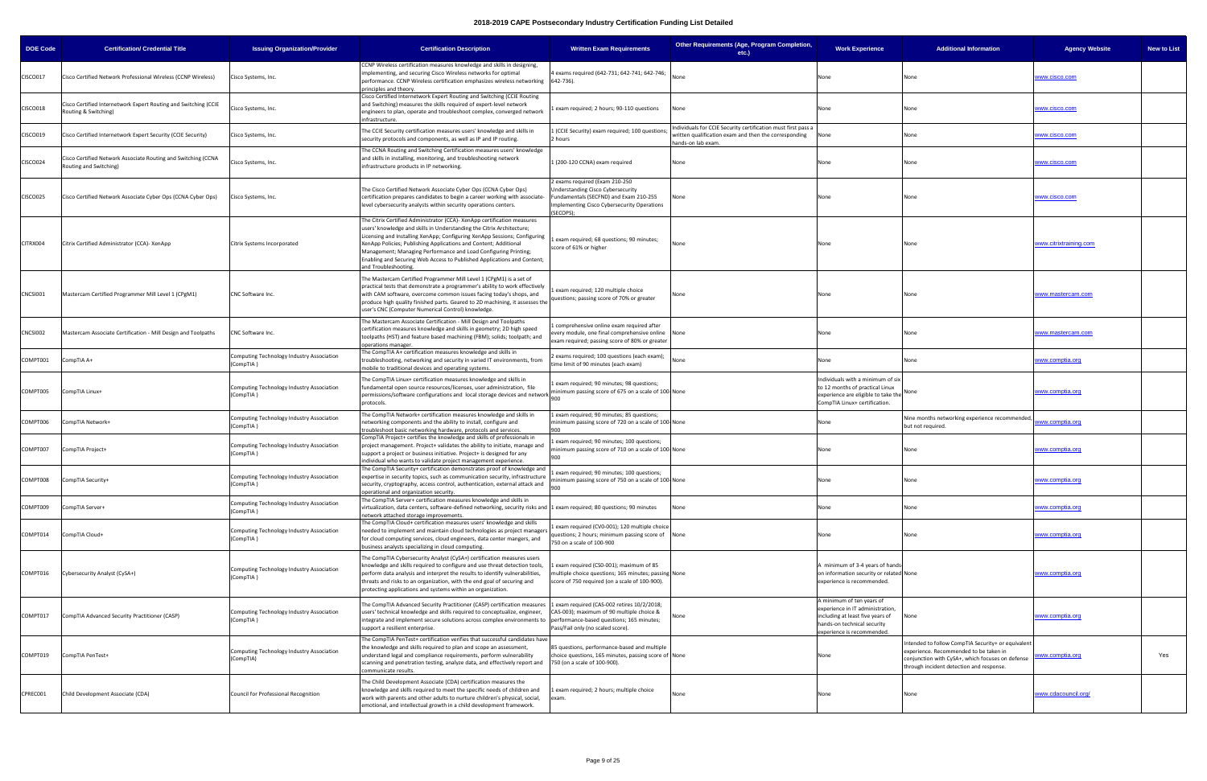## 2018-2019 CAPE Postsecondary Industry Certification Funding List Detailed

| DOE Code | Certification/ Credential Title | Issuing Organization/Provider | Certification Description | Written Exam Requirements | Other Requirements (Age, Program Completion, etc.) | Work Experience | Additional Information | Agency Website | New to List |
|---|---|---|---|---|---|---|---|---|---|
| CISCO017 | Cisco Certified Network Professional Wireless (CCNP Wireless) | Cisco Systems, Inc. | CCNP Wireless certification measures knowledge and skills in designing, implementing, and securing Cisco Wireless networks for optimal performance. CCNP Wireless certification emphasizes wireless networking principles and theory. | 4 exams required (642-731; 642-741; 642-746; 642-736). | None | None | None | www.cisco.com | |
| CISCO018 | Cisco Certified Internetwork Expert Routing and Switching (CCIE Routing & Switching) | Cisco Systems, Inc. | Cisco Certified Internetwork Expert Routing and Switching (CCIE Routing and Switching) measures the skills required of expert-level network engineers to plan, operate and troubleshoot complex, converged network infrastructure. | 1 exam required; 2 hours; 90-110 questions | None | None | None | www.cisco.com | |
| CISCO019 | Cisco Certified Internetwork Expert Security (CCIE Security) | Cisco Systems, Inc. | The CCIE Security certification measures users' knowledge and skills in security protocols and components, as well as IP and IP routing. | 1 (CCIE Security) exam required; 100 questions; 2 hours | Individuals for CCIE Security certification must first pass a written qualification exam and then the corresponding hands-on lab exam. | None | None | www.cisco.com | |
| CISCO024 | Cisco Certified Network Associate Routing and Switching (CCNA Routing and Switching) | Cisco Systems, Inc. | The CCNA Routing and Switching Certification measures users' knowledge and skills in installing, monitoring, and troubleshooting network infrastructure products in IP networking. | 1 (200-120 CCNA) exam required | None | None | None | www.cisco.com | |
| CISCO025 | Cisco Certified Network Associate Cyber Ops (CCNA Cyber Ops) | Cisco Systems, Inc. | The Cisco Certified Network Associate Cyber Ops (CCNA Cyber Ops) certification prepares candidates to begin a career working with associate-level cybersecurity analysts within security operations centers. | 2 exams required (Exam 210-250 Understanding Cisco Cybersecurity Fundamentals (SECFND) and Exam 210-255 Implementing Cisco Cybersecurity Operations (SECOPS); | None | None | None | www.cisco.com | |
| CITRX004 | Citrix Certified Administrator (CCA)- XenApp | Citrix Systems Incorporated | The Citrix Certified Administrator (CCA)- XenApp certification measures users' knowledge and skills in Understanding the Citrix Architecture; Licensing and Installing XenApp; Configuring XenApp Sessions; Configuring XenApp Policies; Publishing Applications and Content; Additional Management; Managing Performance and Load Configuring Printing; Enabling and Securing Web Access to Published Applications and Content; and Troubleshooting. | 1 exam required; 68 questions; 90 minutes; score of 61% or higher | None | None | None | www.citrixtraining.com | |
| CNCSI001 | Mastercam Certified Programmer Mill Level 1 (CPgM1) | CNC Software Inc. | The Mastercam Certified Programmer Mill Level 1 (CPgM1) is a set of practical tests that demonstrate a programmer's ability to work effectively with CAM software, overcome common issues facing today's shops, and produce high quality finished parts. Geared to 2D machining, it assesses the user's CNC (Computer Numerical Control) knowledge. | 1 exam required; 120 multiple choice questions; passing score of 70% or greater | None | None | None | www.mastercam.com | |
| CNCSI002 | Mastercam Associate Certification - Mill Design and Toolpaths | CNC Software Inc. | The Mastercam Associate Certification - Mill Design and Toolpaths certification measures knowledge and skills in geometry; 2D high speed toolpaths (HST) and feature based machining (FBM); solids; toolpath; and operations manager. | 1 comprehensive online exam required after every module, one final comprehensive online exam required; passing score of 80% or greater | None | None | None | www.mastercam.com | |
| COMPT001 | CompTIA A+ | Computing Technology Industry Association (CompTIA ) | The CompTIA A+ certification measures knowledge and skills in troubleshooting, networking and security in varied IT environments, from mobile to traditional devices and operating systems. | 2 exams required; 100 questions (each exam); time limit of 90 minutes (each exam) | None | None | None | www.comptia.org | |
| COMPT005 | CompTIA Linux+ | Computing Technology Industry Association (CompTIA ) | The CompTIA Linux+ certification measures knowledge and skills in fundamental open source resources/licenses, user administration, file permissions/software configurations and local storage devices and network protocols. | 1 exam required; 90 minutes; 98 questions; minimum passing score of 675 on a scale of 100-900 | None | Individuals with a minimum of six to 12 months of practical Linux experience are eligible to take the CompTIA Linux+ certification. | None | www.comptia.org | |
| COMPT006 | CompTIA Network+ | Computing Technology Industry Association (CompTIA ) | The CompTIA Network+ certification measures knowledge and skills in networking components and the ability to install, configure and troubleshoot basic networking hardware, protocols and services. | 1 exam required; 90 minutes; 85 questions; minimum passing score of 720 on a scale of 100-900 | None | None | Nine months networking experience recommended, but not required. | www.comptia.org | |
| COMPT007 | CompTIA Project+ | Computing Technology Industry Association (CompTIA ) | CompTIA Project+ certifies the knowledge and skills of professionals in project management. Project+ validates the ability to initiate, manage and support a project or business initiative. Project+ is designed for any individual who wants to validate project management experience. | 1 exam required; 90 minutes; 100 questions; minimum passing score of 710 on a scale of 100-900 | None | None | None | www.comptia.org | |
| COMPT008 | CompTIA Security+ | Computing Technology Industry Association (CompTIA ) | The CompTIA Security+ certification demonstrates proof of knowledge and expertise in security topics, such as communication security, infrastructure security, cryptography, access control, authentication, external attack and operational and organization security. | 1 exam required; 90 minutes; 100 questions; minimum passing score of 750 on a scale of 100-900 | None | None | None | www.comptia.org | |
| COMPT009 | CompTIA Server+ | Computing Technology Industry Association (CompTIA ) | The CompTIA Server+ certification measures knowledge and skills in virtualization, data centers, software-defined networking, security risks and network attached storage improvements. | 1 exam required; 80 questions; 90 minutes | None | None | None | www.comptia.org | |
| COMPT014 | CompTIA Cloud+ | Computing Technology Industry Association (CompTIA ) | The CompTIA Cloud+ certification measures users' knowledge and skills needed to implement and maintain cloud technologies as project managers for cloud computing services, cloud engineers, data center mangers, and business analysts specializing in cloud computing. | 1 exam required (CV0-001); 120 multiple choice questions; 2 hours; minimum passing score of 750 on a scale of 100-900 | None | None | None | www.comptia.org | |
| COMPT016 | Cybersecurity Analyst (CySA+) | Computing Technology Industry Association (CompTIA ) | The CompTIA Cybersecurity Analyst (CySA+) certification measures users knowledge and skills required to configure and use threat detection tools, perform data analysis and interpret the results to identify vulnerabilities, threats and risks to an organization, with the end goal of securing and protecting applications and systems within an organization. | 1 exam required (CS0-001); maximum of 85 multiple choice questions; 165 minutes; passing score of 750 required (on a scale of 100-900). | None | A minimum of 3-4 years of hands on information security or related experience is recommended. | None | www.comptia.org | |
| COMPT017 | CompTIA Advanced Security Practitioner (CASP) | Computing Technology Industry Association (CompTIA ) | The CompTIA Advanced Security Practitioner (CASP) certification measures users' technical knowledge and skills required to conceptualize, engineer, integrate and implement secure solutions across complex environments to support a resilient enterprise. | 1 exam required (CAS-002 retires 10/2/2018; CAS-003); maximum of 90 multiple choice & performance-based questions; 165 minutes; Pass/Fail only (no scaled score). | None | A minimum of ten years of experience in IT administration, including at least five years of hands-on technical security experience is recommended. | None | www.comptia.org | |
| COMPT019 | CompTIA PenTest+ | Computing Technology Industry Association (CompTIA) | The CompTIA PenTest+ certification verifies that successful candidates have the knowledge and skills required to plan and scope an assessment, understand legal and compliance requirements, perform vulnerability scanning and penetration testing, analyze data, and effectively report and communicate results. | 85 questions, performance-based and multiple choice questions, 165 minutes, passing score of 750 (on a scale of 100-900). | None | None | Intended to follow CompTIA Security+ or equivalent experience. Recommended to be taken in conjunction with CySA+, which focuses on defense through incident detection and response. | www.comptia.org | Yes |
| CPREC001 | Child Development Associate (CDA) | Council for Professional Recognition | The Child Development Associate (CDA) certification measures the knowledge and skills required to meet the specific needs of children and work with parents and other adults to nurture children's physical, social, emotional, and intellectual growth in a child development framework. | 1 exam required; 2 hours; multiple choice exam. | None | None | None | www.cdacouncil.org/ | |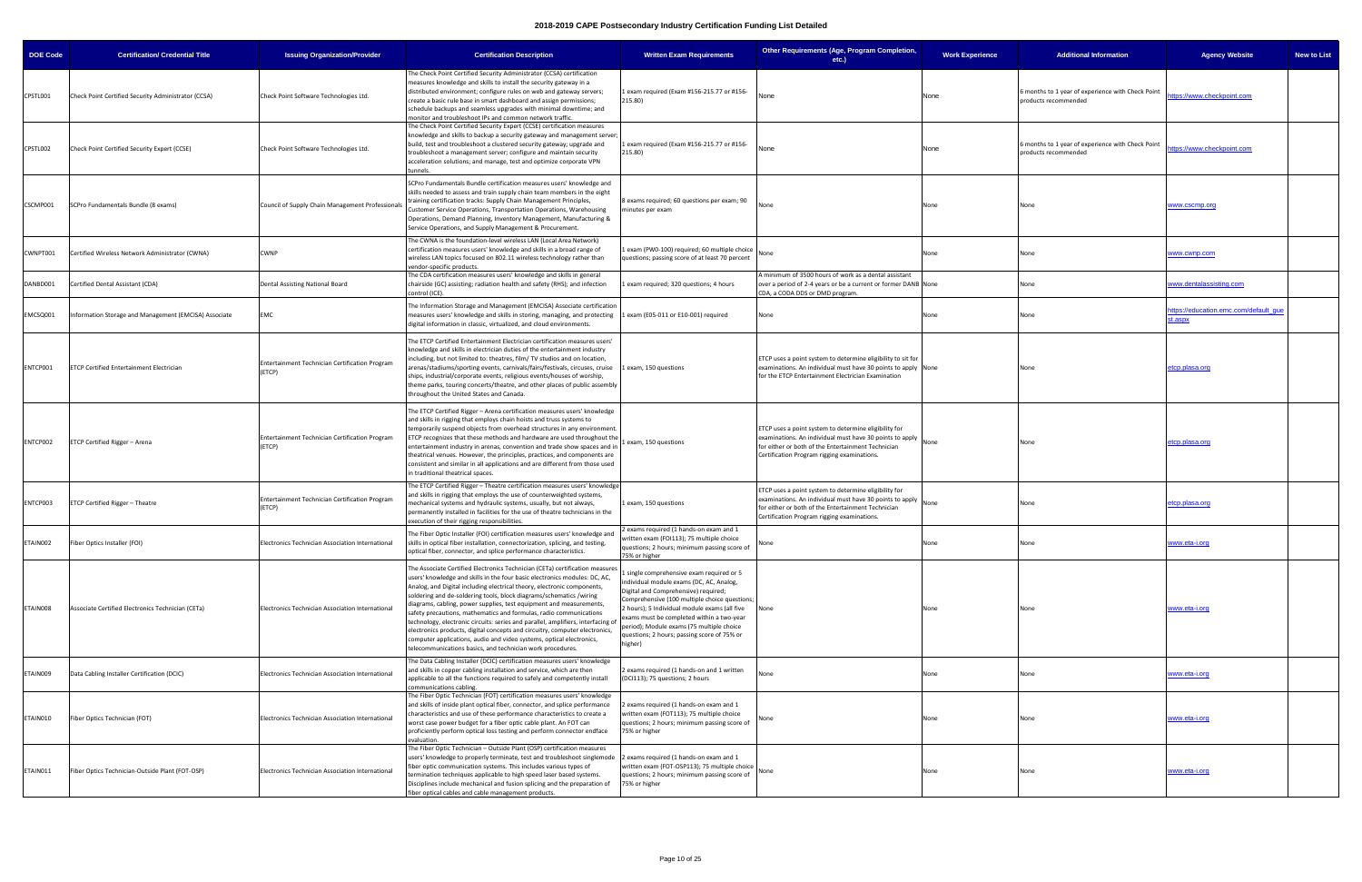# 2018-2019 CAPE Postsecondary Industry Certification Funding List Detailed

| DOE Code | Certification/ Credential Title | Issuing Organization/Provider | Certification Description | Written Exam Requirements | Other Requirements (Age, Program Completion, etc.) | Work Experience | Additional Information | Agency Website | New to List |
|---|---|---|---|---|---|---|---|---|---|
| CPSTL001 | Check Point Certified Security Administrator (CCSA) | Check Point Software Technologies Ltd. | The Check Point Certified Security Administrator (CCSA) certification measures knowledge and skills to install the security gateway in a distributed environment; configure rules on web and gateway servers; create a basic rule base in smart dashboard and assign permissions; schedule backups and seamless upgrades with minimal downtime; and monitor and troubleshoot IPs and common network traffic. | 1 exam required (Exam #156-215.77 or #156-215.80) | None | None | 6 months to 1 year of experience with Check Point products recommended | https://www.checkpoint.com | |
| CPSTL002 | Check Point Certified Security Expert (CCSE) | Check Point Software Technologies Ltd. | The Check Point Certified Security Expert (CCSE) certification measures knowledge and skills to backup a security gateway and management server; build, test and troubleshoot a clustered security gateway; upgrade and troubleshoot a management server; configure and maintain security acceleration solutions; and manage, test and optimize corporate VPN tunnels. | 1 exam required (Exam #156-215.77 or #156-215.80) | None | None | 6 months to 1 year of experience with Check Point products recommended | https://www.checkpoint.com | |
| CSCMP001 | SCPro Fundamentals Bundle (8 exams) | Council of Supply Chain Management Professionals | SCPro Fundamentals Bundle certification measures users' knowledge and skills needed to assess and train supply chain team members in the eight training certification tracks: Supply Chain Management Principles, Customer Service Operations, Transportation Operations, Warehousing Operations, Demand Planning, Inventory Management, Manufacturing & Service Operations, and Supply Management & Procurement. | 8 exams required; 60 questions per exam; 90 minutes per exam | None | None | None | www.cscmp.org | |
| CWNPT001 | Certified Wireless Network Administrator (CWNA) | CWNP | The CWNA is the foundation-level wireless LAN (Local Area Network) certification measures users' knowledge and skills in a broad range of wireless LAN topics focused on 802.11 wireless technology rather than vendor-specific products. | 1 exam (PW0-100) required; 60 multiple choice questions; passing score of at least 70 percent | None | None | None | www.cwnp.com | |
| DANBD001 | Certified Dental Assistant (CDA) | Dental Assisting National Board | The CDA certification measures users' knowledge and skills in general chairside (GC) assisting; radiation health and safety (RHS); and infection control (ICE). | 1 exam required; 320 questions; 4 hours | A minimum of 3500 hours of work as a dental assistant over a period of 2-4 years or be a current or former DANB CDA, a CODA DDS or DMD program. | None | None | www.dentalassisting.com | |
| EMCSQ001 | Information Storage and Management (EMCISA) Associate | EMC | The Information Storage and Management (EMCISA) Associate certification measures users' knowledge and skills in storing, managing, and protecting digital information in classic, virtualized, and cloud environments. | 1 exam (E05-011 or E10-001) required | None | None | None | https://education.emc.com/default_guest.aspx | |
| ENTCP001 | ETCP Certified Entertainment Electrician | Entertainment Technician Certification Program (ETCP) | The ETCP Certified Entertainment Electrician certification measures users' knowledge and skills in electrician duties of the entertainment industry including, but not limited to: theatres, film/ TV studios and on location, arenas/stadiums/sporting events, carnivals/fairs/festivals, circuses, cruise ships, industrial/corporate events, religious events/houses of worship, theme parks, touring concerts/theatre, and other places of public assembly throughout the United States and Canada. | 1 exam, 150 questions | ETCP uses a point system to determine eligibility to sit for examinations. An individual must have 30 points to apply for the ETCP Entertainment Electrician Examination | None | None | etcp.plasa.org | |
| ENTCP002 | ETCP Certified Rigger – Arena | Entertainment Technician Certification Program (ETCP) | The ETCP Certified Rigger – Arena certification measures users' knowledge and skills in rigging that employs chain hoists and truss systems to temporarily suspend objects from overhead structures in any environment. ETCP recognizes that these methods and hardware are used throughout the entertainment industry in arenas, convention and trade show spaces and in theatrical venues. However, the principles, practices, and components are consistent and similar in all applications and are different from those used in traditional theatrical spaces. | 1 exam, 150 questions | ETCP uses a point system to determine eligibility for examinations. An individual must have 30 points to apply for either or both of the Entertainment Technician Certification Program rigging examinations. | None | None | etcp.plasa.org | |
| ENTCP003 | ETCP Certified Rigger – Theatre | Entertainment Technician Certification Program (ETCP) | The ETCP Certified Rigger – Theatre certification measures users' knowledge and skills in rigging that employs the use of counterweighted systems, mechanical systems and hydraulic systems, usually, but not always, permanently installed in facilities for the use of theatre technicians in the execution of their rigging responsibilities. | 1 exam, 150 questions | ETCP uses a point system to determine eligibility for examinations. An individual must have 30 points to apply for either or both of the Entertainment Technician Certification Program rigging examinations. | None | None | etcp.plasa.org | |
| ETAIN002 | Fiber Optics Installer (FOI) | Electronics Technician Association International | The Fiber Optic Installer (FOI) certification measures users' knowledge and skills in optical fiber installation, connectorization, splicing, and testing, optical fiber, connector, and splice performance characteristics. | 2 exams required (1 hands-on exam and 1 written exam (FOI113); 75 multiple choice questions; 2 hours; minimum passing score of 75% or higher | None | None | None | www.eta-i.org | |
| ETAIN008 | Associate Certified Electronics Technician (CETa) | Electronics Technician Association International | The Associate Certified Electronics Technician (CETa) certification measures users' knowledge and skills in the four basic electronics modules: DC, AC, Analog, and Digital including electrical theory, electronic components, soldering and de-soldering tools, block diagrams/schematics /wiring diagrams, cabling, power supplies, test equipment and measurements, safety precautions, mathematics and formulas, radio communications technology, electronic circuits: series and parallel, amplifiers, interfacing of electronics products, digital concepts and circuitry, computer electronics, computer applications, audio and video systems, optical electronics, telecommunications basics, and technician work procedures. | 1 single comprehensive exam required or 5 individual module exams (DC, AC, Analog, Digital and Comprehensive) required; Comprehensive (100 multiple choice questions; 2 hours); 5 Individual module exams (all five exams must be completed within a two-year period); Module exams (75 multiple choice questions; 2 hours; passing score of 75% or higher) | None | None | None | www.eta-i.org | |
| ETAIN009 | Data Cabling Installer Certification (DCIC) | Electronics Technician Association International | The Data Cabling Installer (DCIC) certification measures users' knowledge and skills in copper cabling installation and service, which are then applicable to all the functions required to safely and competently install communications cabling. | 2 exams required (1 hands-on and 1 written (DCI113); 75 questions; 2 hours | None | None | None | www.eta-i.org | |
| ETAIN010 | Fiber Optics Technician (FOT) | Electronics Technician Association International | The Fiber Optic Technician (FOT) certification measures users' knowledge and skills of inside plant optical fiber, connector, and splice performance characteristics and use of these performance characteristics to create a worst case power budget for a fiber optic cable plant. An FOT can proficiently perform optical loss testing and perform connector endface evaluation. | 2 exams required (1 hands-on exam and 1 written exam (FOT113); 75 multiple choice questions; 2 hours; minimum passing score of 75% or higher | None | None | None | www.eta-i.org | |
| ETAIN011 | Fiber Optics Technician-Outside Plant (FOT-OSP) | Electronics Technician Association International | The Fiber Optic Technician – Outside Plant (OSP) certification measures users' knowledge to properly terminate, test and troubleshoot singlemode fiber optic communication systems. This includes various types of termination techniques applicable to high speed laser based systems. Disciplines include mechanical and fusion splicing and the preparation of fiber optical cables and cable management products. | 2 exams required (1 hands-on exam and 1 written exam (FOT-OSP113); 75 multiple choice questions; 2 hours; minimum passing score of 75% or higher | None | None | None | www.eta-i.org | |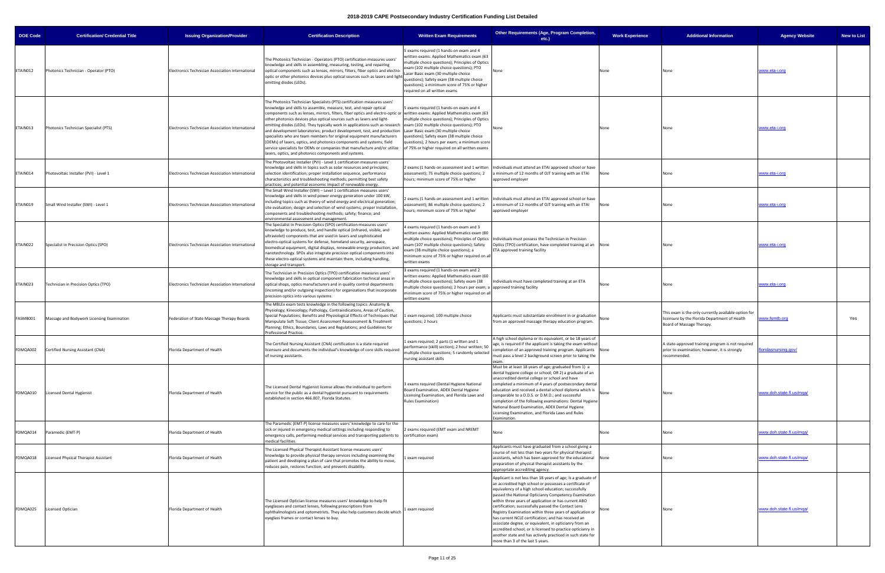# 2018-2019 CAPE Postsecondary Industry Certification Funding List Detailed

| DOE Code | Certification/ Credential Title | Issuing Organization/Provider | Certification Description | Written Exam Requirements | Other Requirements (Age, Program Completion, etc.) | Work Experience | Additional Information | Agency Website | New to List |
|---|---|---|---|---|---|---|---|---|---|
| ETAIN012 | Photonics Technician - Operator (PTO) | Electronics Technician Association International | The Photonics Technician - Operators (PTO) certification measures users' knowledge and skills in assembling, measuring, testing, and repairing optical components such as lenses, mirrors, filters, fiber optics and electro-optic or other photonics devices plus optical sources such as lasers and light emitting diodes (LEDs). | 5 exams required (1 hands-on exam and 4 written exams: Applied Mathematics exam (63 multiple choice questions); Principles of Optics exam (102 multiple choice questions); PTO Laser Basic exam (30 multiple choice questions); Safety exam (38 multiple choice questions); a minimum score of 75% or higher required on all written exams | None | None | None | www.eta-i.org | |
| ETAIN013 | Photonics Technician Specialist (PTS) | Electronics Technician Association International | The Photonics Technician Specialists (PTS) certification measures users' knowledge and skills to assemble, measure, test, and repair optical components such as lenses, mirrors, filters, fiber optics and electro-optic or other photonics devices plus optical sources such as lasers and light-emitting diodes (LEDs). They typically work in applications such as research and development laboratories; product development, test, and production specialists who are team members for original equipment manufacturers (OEMs) of lasers, optics, and photonics components and systems; field service specialists for OEMs or companies that manufacture and/or utilize lasers, optics, and photonics components and systems. | 5 exams required (1 hands-on exam and 4 written exams: Applied Mathematics exam (63 multiple choice questions); Principles of Optics exam (102 multiple choice questions); PTO Laser Basic exam (30 multiple choice questions); Safety exam (38 multiple choice questions); 2 hours per exam; a minimum score of 75% or higher required on all written exams | None | None | None | www.eta-i.org | |
| ETAIN014 | Photovoltaic Installer (PVI) - Level 1 | Electronics Technician Association International | The Photovoltaic Installer (PVI) - Level 1 certification measures users' knowledge and skills in topics such as solar resources and principles; selection identification; proper installation sequence, performance characteristics and troubleshooting methods; permitting best safety practices; and potential economic impact of renewable energy. | 2 exams (1 hands-on assessment and 1 written assessment); 75 multiple choice questions; 2 hours; minimum score of 75% or higher | Individuals must attend an ETAI approved school or have a minimum of 12 months of OJT training with an ETAI approved employer | None | None | www.eta-i.org | |
| ETAIN019 | Small Wind Installer (SWI) - Level 1 | Electronics Technician Association International | The Small Wind Installer (SWI) – Level 1 certification measures users' knowledge and skills in wind power energy generation under 100 kW, including topics such as theory of wind energy and electrical generation; site evaluation; design and selection of wind systems; proper installation, components and troubleshooting methods; safety; finance; and environmental assessment and management. | 2 exams (1 hands-on assessment and 1 written assessment); 86 multiple choice questions; 2 hours; minimum score of 75% or higher | Individuals must attend an ETAI approved school or have a minimum of 12 months of OJT training with an ETAI approved employer | None | None | www.eta-i.org | |
| ETAIN022 | Specialist in Precision Optics (SPO) | Electronics Technician Association International | The Specialist in Precision Optics (SPO) certification measures users' knowledge to produce, test, and handle optical (infrared, visible, and ultraviolet) components that are used in lasers and sophisticated electro-optical systems for defense, homeland security, aerospace, biomedical equipment, digital displays, renewable energy production, and nanotechnology. SPOs also integrate precision optical components into these electro-optical systems and maintain them, including handling, storage and transport. | 4 exams required (1 hands-on exam and 3 written exams: Applied Mathematics exam (80 multiple choice questions); Principles of Optics exam (107 multiple choice questions); Safety exam (38 multiple choice questions); a minimum score of 75% or higher required on all written exams | Individuals must possess the Technician in Precision Optics (TPO) certification, have completed training at an ETA approved training facility | None | None | www.eta-i.org | |
| ETAIN023 | Technician in Precision Optics (TPO) | Electronics Technician Association International | The Technician in Precision Optics (TPO) certification measures users' knowledge and skills in optical component fabrication technical areas in optical shops, optics manufacturers and in quality control departments (incoming and/or outgoing inspection) for organizations that incorporate precision optics into various systems. | 3 exams required (1 hands-on exam and 2 written exams: Applied Mathematics exam (60 multiple choice questions); Safety exam (38 multiple choice questions); 2 hours per exam; a minimum score of 75% or higher required on all written exams | Individuals must have completed training at an ETA approved training facility | None | None | www.eta-i.org | |
| FASMB001 | Massage and Bodywork Licensing Examination | Federation of State Massage Therapy Boards | The MBLEx exam tests knowledge in the following topics: Anatomy & Physiology; Kinesiology; Pathology, Contraindications, Areas of Caution, Special Populations; Benefits and Physiological Effects of Techniques that Manipulate Soft Tissue; Client Assessment Reassessment & Treatment Planning; Ethics, Boundaries, Laws and Regulations; and Guidelines for Professional Practice. | 1 exam required; 100 multiple choice questions; 2 hours | Applicants must substantiate enrollment in or graduation from an approved massage therapy education program. | None | This exam is the only currently available option for licensure by the Florida Department of Health Board of Massage Therapy. | www.fsmtb.org | Yes |
| FDMQA002 | Certified Nursing Assistant (CNA) | Florida Department of Health | The Certified Nursing Assistant (CNA) certification is a state required licensure and documents the individual's knowledge of core skills required of nursing assistants. | 1 exam required; 2 parts (1 written and 1 performance (skill) section); 2 hour written; 50 multiple choice questions; 5 randomly selected nursing assistant skills | A high school diploma or its equivalent, or be 18 years of age, is required if the applicant is taking the exam without completion of an approved training program. Applicants must pass a level 2 background screen prior to taking the exam. | None | A state-approved training program is not required prior to examination; however, it is strongly recommended. | floridasnursing.gov/ | |
| FDMQA010 | Licensed Dental Hygienist | Florida Department of Health | The Licensed Dental Hygienist license allows the individual to perform service for the public as a dental hygienist pursuant to requirements established in section 466.007, Florida Statutes. | 3 exams required (Dental Hygiene National Board Examination, ADEX Dental Hygiene Licensing Examination, and Florida Laws and Rules Examination) | Must be at least 18 years of age; graduated from 1) a dental hygiene college or school; OR 2) a graduate of an unaccredited dental college or school and have completed a minimum of 4 years of postsecondary dental education and received a dental school diploma which is comparable to a D.D.S. or D.M.D.; and successful completion of the following examinations: Dental Hygiene National Board Examination, ADEX Dental Hygiene Licensing Examination, and Florida Laws and Rules Examination. | None | None | www.doh.state.fl.us/mqa/ | |
| FDMQA014 | Paramedic (EMT-P) | Florida Department of Health | The Paramedic (EMT-P) license measures users' knowledge to care for the sick or injured in emergency medical settings including responding to emergency calls, performing medical services and transporting patients to medical facilities. | 2 exams required (EMT exam and NREMT certification exam) | None | None | None | www.doh.state.fl.us/mqa/ | |
| FDMQA018 | Licensed Physical Therapist Assistant | Florida Department of Health | The Licensed Physical Therapist Assistant license measures users' knowledge to provide physical therapy services including examining the patient and developing a plan of care that promotes the ability to move, reduces pain, restores function, and prevents disability. | 1 exam required | Applicants must have graduated from a school giving a course of not less than two years for physical therapist assistants, which has been approved for the educational preparation of physical therapist assistants by the appropriate accrediting agency. | None | None | www.doh.state.fl.us/mqa/ | |
| FDMQA025 | Licensed Optician | Florida Department of Health | The Licensed Optician license measures users' knowledge to help fit eyeglasses and contact lenses, following prescriptions from ophthalmologists and optometrists. They also help customers decide which eyeglass frames or contact lenses to buy. | 1 exam required | Applicant is not less than 18 years of age; is a graduate of an accredited high school or possesses a certificate of equivalency of a high school education; successfully passed the National Opticianry Competency Examination within three years of application or has current ABO certification; successfully passed the Contact Lens Registry Examination within three years of application or has current NCLE certification; and has received an associate degree, or equivalent, in opticianry from an accredited school; or is licensed to practice opticianry in another state and has actively practiced in such state for more than 3 of the last 5 years. | None | None | www.doh.state.fl.us/mqa/ | |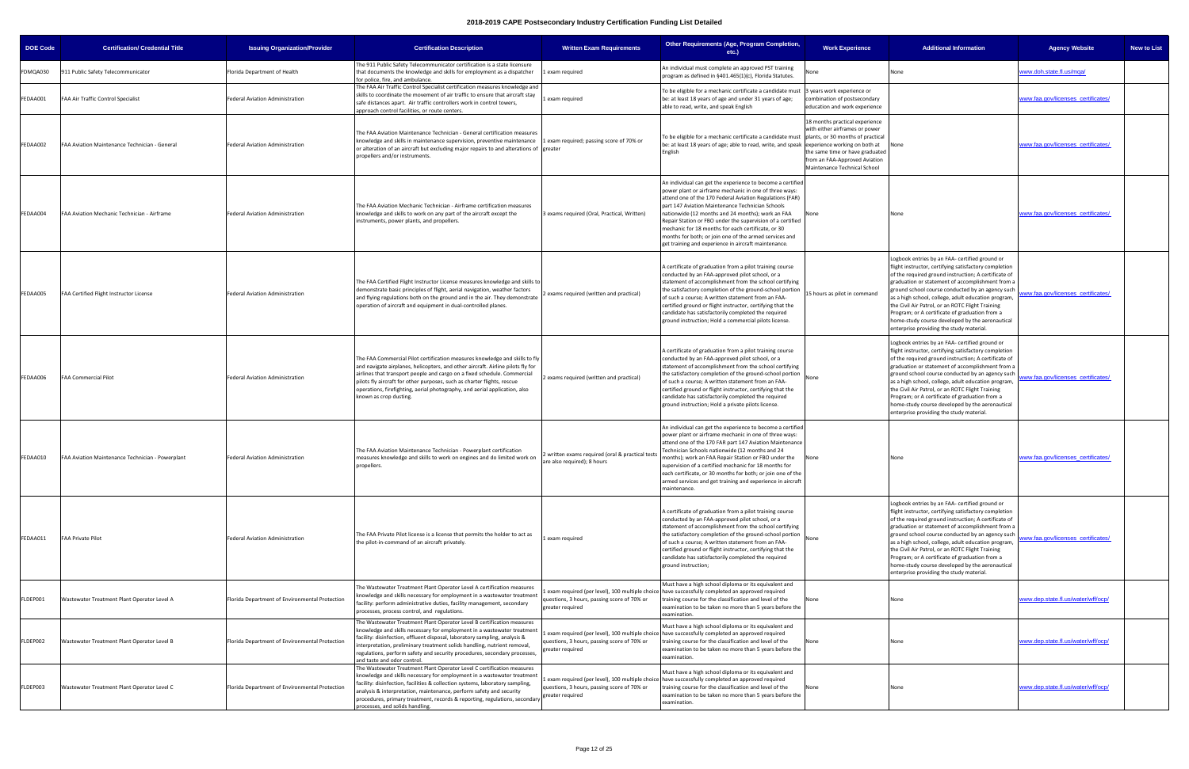# 2018-2019 CAPE Postsecondary Industry Certification Funding List Detailed

| DOE Code | Certification/ Credential Title | Issuing Organization/Provider | Certification Description | Written Exam Requirements | Other Requirements (Age, Program Completion, etc.) | Work Experience | Additional Information | Agency Website | New to List |
|---|---|---|---|---|---|---|---|---|---|
| FDMQA030 | 911 Public Safety Telecommunicator | Florida Department of Health | The 911 Public Safety Telecommunicator certification is a state licensure that documents the knowledge and skills for employment as a dispatcher for police, fire, and ambulance. | 1 exam required | An individual must complete an approved PST training program as defined in §401.465(1)(c), Florida Statutes. | None | None | www.doh.state.fl.us/mqa/ | |
| FEDAA001 | FAA Air Traffic Control Specialist | Federal Aviation Administration | The FAA Air Traffic Control Specialist certification measures knowledge and skills to coordinate the movement of air traffic to ensure that aircraft stay safe distances apart. Air traffic controllers work in control towers, approach control facilities, or route centers. | 1 exam required | To be eligible for a mechanic certificate a candidate must be: at least 18 years of age and under 31 years of age; able to read, write, and speak English | 3 years work experience or combination of postsecondary education and work experience | | www.faa.gov/licenses_certificates/ | |
| FEDAA002 | FAA Aviation Maintenance Technician - General | Federal Aviation Administration | The FAA Aviation Maintenance Technician - General certification measures knowledge and skills in maintenance supervision, preventive maintenance or alteration of an aircraft but excluding major repairs to and alterations of propellers and/or instruments. | 1 exam required; passing score of 70% or greater | To be eligible for a mechanic certificate a candidate must be: at least 18 years of age; able to read, write, and speak English | 18 months practical experience with either airframes or power plants, or 30 months of practical experience working on both at the same time or have graduated from an FAA-Approved Aviation Maintenance Technical School | None | www.faa.gov/licenses_certificates/ | |
| FEDAA004 | FAA Aviation Mechanic Technician - Airframe | Federal Aviation Administration | The FAA Aviation Mechanic Technician - Airframe certification measures knowledge and skills to work on any part of the aircraft except the instruments, power plants, and propellers. | 3 exams required (Oral, Practical, Written) | An individual can get the experience to become a certified power plant or airframe mechanic in one of three ways: attend one of the 170 Federal Aviation Regulations (FAR) part 147 Aviation Maintenance Technician Schools nationwide (12 months and 24 months); work an FAA Repair Station or FBO under the supervision of a certified mechanic for 18 months for each certificate, or 30 months for both; or join one of the armed services and get training and experience in aircraft maintenance. | None | None | www.faa.gov/licenses_certificates/ | |
| FEDAA005 | FAA Certified Flight Instructor License | Federal Aviation Administration | The FAA Certified Flight Instructor License measures knowledge and skills to demonstrate basic principles of flight, aerial navigation, weather factors and flying regulations both on the ground and in the air. They demonstrate operation of aircraft and equipment in dual-controlled planes. | 2 exams required (written and practical) | A certificate of graduation from a pilot training course conducted by an FAA-approved pilot school, or a statement of accomplishment from the school certifying the satisfactory completion of the ground-school portion of such a course; A written statement from an FAA-certified ground or flight instructor, certifying that the candidate has satisfactorily completed the required ground instruction; Hold a commercial pilots license. | 15 hours as pilot in command | Logbook entries by an FAA- certified ground or flight instructor, certifying satisfactory completion of the required ground instruction; A certificate of graduation or statement of accomplishment from a ground school course conducted by an agency such as a high school, college, adult education program, the Civil Air Patrol, or an ROTC Flight Training Program; or A certificate of graduation from a home-study course developed by the aeronautical enterprise providing the study material. | www.faa.gov/licenses_certificates/ | |
| FEDAA006 | FAA Commercial Pilot | Federal Aviation Administration | The FAA Commercial Pilot certification measures knowledge and skills to fly and navigate airplanes, helicopters, and other aircraft. Airline pilots fly for airlines that transport people and cargo on a fixed schedule. Commercial pilots fly aircraft for other purposes, such as charter flights, rescue operations, firefighting, aerial photography, and aerial application, also known as crop dusting. | 2 exams required (written and practical) | A certificate of graduation from a pilot training course conducted by an FAA-approved pilot school, or a statement of accomplishment from the school certifying the satisfactory completion of the ground-school portion of such a course; A written statement from an FAA-certified ground or flight instructor, certifying that the candidate has satisfactorily completed the required ground instruction; Hold a private pilots license. | None | Logbook entries by an FAA- certified ground or flight instructor, certifying satisfactory completion of the required ground instruction; A certificate of graduation or statement of accomplishment from a ground school course conducted by an agency such as a high school, college, adult education program, the Civil Air Patrol, or an ROTC Flight Training Program; or A certificate of graduation from a home-study course developed by the aeronautical enterprise providing the study material. | www.faa.gov/licenses_certificates/ | |
| FEDAA010 | FAA Aviation Maintenance Technician - Powerplant | Federal Aviation Administration | The FAA Aviation Maintenance Technician - Powerplant certification measures knowledge and skills to work on engines and do limited work on propellers. | 2 written exams required (oral & practical tests are also required); 8 hours | An individual can get the experience to become a certified power plant or airframe mechanic in one of three ways: attend one of the 170 FAR part 147 Aviation Maintenance Technician Schools nationwide (12 months and 24 months); work an FAA Repair Station or FBO under the supervision of a certified mechanic for 18 months for each certificate, or 30 months for both; or join one of the armed services and get training and experience in aircraft maintenance. | None | None | www.faa.gov/licenses_certificates/ | |
| FEDAA011 | FAA Private Pilot | Federal Aviation Administration | The FAA Private Pilot license is a license that permits the holder to act as the pilot-in-command of an aircraft privately. | 1 exam required | A certificate of graduation from a pilot training course conducted by an FAA-approved pilot school, or a statement of accomplishment from the school certifying the satisfactory completion of the ground-school portion of such a course; A written statement from an FAA-certified ground or flight instructor, certifying that the candidate has satisfactorily completed the required ground instruction; | None | Logbook entries by an FAA- certified ground or flight instructor, certifying satisfactory completion of the required ground instruction; A certificate of graduation or statement of accomplishment from a ground school course conducted by an agency such as a high school, college, adult education program, the Civil Air Patrol, or an ROTC Flight Training Program; or A certificate of graduation from a home-study course developed by the aeronautical enterprise providing the study material. | www.faa.gov/licenses_certificates/ | |
| FLDEP001 | Wastewater Treatment Plant Operator Level A | Florida Department of Environmental Protection | The Wastewater Treatment Plant Operator Level A certification measures knowledge and skills necessary for employment in a wastewater treatment facility: perform administrative duties, facility management, secondary processes, process control, and regulations. | 1 exam required (per level), 100 multiple choice questions, 3 hours, passing score of 70% or greater required | Must have a high school diploma or its equivalent and have successfully completed an approved required training course for the classification and level of the examination to be taken no more than 5 years before the examination. | None | None | www.dep.state.fl.us/water/wff/ocp/ | |
| FLDEP002 | Wastewater Treatment Plant Operator Level B | Florida Department of Environmental Protection | The Wastewater Treatment Plant Operator Level B certification measures knowledge and skills necessary for employment in a wastewater treatment facility: disinfection, effluent disposal, laboratory sampling, analysis & interpretation, preliminary treatment solids handling, nutrient removal, regulations, perform safety and security procedures, secondary processes, and taste and odor control. | 1 exam required (per level), 100 multiple choice questions, 3 hours, passing score of 70% or greater required | Must have a high school diploma or its equivalent and have successfully completed an approved required training course for the classification and level of the examination to be taken no more than 5 years before the examination. | None | None | www.dep.state.fl.us/water/wff/ocp/ | |
| FLDEP003 | Wastewater Treatment Plant Operator Level C | Florida Department of Environmental Protection | The Wastewater Treatment Plant Operator Level C certification measures knowledge and skills necessary for employment in a wastewater treatment facility: disinfection, facilities & collection systems, laboratory sampling, analysis & interpretation, maintenance, perform safety and security procedures, primary treatment, records & reporting, regulations, secondary processes, and solids handling. | 1 exam required (per level), 100 multiple choice questions, 3 hours, passing score of 70% or greater required | Must have a high school diploma or its equivalent and have successfully completed an approved required training course for the classification and level of the examination to be taken no more than 5 years before the examination. | None | None | www.dep.state.fl.us/water/wff/ocp/ | |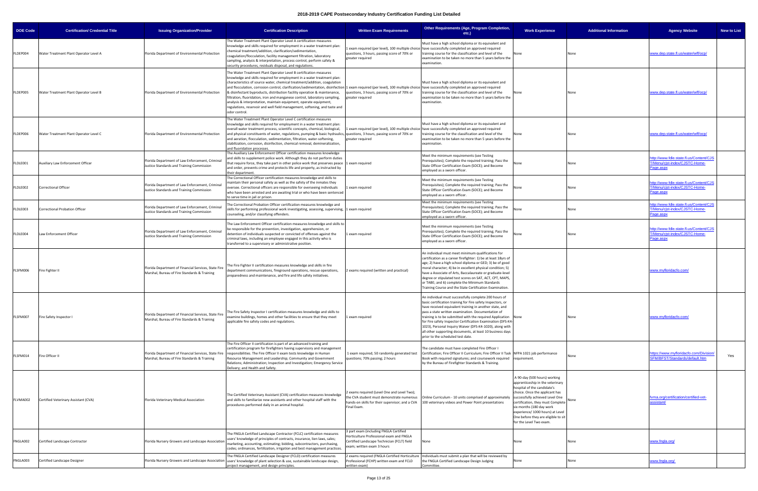# 2018-2019 CAPE Postsecondary Industry Certification Funding List Detailed

| DOE Code | Certification/ Credential Title | Issuing Organization/Provider | Certification Description | Written Exam Requirements | Other Requirements (Age, Program Completion, etc.) | Work Experience | Additional Information | Agency Website | New to List |
|---|---|---|---|---|---|---|---|---|---|
| FLDEP004 | Water Treatment Plant Operator Level A | Florida Department of Environmental Protection | The Water Treatment Plant Operator Level A certification measures knowledge and skills required for employment in a water treatment plan: chemical treatment/addition, clarification/sedimentation, coagulation/flocculation, facility management filtration, laboratory sampling, analysis & interpretation, process control, perform safety & security procedures, residuals disposal, and regulations. | 1 exam required (per level), 100 multiple choice questions, 3 hours, passing score of 70% or greater required | Must have a high school diploma or its equivalent and have successfully completed an approved required training course for the classification and level of the examination to be taken no more than 5 years before the examination. | None | None | www.dep.state.fl.us/water/wff/ocp/ | |
| FLDEP005 | Water Treatment Plant Operator Level B | Florida Department of Environmental Protection | The Water Treatment Plant Operator Level B certification measures knowledge and skills required for employment in a water treatment plan: characteristics of source water, chemical treatment/addition, coagulation and flocculation, corrosion control, clarification/sedimentation, disinfection & disinfectant byproducts, distribution facility operation & maintenance, filtration, fluoridation, iron and manganese control, laboratory sampling, analysis & interpretation, maintain equipment, operate equipment, regulations, reservoir and well field management, softening, and taste and odor control. | 1 exam required (per level), 100 multiple choice questions, 3 hours, passing score of 70% or greater required | Must have a high school diploma or its equivalent and have successfully completed an approved required training course for the classification and level of the examination to be taken no more than 5 years before the examination. | None | None | www.dep.state.fl.us/water/wff/ocp/ | |
| FLDEP006 | Water Treatment Plant Operator Level C | Florida Department of Environmental Protection | The Water Treatment Plant Operator Level C certification measures knowledge and skills required for employment in a water treatment plan: overall water treatment process, scientific concepts, chemical, biological, and physical constituents of water, regulations, pumping & basic hydraulics, and aeration, flocculation, sedimentation, filtration, water-softening, stabilization, corrosion, disinfection, chemical removal, demineralization, and fluoridation processes. | 1 exam required (per level), 100 multiple choice questions, 3 hours, passing score of 70% or greater required | Must have a high school diploma or its equivalent and have successfully completed an approved required training course for the classification and level of the examination to be taken no more than 5 years before the examination. | None | None | www.dep.state.fl.us/water/wff/ocp/ | |
| FLDLE001 | Auxiliary Law Enforcement Officer | Florida Department of Law Enforcement, Criminal Justice Standards and Training Commission | The Auxiliary Law Enforcement Officer certification measures knowledge and skills to supplement police work. Although they do not perform duties that require force, they take part in other police work that preserves peace and order, prevents crime and protects life and property, as instructed by their department. | 1 exam required | Meet the minimum requirements (see Testing Prerequisites); Complete the required training; Pass the State Officer Certification Exam (SOCE); and Become employed as a sworn officer. | None | None | http://www.fdle.state.fl.us/Content/CJST/Menu/cjst-index/CJSTC-Home-Page.aspx | |
| FLDLE002 | Correctional Officer | Florida Department of Law Enforcement, Criminal Justice Standards and Training Commission | The Correctional Officer certification measures knowledge and skills to maintain their personal safety as well as the safety of the inmates they oversee. Correctional officers are responsible for overseeing individuals who have been arrested and are awaiting trial or who have been sentenced to serve time in jail or prison. | 1 exam required | Meet the minimum requirements (see Testing Prerequisites); Complete the required training; Pass the State Officer Certification Exam (SOCE); and Become employed as a sworn officer. | None | None | http://www.fdle.state.fl.us/Content/CJST/Menu/cjst-index/CJSTC-Home-Page.aspx | |
| FLDLE003 | Correctional Probation Officer | Florida Department of Law Enforcement, Criminal Justice Standards and Training Commission | The Correctional Probation Officer certification measures knowledge and skills for performing professional work investigating, assessing, supervising, counseling, and/or classifying offenders. | 1 exam required | Meet the minimum requirements (see Testing Prerequisites); Complete the required training; Pass the State Officer Certification Exam (SOCE); and Become employed as a sworn officer. | None | None | http://www.fdle.state.fl.us/Content/CJST/Menu/cjst-index/CJSTC-Home-Page.aspx | |
| FLDLE004 | Law Enforcement Officer | Florida Department of Law Enforcement, Criminal Justice Standards and Training Commission | The Law Enforcement Officer certification measures knowledge and skills to be responsible for the prevention, investigation, apprehension, or detention of individuals suspected or convicted of offenses against the criminal laws, including an employee engaged in this activity who is transferred to a supervisory or administrative position. | 1 exam required | Meet the minimum requirements (see Testing Prerequisites); Complete the required training; Pass the State Officer Certification Exam (SOCE); and Become employed as a sworn officer. | None | None | http://www.fdle.state.fl.us/Content/CJST/Menu/cjst-index/CJSTC-Home-Page.aspx | |
| FLSFM006 | Fire Fighter II | Florida Department of Financial Services, State Fire Marshal, Bureau of Fire Standards & Training | The Fire Fighter II certification measures knowledge and skills in fire department communications, fireground operations, rescue operations, preparedness and maintenance, and fire and life safety initiatives. | 2 exams required (written and practical) | An individual must meet minimum qualifications for certification as a career firefighter: 1) be at least 18yrs of age; 2) have a high school diploma or GED; 3) be of good moral character; 4) be in excellent physical condition; 5) have a Associate of Arts, Baccalaureate or graduate-level degree or stipulated test scores on SAT, ACT, CPT, MAPS, or TABE; and 6) complete the Minimum Standards Training Course and the State Certification Examination. | | | www.myfloridacfo.com/ | |
| FLSFM007 | Fire Safety Inspector I | Florida Department of Financial Services, State Fire Marshal, Bureau of Fire Standards & Training | The Fire Safety Inspector I certification measures knowledge and skills to examine buildings, homes and other facilities to ensure that they meet applicable fire safety codes and regulations. | 1 exam required | An individual must successfully complete 200 hours of basic certification training for Fire safety Inspectors, or have received equivalent training in another state, and pass a state written examination. Documentation of training is to be submitted with the required Application for Fire safety Inspector Certification Examination (DFS-K4-1023), Personal Inquiry Waiver (DFS-K4-1020), along with all other supporting documents, at least 10 business days prior to the scheduled test date. | None | None | www.myfloridacfo.com/ | |
| FLSFM014 | Fire Officer II | Florida Department of Financial Services, State Fire Marshal, Bureau of Fire Standards & Training | The Fire Officer II certification is part of an advanced training and certification program for firefighters having supervisory and management responsibilities. The Fire Officer II exam tests knowledge in Human Resource Management and Leadership; Community and Government Relations; Administration; Inspection and Investigation; Emergency Service Delivery; and Health and Safety. | 1 exam required; 50 randomly generated test questions; 70% passing; 2 hours | The candidate must have completed Fire Officer I Certification; Fire Officer II Curriculum; Fire Officer II Task Book with required signatures; and coursework required by the Bureau of Firefighter Standards & Training. | NFPA 1021 job performance requirement. | None | https://www.myfloridacfo.com/Division/SFM/BFST/Standards/default.htm | Yes |
| FLVMA002 | Certified Veterinary Assistant (CVA) | Florida Veterinary Medical Association | The Certified Veterinary Assistant (CVA) certification measures knowledge and skills to familiarize new assistants and other hospital staff with the procedures performed daily in an animal hospital. | 2 exams required (Level One and Level Two); the CVA student must demonstrate numerous hands-on skills for their supervisor; and a CVA Final Exam. | Online Curriculum - 10 units comprised of approximately 100 veterinary videos and Power Point presentations | A 90-day (500 hours) working apprenticeship in the veterinary hospital of the candidate's choice. Once the applicant has successfully achieved Level One certification, they must Complete six months (180 day work experience/ 1000 hours) at Level One before they are eligible to sit for the Level Two exam. | None | fvma.org/certification/certified-vet-assistant/ | |
| FNGLA002 | Certified Landscape Contractor | Florida Nursery Growers and Landscape Association | The FNGLA Certified Landscape Contractor (FCLC) certification measures users' knowledge of principles of contracts, insurance, lien laws, sales; marketing, accounting, estimating; bidding, subcontractors, purchasing, codes; ordinances, fertilization, irrigation and best management practices. | 3 part exam (including FNGLA Certified Horticulture Professional exam and FNGLA Certified Landscape Technician (FCLT) field exam; written exam 3 hours | None | None | None | www.fngla.org/ | |
| FNGLA003 | Certified Landscape Designer | Florida Nursery Growers and Landscape Association | The FNGLA Certified Landscape Designer (FCLD) certification measures users' knowledge of plant selection & use, sustainable landscape design, project management, and design principles. | 2 exams required (FNGLA Certified Horticulture Professional (FCHP) written exam and FCLD written exam) | Individuals must submit a plan that will be reviewed by the FNGLA Certified Landscape Design Judging Committee. | None | None | www.fngla.org/ | |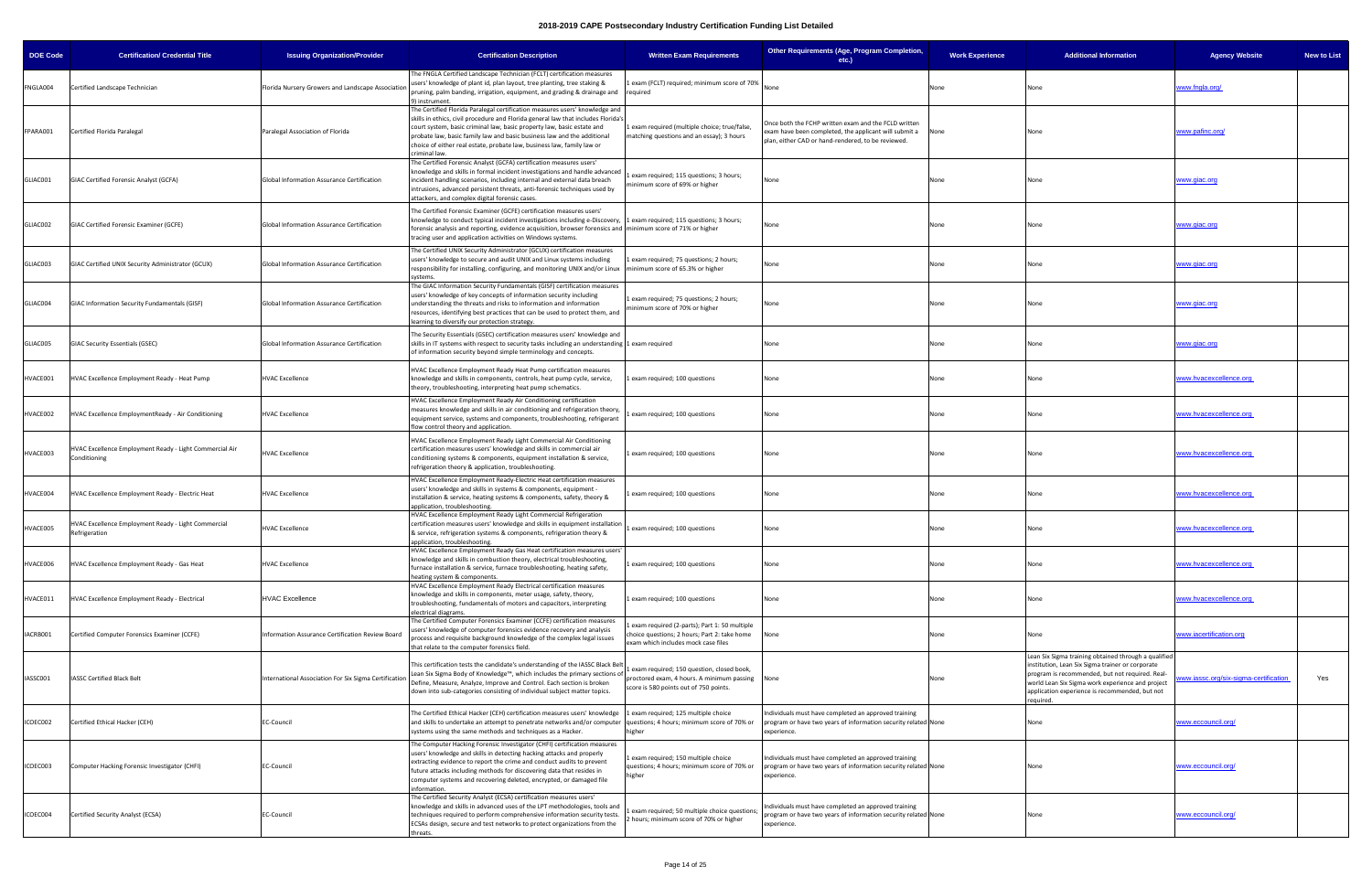# 2018-2019 CAPE Postsecondary Industry Certification Funding List Detailed

| DOE Code | Certification/ Credential Title | Issuing Organization/Provider | Certification Description | Written Exam Requirements | Other Requirements (Age, Program Completion, etc.) | Work Experience | Additional Information | Agency Website | New to List |
|---|---|---|---|---|---|---|---|---|---|
| FNGLA004 | Certified Landscape Technician | Florida Nursery Growers and Landscape Association | The FNGLA Certified Landscape Technician (FCLT) certification measures users' knowledge of plant id, plan layout, tree planting, tree staking & pruning, palm banding, irrigation, equipment, and grading & drainage and 9) instrument. | 1 exam (FCLT) required; minimum score of 70% required | None | None | None | www.fngla.org/ | |
| FPARA001 | Certified Florida Paralegal | Paralegal Association of Florida | The Certified Florida Paralegal certification measures users' knowledge and skills in ethics, civil procedure and Florida general law that includes Florida's court system, basic criminal law, basic property law, basic estate and probate law, basic family law and basic business law and the additional choice of either real estate, probate law, business law, family law or criminal law. | 1 exam required (multiple choice; true/false, matching questions and an essay); 3 hours | Once both the FCHP written exam and the FCLD written exam have been completed, the applicant will submit a plan, either CAD or hand-rendered, to be reviewed. | None | None | www.pafinc.org/ | |
| GLIAC001 | GIAC Certified Forensic Analyst (GCFA) | Global Information Assurance Certification | The Certified Forensic Analyst (GCFA) certification measures users' knowledge and skills in formal incident investigations and handle advanced incident handling scenarios, including internal and external data breach intrusions, advanced persistent threats, anti-forensic techniques used by attackers, and complex digital forensic cases. | 1 exam required; 115 questions; 3 hours; minimum score of 69% or higher | None | None | None | www.giac.org | |
| GLIAC002 | GIAC Certified Forensic Examiner (GCFE) | Global Information Assurance Certification | The Certified Forensic Examiner (GCFE) certification measures users' knowledge to conduct typical incident investigations including e-Discovery, forensic analysis and reporting, evidence acquisition, browser forensics and tracing user and application activities on Windows systems. | 1 exam required; 115 questions; 3 hours; minimum score of 71% or higher | None | None | None | www.giac.org | |
| GLIAC003 | GIAC Certified UNIX Security Administrator (GCUX) | Global Information Assurance Certification | The Certified UNIX Security Administrator (GCUX) certification measures users' knowledge to secure and audit UNIX and Linux systems including responsibility for installing, configuring, and monitoring UNIX and/or Linux systems. | 1 exam required; 75 questions; 2 hours; minimum score of 65.3% or higher | None | None | None | www.giac.org | |
| GLIAC004 | GIAC Information Security Fundamentals (GISF) | Global Information Assurance Certification | The GIAC Information Security Fundamentals (GISF) certification measures users' knowledge of key concepts of information security including understanding the threats and risks to information and information resources, identifying best practices that can be used to protect them, and learning to diversify our protection strategy. | 1 exam required; 75 questions; 2 hours; minimum score of 70% or higher | None | None | None | www.giac.org | |
| GLIAC005 | GIAC Security Essentials (GSEC) | Global Information Assurance Certification | The Security Essentials (GSEC) certification measures users' knowledge and skills in IT systems with respect to security tasks including an understanding of information security beyond simple terminology and concepts. | 1 exam required | None | None | None | www.giac.org | |
| HVACE001 | HVAC Excellence Employment Ready - Heat Pump | HVAC Excellence | HVAC Excellence Employment Ready Heat Pump certification measures knowledge and skills in components, controls, heat pump cycle, service, theory, troubleshooting, interpreting heat pump schematics. | 1 exam required; 100 questions | None | None | None | www.hvacexcellence.org | |
| HVACE002 | HVAC Excellence EmploymentReady - Air Conditioning | HVAC Excellence | HVAC Excellence Employment Ready Air Conditioning certification measures knowledge and skills in air conditioning and refrigeration theory, equipment service, systems and components, troubleshooting, refrigerant flow control theory and application. | 1 exam required; 100 questions | None | None | None | www.hvacexcellence.org | |
| HVACE003 | HVAC Excellence Employment Ready - Light Commercial Air Conditioning | HVAC Excellence | HVAC Excellence Employment Ready Light Commercial Air Conditioning certification measures users' knowledge and skills in commercial air conditioning systems & components, equipment installation & service, refrigeration theory & application, troubleshooting. | 1 exam required; 100 questions | None | None | None | www.hvacexcellence.org | |
| HVACE004 | HVAC Excellence Employment Ready - Electric Heat | HVAC Excellence | HVAC Excellence Employment Ready-Electric Heat certification measures users' knowledge and skills in systems & components, equipment - installation & service, heating systems & components, safety, theory & application, troubleshooting. | 1 exam required; 100 questions | None | None | None | www.hvacexcellence.org | |
| HVACE005 | HVAC Excellence Employment Ready - Light Commercial Refrigeration | HVAC Excellence | HVAC Excellence Employment Ready Light Commercial Refrigeration certification measures users' knowledge and skills in equipment installation & service, refrigeration systems & components, refrigeration theory & application, troubleshooting. | 1 exam required; 100 questions | None | None | None | www.hvacexcellence.org | |
| HVACE006 | HVAC Excellence Employment Ready - Gas Heat | HVAC Excellence | HVAC Excellence Employment Ready Gas Heat certification measures users' knowledge and skills in combustion theory, electrical troubleshooting, furnace installation & service, furnace troubleshooting, heating safety, heating system & components. | 1 exam required; 100 questions | None | None | None | www.hvacexcellence.org | |
| HVACE011 | HVAC Excellence Employment Ready - Electrical | HVAC Excellence | HVAC Excellence Employment Ready Electrical certification measures knowledge and skills in components, meter usage, safety, theory, troubleshooting, fundamentals of motors and capacitors, interpreting electrical diagrams. | 1 exam required; 100 questions | None | None | None | www.hvacexcellence.org | |
| IACRB001 | Certified Computer Forensics Examiner (CCFE) | Information Assurance Certification Review Board | The Certified Computer Forensics Examiner (CCFE) certification measures users' knowledge of computer forensics evidence recovery and analysis process and requisite background knowledge of the complex legal issues that relate to the computer forensics field. | 1 exam required (2-parts); Part 1: 50 multiple choice questions; 2 hours; Part 2: take home exam which includes mock case files | None | None | None | www.iacertification.org | |
| IASSC001 | IASSC Certified Black Belt | International Association For Six Sigma Certification | This certification tests the candidate's understanding of the IASSC Black Belt Lean Six Sigma Body of Knowledge™, which includes the primary sections of Define, Measure, Analyze, Improve and Control. Each section is broken down into sub-categories consisting of individual subject matter topics. | 1 exam required; 150 question, closed book, proctored exam, 4 hours. A minimum passing score is 580 points out of 750 points. | None | None | Lean Six Sigma training obtained through a qualified institution, Lean Six Sigma trainer or corporate program is recommended, but not required. Real-world Lean Six Sigma work experience and project application experience is recommended, but not required. | www.iassc.org/six-sigma-certification | Yes |
| ICDEC002 | Certified Ethical Hacker (CEH) | EC-Council | The Certified Ethical Hacker (CEH) certification measures users' knowledge and skills to undertake an attempt to penetrate networks and/or computer systems using the same methods and techniques as a Hacker. | 1 exam required; 125 multiple choice questions; 4 hours; minimum score of 70% or higher | Individuals must have completed an approved training program or have two years of information security related experience. | None | None | www.eccouncil.org/ | |
| ICDEC003 | Computer Hacking Forensic Investigator (CHFI) | EC-Council | The Computer Hacking Forensic Investigator (CHFI) certification measures users' knowledge and skills in detecting hacking attacks and properly extracting evidence to report the crime and conduct audits to prevent future attacks including methods for discovering data that resides in computer systems and recovering deleted, encrypted, or damaged file information. | 1 exam required; 150 multiple choice questions; 4 hours; minimum score of 70% or higher | Individuals must have completed an approved training program or have two years of information security related experience. | None | None | www.eccouncil.org/ | |
| ICDEC004 | Certified Security Analyst (ECSA) | EC-Council | The Certified Security Analyst (ECSA) certification measures users' knowledge and skills in advanced uses of the LPT methodologies, tools and techniques required to perform comprehensive information security tests. ECSAs design, secure and test networks to protect organizations from the threats. | 1 exam required; 50 multiple choice questions; 2 hours; minimum score of 70% or higher | Individuals must have completed an approved training program or have two years of information security related experience. | None | None | www.eccouncil.org/ | |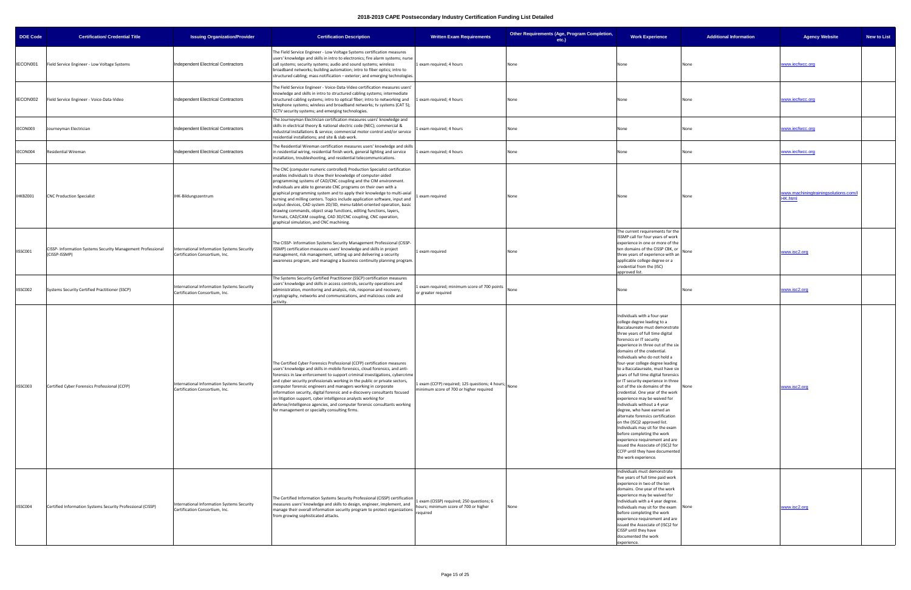# 2018-2019 CAPE Postsecondary Industry Certification Funding List Detailed

| DOE Code | Certification/ Credential Title | Issuing Organization/Provider | Certification Description | Written Exam Requirements | Other Requirements (Age, Program Completion, etc.) | Work Experience | Additional Information | Agency Website | New to List |
|---|---|---|---|---|---|---|---|---|---|
| IECON001 | Field Service Engineer - Low Voltage Systems | Independent Electrical Contractors | The Field Service Engineer - Low Voltage Systems certification measures users' knowledge and skills in intro to electronics; fire alarm systems; nurse call systems; security systems; audio and sound systems; wireless broadband networks; building automation; intro to fiber optics; intro to structured cabling; mass notification – exterior; and emerging technologies. | 1 exam required; 4 hours | None | None | None | www.iecfwcc.org | |
| IECON002 | Field Service Engineer - Voice-Data-Video | Independent Electrical Contractors | The Field Service Engineer - Voice-Data-Video certification measures users' knowledge and skills in intro to structured cabling systems; intermediate structured cabling systems; intro to optical fiber; intro to networking and telephone systems; wireless and broadband networks; tv systems (CAT 5); CCTV security systems; and emerging technologies. | 1 exam required; 4 hours | None | None | None | www.iecfwcc.org | |
| IECON003 | Journeyman Electrician | Independent Electrical Contractors | The Journeyman Electrician certification measures users' knowledge and skills in electrical theory & national electric code (NEC); commercial & industrial installations & service; commercial motor control and/or service residential installations; and site & slab work. | 1 exam required; 4 hours | None | None | None | www.iecfwcc.org | |
| IECON004 | Residential Wireman | Independent Electrical Contractors | The Residential Wireman certification measures users' knowledge and skills in residential wiring, residential finish work, general lighting and service installation, troubleshooting, and residential telecommunications. | 1 exam required; 4 hours | None | None | None | www.iecfwcc.org | |
| IHKBZ001 | CNC Production Specialist | IHK-Bildungszentrum | The CNC (computer numeric controlled) Production Specialist certification enables individuals to show their knowledge of computer-aided programming systems of CAD/CNC coupling and the CIM environment. Individuals are able to generate CNC programs on their own with a graphical programming system and to apply their knowledge to multi-axial turning and milling centers. Topics include application software, input and output devices, CAD system 2D/3D, menu-tablet-oriented operation, basic drawing commands, object snap functions, editing functions, layers, formats, CAD/CAM coupling, CAD 3D/CNC coupling, CNC operation, graphical simulation, and CNC machining. | 1 exam required | None | None | None | www.machiningtrainingsolutions.com/IHK.html | |
| ISSC001 | CISSP- Information Systems Security Management Professional (CISSP-ISSMP) | International Information Systems Security Certification Consortium, Inc. | The CISSP- Information Systems Security Management Professional (CISSP-ISSMP) certification measures users' knowledge and skills in project management, risk management, setting up and delivering a security awareness program, and managing a business continuity planning program. | 1 exam required | None | The current requirements for the ISSMP call for four years of work experience in one or more of the ten domains of the CISSP CBK, or three years of experience with an applicable college degree or a credential from the (ISC) approved list. | None | www.isc2.org | |
| ISSC002 | Systems Security Certified Practitioner (SSCP) | International Information Systems Security Certification Consortium, Inc. | The Systems Security Certified Practitioner (SSCP) certification measures users' knowledge and skills in access controls, security operations and administration, monitoring and analysis, risk, response and recovery, cryptography, networks and communications, and malicious code and activity. | 1 exam required; minimum score of 700 points or greater required | None | None | None | www.isc2.org | |
| ISSC003 | Certified Cyber Forensics Professional (CCFP) | International Information Systems Security Certification Consortium, Inc. | The Certified Cyber Forensics Professional (CCFP) certification measures users' knowledge and skills in mobile forensics, cloud forensics, and anti-forensics in law enforcement to support criminal investigations, cybercrime and cyber security professionals working in the public or private sectors, computer forensic engineers and managers working in corporate information security, digital forensic and e-discovery consultants focused on litigation support, cyber intelligence analysts working for defense/intelligence agencies, and computer forensic consultants working for management or specialty consulting firms. | 1 exam (CCFP) required; 125 questions; 4 hours; minimum score of 700 or higher required | None | Individuals with a four-year college degree leading to a Baccalaureate must demonstrate three years of full time digital forensics or IT security experience in three out of the six domains of the credential. Individuals who do not hold a four-year college degree leading to a Baccalaureate, must have six years of full time digital forensics or IT security experience in three out of the six domains of the credential. One year of the work experience may be waived for Individuals without a 4 year degree, who have earned an alternate forensics certification on the (ISC)2 approved list. Individuals may sit for the exam before completing the work experience requirement and are issued the Associate of (ISC)2 for CCFP until they have documented the work experience. | None | www.isc2.org | |
| ISSC004 | Certified Information Systems Security Professional (CISSP) | International Information Systems Security Certification Consortium, Inc. | The Certified Information Systems Security Professional (CISSP) certification measures users' knowledge and skills to design, engineer, implement, and manage their overall information security program to protect organizations from growing sophisticated attacks. | 1 exam (CISSP) required; 250 questions; 6 hours; minimum score of 700 or higher required | None | Individuals must demonstrate five years of full time paid work experience in two of the ten domains. One year of the work experience may be waived for Individuals with a 4 year degree. Individuals may sit for the exam before completing the work experience requirement and are issued the Associate of (ISC)2 for CISSP until they have documented the work experience. | None | www.isc2.org | |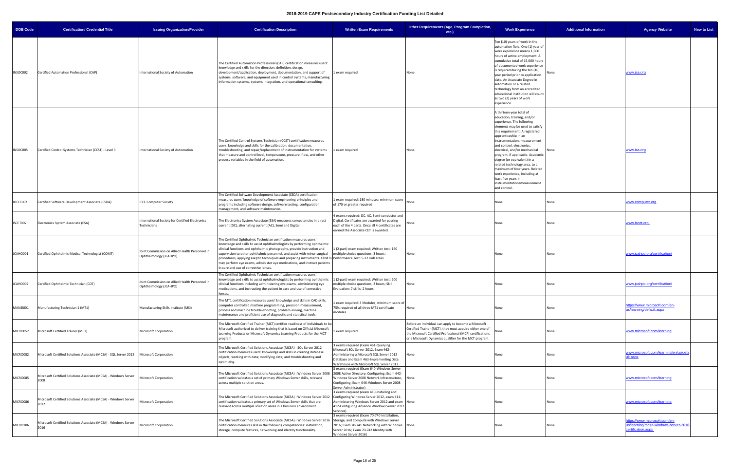# 2018-2019 CAPE Postsecondary Industry Certification Funding List Detailed

| DOE Code | Certification/ Credential Title | Issuing Organization/Provider | Certification Description | Written Exam Requirements | Other Requirements (Age, Program Completion, etc.) | Work Experience | Additional Information | Agency Website | New to List |
|---|---|---|---|---|---|---|---|---|---|
| INSOC002 | Certified Automation Professional (CAP) | International Society of Automation | The Certified Automation Professional (CAP) certification measures users' knowledge and skills for the direction, definition, design, development/application, deployment, documentation, and support of systems, software, and equipment used in control systems, manufacturing information systems, systems integration, and operational consulting. | 1 exam required | None | Ten (10) years of work in the automation field. One (1) year of work experience means 1,500 hours of active employment. A cumulative total of 15,000 hours of documented work experience is required during the ten (10) year period prior to application date. An Associate Degree in automation or a related technology from an accredited educational institution will count as two (2) years of work experience. | None | www.isa.org | |
| INSOC005 | Certified Control Systems Technician (CCST) - Level 3 | International Society of Automation | The Certified Control Systems Technician (CCST) certification measures users' knowledge and skills for the calibration, documentation, troubleshooting, and repair/replacement of instrumentation for systems that measure and control level, temperature, pressure, flow, and other process variables in the field of automation. | 1 exam required | None | A thirteen-year total of education, training, and/or experience. The following elements may be used to satisfy this requirement: A registered apprenticeship in an instrumentation, measurement and control, electronics, electrical, and/or mechanical program, if applicable. Academic degree (or equivalent) in a related technology area, to a maximum of four years. Related work experience, including at least five years in instrumentation/measurement and control. | None | www.isa.org | |
| IOEEE002 | Certified Software Development Associate (CSDA) | IEEE Computer Society | The Certified Software Development Associate (CSDA) certification measures users' knowledge of software engineering principles and programs including software design, software testing, configuration management, and software maintenance. | 1 exam required; 180 minutes; minimum score of 170 or greater required | None | None | None | www.computer.org | |
| ISCET002 | Electronics System Associate (ESA) | International Society for Certified Electronics Technicians | The Electronics System Associate (ESA) measures competencies in direct current (DC), alternating current (AC), Semi and Digital. | 4 exams required: DC, AC, Semi-conductor and Digital. Certificates are awarded for passing each of the 4 parts. Once all 4 certificates are earned the Associate CET is awarded. | None | None | None | www.iscet.org | |
| JCAHO001 | Certified Ophthalmic Medical Technologist (COMT) | Joint Commission on Allied Health Personnel in Ophthalmology (JCAHPO) | The Certified Ophthalmic Technician certification measures users' knowledge and skills to assist ophthalmologists by performing ophthalmic clinical functions and ophthalmic photography, provide instruction and supervision to other ophthalmic personnel, and assist with minor surgical procedures, applying aseptic techniques and preparing instruments. COMTs may perform eye exams, administer eye medications, and instruct patients in care and use of corrective lenses. | 1 (2-part) exam required; Written test: 160 multiple choice questions; 3 hours; Performance Test: 5-12 skill areas | None | None | None | www.jcahpo.org/certification/ | |
| JCAHO002 | Certified Ophthalmic Technician (COT) | Joint Commission on Allied Health Personnel in Ophthalmology (JCAHPO) | The Certified Ophthalmic Technician certification measures users' knowledge and skills to assist ophthalmologists by performing ophthalmic clinical functions including administering eye exams, administering eye medications, and instructing the patient in care and use of corrective lenses. | 1 (2-part) exam required; Written test: 200 multiple choice questions; 3 hours; Skill Evaluation: 7 skills; 2 hours | None | None | None | www.jcahpo.org/certification/ | |
| MANSI001 | Manufacturing Technician 1 (MT1) | Manufacturing Skills Institute (MSI) | The MT1 certification measures users' knowledge and skills in CAD skills, computer controlled machine programming, precision measurement, process and machine trouble-shooting, problem-solving, machine maintenance and proficient use of diagnostic and statistical tools. | 1 exam required: 3 Modules; minimum score of 75% required of all three MT1 certificate modules | None | None | None | https://www.microsoft.com/en-us/learning/default.aspx | |
| MICRO052 | Microsoft Certified Trainer (MCT) | Microsoft Corporation | The Microsoft Certified Trainer (MCT) certifies readiness of individuals to be Microsoft authorized to deliver training that is based on Official Microsoft Learning Products or Microsoft Dynamics Learning Products for the MCT program. | 1 exam required | Before an individual can apply to become a Microsoft Certified Trainer (MCT), they must acquire either one of the Microsoft Certified Professional (MCP) certifications or a Microsoft Dynamics qualifier for the MCT program. | None | None | www.microsoft.com/learning | |
| MICRO082 | Microsoft Certified Solutions Associate (MCSA) - SQL Server 2012 | Microsoft Corporation | The Microsoft Certified Solutions Associate (MCSA) - SQL Server 2012 certification measures users' knowledge and skills in creating database objects; working with data; modifying data; and troubleshooting and optimizing. | 3 exams required (Exam 461-Querying Microsoft SQL Server 2012, Exam 462-Administering a Microsoft SQL Server 2012 Database and Exam 463-Implementing Data Warehouse with Microsoft SQL Server 2012 | None | None | None | www.microsoft.com/learning/en/us/default.aspx | |
| MICRO085 | Microsoft Certified Solutions Associate (MCSA) - Windows Server 2008 | Microsoft Corporation | The Microsoft Certified Solutions Associate (MCSA) : Windows Server 2008 certification validates a set of primary Windows Server skills, relevant across multiple solution areas. | 3 exams required (Exam 640-Windows Server 2008 Active Directory, Configuring; Exam 642-Windows Server 2008 Network Infrastructure, Configuring; Exam 646-Windows Server 2008 Server Administrator) | None | None | None | www.microsoft.com/learning | |
| MICRO086 | Microsoft Certified Solutions Associate (MCSA) - Windows Server 2012 | Microsoft Corporation | The Microsoft Certified Solutions Associate (MCSA) : Windows Server 2012 certification validates a primary set of Windows Server skills that are relevant across multiple solution areas in a business environment. | 3 exams required (exam 410-Installing and Configuring Windows Server 2012, exam 411-Administering Windows Server 2012 and exam 412-Configuring Advance Windows Server 2012 Services) | None | None | None | www.microsoft.com/learning | |
| MICRO106 | Microsoft Certified Solutions Associate (MCSA) - Windows Server 2016 | Microsoft Corporation | The Microsoft Certified Solutions Associate (MCSA) - Windows Server 2016 certification measures skill in the following competencies: installation, storage, compute features, networking and identity functionality. | 3 exams required (Exam 70-740 Installation, Storage, and Compute with Windows Server 2016; Exam 70-741 Networking with Windows Server 2016; Exam 70-742 Identity with Windows Server 2016) | None | None | None | https://www.microsoft.com/en-us/learning/mcsa-windows-server-2016-certification.aspx | |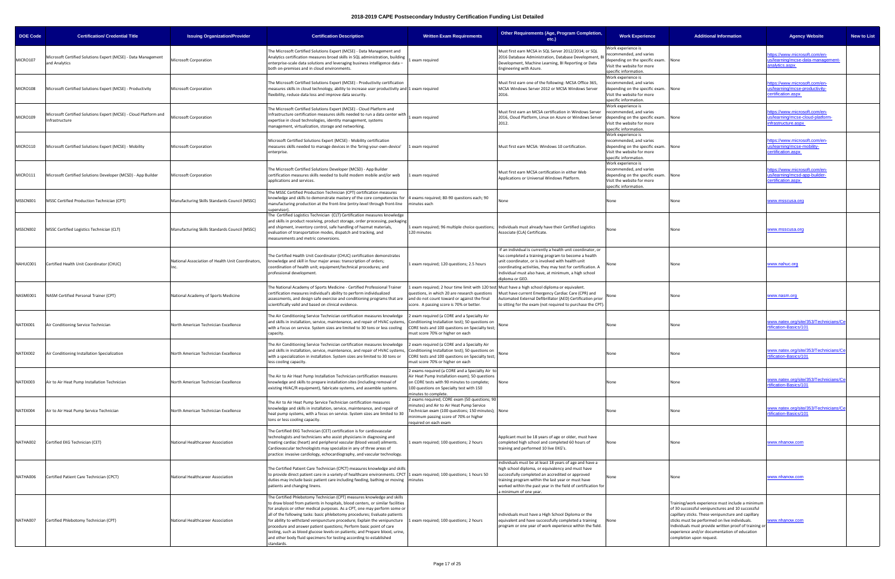# 2018-2019 CAPE Postsecondary Industry Certification Funding List Detailed

| DOE Code | Certification/ Credential Title | Issuing Organization/Provider | Certification Description | Written Exam Requirements | Other Requirements (Age, Program Completion, etc.) | Work Experience | Additional Information | Agency Website | New to List |
|---|---|---|---|---|---|---|---|---|---|
| MICRO107 | Microsoft Certified Solutions Expert (MCSE) - Data Management and Analytics | Microsoft Corporation | The Microsoft Certified Solutions Expert (MCSE) - Data Management and Analytics certification measures broad skills in SQL administration, building enterprise-scale data solutions and leveraging business intelligence data – both on-premises and in cloud environments. | 1 exam required | Must first earn MCSA in SQL Server 2012/2014; or SQL 2016 Database Administration, Database Development, BI Development, Machine Learning, BI Reporting or Data Engineering with Azure. | Work experience is recommended, and varies depending on the specific exam. Visit the website for more specific information. | None | https://www.microsoft.com/en-us/learning/mcse-data-management-analytics.aspx | |
| MICRO108 | Microsoft Certified Solutions Expert (MCSE) - Productivity | Microsoft Corporation | The Microsoft Certified Solutions Expert (MCSE) - Productivity certification measures skills in cloud technology, ability to increase user productivity and flexibility, reduce data loss and improve data security. | 1 exam required | Must first earn one of the following: MCSA Office 365, MCSA Windows Server 2012 or MCSA Windows Server 2016. | Work experience is recommended, and varies depending on the specific exam. Visit the website for more specific information. | None | https://www.microsoft.com/en-us/learning/mcse-productivity-certification.aspx | |
| MICRO109 | Microsoft Certified Solutions Expert (MCSE) - Cloud Platform and Infrastructure | Microsoft Corporation | The Microsoft Certified Solutions Expert (MCSE) - Cloud Platform and Infrastructure certification measures skills needed to run a data center with expertise in cloud technologies, identity management, systems management, virtualization, storage and networking. | 1 exam required | Must first earn an MCSA certification in Windows Server 2016, Cloud Platform, Linux on Azure or Windows Server 2012. | Work experience is recommended, and varies depending on the specific exam. Visit the website for more specific information. | None | https://www.microsoft.com/en-us/learning/mcse-cloud-platform-infrastructure.aspx | |
| MICRO110 | Microsoft Certified Solutions Expert (MCSE) - Mobility | Microsoft Corporation | Microsoft Certified Solutions Expert (MCSE) - Mobility certification measures skills needed to manage devices in the 'bring-your-own-device' enterprise. | 1 exam required | Must first earn MCSA: Windows 10 certification. | Work experience is recommended, and varies depending on the specific exam. Visit the website for more specific information. | None | https://www.microsoft.com/en-us/learning/mcse-mobility-certification.aspx | |
| MICRO111 | Microsoft Certified Solutions Developer (MCSD) - App Builder | Microsoft Corporation | The Microsoft Certified Solutions Developer (MCSD) - App Builder certification measures skills needed to build modern mobile and/or web applications and services. | 1 exam required | Must first earn MCSA certification in either Web Applications or Universal Windows Platform. | Work experience is recommended, and varies depending on the specific exam. Visit the website for more specific information. | None | https://www.microsoft.com/en-us/learning/mcsd-app-builder-certification.aspx | |
| MSSCN001 | MSSC Certified Production Technician (CPT) | Manufacturing Skills Standards Council (MSSC) | The MSSC Certified Production Technician (CPT) certification measures knowledge and skills to demonstrate mastery of the core competencies for manufacturing production at the front-line (entry-level through front-line supervisor). | 4 exams required; 80-90 questions each; 90 minutes each | None | None | None | www.msscusa.org | |
| MSSCN002 | MSSC Certified Logistics Technician (CLT) | Manufacturing Skills Standards Council (MSSC) | The Certified Logistics Technician (CLT) certification measures knowledge and skills in product receiving, product storage, order processing, packaging and shipment, inventory control, safe handling of hazmat materials, evaluation of transportation modes, dispatch and tracking, and measurements and metric conversions. | 1 exam required; 96 multiple choice questions; 120 minutes | Individuals must already have their Certified Logistics Associate (CLA) Certificate. | None | None | www.msscusa.org | |
| NAHUC001 | Certified Health Unit Coordinator (CHUC) | National Association of Health Unit Coordinators, Inc. | The Certified Health Unit Coordinator (CHUC) certification demonstrates knowledge and skill in four major areas: transcription of orders; coordination of health unit; equipment/technical procedures; and professional development. | 1 exam required; 120 questions; 2.5 hours | If an individual is currently a health unit coordinator, or has completed a training program to become a health unit coordinator, or is involved with health unit coordinating activities, they may test for certification. A Individual must also have, at minimum, a high school diploma or GED. | None | None | www.nahuc.org | |
| NASME001 | NASM Certified Personal Trainer (CPT) | National Academy of Sports Medicine | The National Academy of Sports Medicine - Certified Professional Trainer certification measures individual's ability to perform individualized assessments, and design safe exercise and conditioning programs that are scientifically valid and based on clinical evidence. | 1 exam required; 2 hour time limit with 120 test questions, in which 20 are research questions and do not count toward or against the final score. A passing score is 70% or better. | Must have a high school diploma or equivalent. Must have current Emergency Cardiac Care (CPR) and Automated External Defibrillator (AED) Certification prior to sitting for the exam (not required to purchase the CPT). | None | None | www.nasm.org | |
| NATEX001 | Air Conditioning Service Technician | North American Technician Excellence | The Air Conditioning Service Technician certification measures knowledge and skills in installation, service, maintenance, and repair of HVAC systems, with a focus on service. System sizes are limited to 30 tons or less cooling capacity. | 2 exam required (a CORE and a Specialty Air Conditioning Installation test); 50 questions on CORE tests and 100 questions on Specialty test; must score 70% or higher on each | None | None | None | www.natex.org/site/353/Technicians/Certification-Basics/101 | |
| NATEX002 | Air Conditioning Installation Specialization | North American Technician Excellence | The Air Conditioning Service Technician certification measures knowledge and skills in installation, service, maintenance, and repair of HVAC systems, with a specialization in installation. System sizes are limited to 30 tons or less cooling capacity. | 2 exam required (a CORE and a Specialty Air Conditioning Installation test); 50 questions on CORE tests and 100 questions on Specialty test; must score 70% or higher on each | None | None | None | www.natex.org/site/353/Technicians/Certification-Basics/101 | |
| NATEX003 | Air to Air Heat Pump Installation Technician | North American Technician Excellence | The Air to Air Heat Pump Installation Technician certification measures knowledge and skills to prepare installation sites (including removal of existing HVAC/R equipment), fabricate systems, and assemble systems. | 2 exams required (a CORE and a Specialty Air to Air Heat Pump Installation exam); 50 questions on CORE tests with 90 minutes to complete; 100 questions on Specialty test with 150 minutes to complete. | None | None | None | www.natex.org/site/353/Technicians/Certification-Basics/101 | |
| NATEX004 | Air to Air Heat Pump Service Technician | North American Technician Excellence | The Air to Air Heat Pump Service Technician certification measures knowledge and skills in installation, service, maintenance, and repair of heat pump systems, with a focus on service. System sizes are limited to 30 tons or less cooling capacity. | 2 exams required; CORE exam (50 questions; 90 minutes) and Air to Air Heat Pump Service Technician exam (100 questions; 150 minutes); minimum passing score of 70% or higher required on each exam | None | None | None | www.natex.org/site/353/Technicians/Certification-Basics/101 | |
| NATHA002 | Certified EKG Technician (CET) | National Healthcareer Association | The Certified EKG Technician (CET) certification is for cardiovascular technologists and technicians who assist physicians in diagnosing and treating cardiac (heart) and peripheral vascular (blood vessel) ailments. Cardiovascular technologists may specialize in any of three areas of practice: invasive cardiology, echocardiography, and vascular technology. | 1 exam required; 100 questions; 2 hours | Applicant must be 18 years of age or older, must have completed high school and completed 60 hours of training and performed 10 live EKG's. | None | None | www.nhanow.com | |
| NATHA006 | Certified Patient Care Technician (CPCT) | National Healthcareer Association | The Certified Patient Care Technician (CPCT) measures knowledge and skills to provide direct patient care in a variety of healthcare environments. CPCT duties may include basic patient care including feeding, bathing or moving patients and changing linens. | 1 exam required; 100 questions; 1 hours 50 minutes | Individuals must be at least 18 years of age and have a high school diploma, or equivalency and must have successfully completed an accredited or approved training program within the last year or must have worked within the past year in the field of certification for a minimum of one year. | None | None | www.nhanow.com | |
| NATHA007 | Certified Phlebotomy Technician (CPT) | National Healthcareer Association | The Certified Phlebotomy Technician (CPT) measures knowledge and skills to draw blood from patients in hospitals, blood centers, or similar facilities for analysis or other medical purposes. As a CPT, one may perform some or all of the following tasks: basic phlebotomy procedures; Evaluate patients for ability to withstand venipuncture procedure; Explain the venipuncture procedure and answer patient questions; Perform basic point of care testing, such as blood glucose levels on patients; and Prepare blood, urine, and other body fluid specimens for testing according to established standards. | 1 exam required; 100 questions; 2 hours | Individuals must have a High School Diploma or the equivalent and have successfully completed a training program or one year of work experience within the field. | None | Training/work experience must include a minimum of 30 successful venipunctures and 10 successful capillary sticks. These venipuncture and capillary sticks must be performed on live individuals. Individuals must provide written proof of training or experience and/or documentation of education completion upon request. | www.nhanow.com | |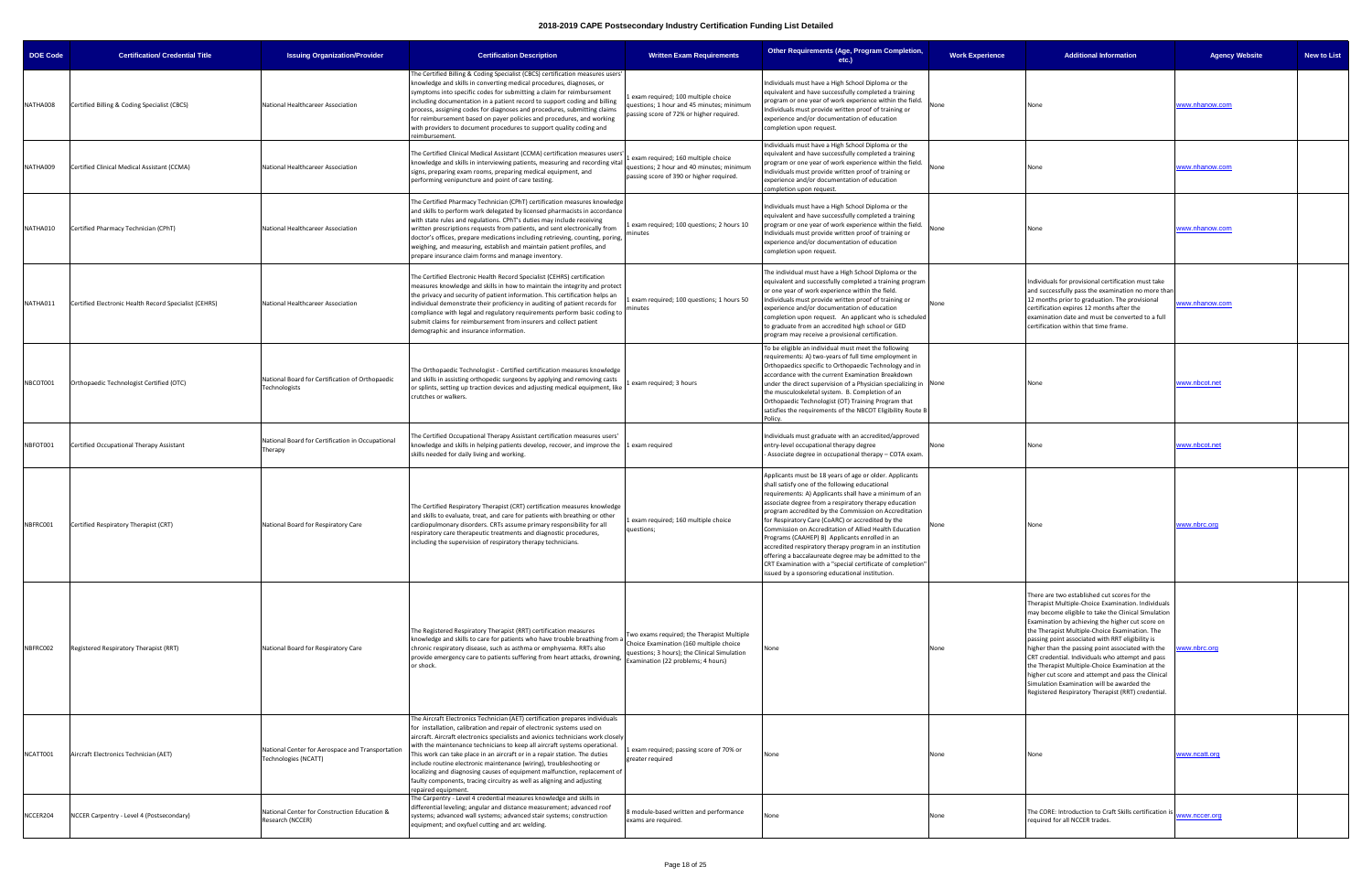# 2018-2019 CAPE Postsecondary Industry Certification Funding List Detailed

| DOE Code | Certification/ Credential Title | Issuing Organization/Provider | Certification Description | Written Exam Requirements | Other Requirements (Age, Program Completion, etc.) | Work Experience | Additional Information | Agency Website | New to List |
|---|---|---|---|---|---|---|---|---|---|
| NATHA008 | Certified Billing & Coding Specialist (CBCS) | National Healthcareer Association | The Certified Billing & Coding Specialist (CBCS) certification measures users' knowledge and skills in converting medical procedures, diagnoses, or symptoms into specific codes for submitting a claim for reimbursement including documentation in a patient record to support coding and billing process, assigning codes for diagnoses and procedures, submitting claims for reimbursement based on payer policies and procedures, and working with providers to document procedures to support coding and reimbursement. | 1 exam required; 100 multiple choice questions; 1 hour and 45 minutes; minimum passing score of 72% or higher required. | Individuals must have a High School Diploma or the equivalent and have successfully completed a training program or one year of work experience within the field. Individuals must provide written proof of training or experience and/or documentation of education completion upon request. | None | None | www.nhanow.com | |
| NATHA009 | Certified Clinical Medical Assistant (CCMA) | National Healthcareer Association | The Certified Clinical Medical Assistant (CCMA) certification measures users' knowledge and skills in interviewing patients, measuring and recording vital signs, preparing exam rooms, preparing medical equipment, and performing venipuncture and point of care testing. | 1 exam required; 160 multiple choice questions; 2 hour and 40 minutes; minimum passing score of 390 or higher required. | Individuals must have a High School Diploma or the equivalent and have successfully completed a training program or one year of work experience within the field. Individuals must provide written proof of training or experience and/or documentation of education completion upon request. | None | None | www.nhanow.com | |
| NATHA010 | Certified Pharmacy Technician (CPhT) | National Healthcareer Association | The Certified Pharmacy Technician (CPhT) certification measures knowledge and skills to perform work delegated by licensed pharmacists in accordance with state rules and regulations. CPhT's duties may include receiving written prescriptions requests from patients, and sent electronically from doctor's offices, prepare medications including retrieving, counting, poring, weighing, and measuring, establish and maintain patient profiles, and prepare insurance claim forms and manage inventory. | 1 exam required; 100 questions; 2 hours 10 minutes | Individuals must have a High School Diploma or the equivalent and have successfully completed a training program or one year of work experience within the field. Individuals must provide written proof of training or experience and/or documentation of education completion upon request. | None | None | www.nhanow.com | |
| NATHA011 | Certified Electronic Health Record Specialist (CEHRS) | National Healthcareer Association | The Certified Electronic Health Record Specialist (CEHRS) certification measures knowledge and skills in learning how to maintain the integrity and protect the privacy and security of patient information. This certification helps an individual demonstrate their proficiency in auditing of patient records for compliance with legal and regulatory requirements perform basic coding to submit claims for reimbursement from insurers and collect patient demographic and insurance information. | 1 exam required; 100 questions; 1 hours 50 minutes | The individual must have a High School Diploma or the equivalent and successfully completed a training program or one year of work experience within the field. Individuals must provide written proof of training or experience and/or documentation of education completion upon request. An applicant who is scheduled to graduate from an accredited high school or GED program may receive a provisional certification. | None | Individuals for provisional certification must take and successfully pass the examination no more than 12 months prior to graduation. The provisional certification expires 12 months after the examination date and must be converted to a full certification within that time frame. | www.nhanow.com | |
| NBCOT001 | Orthopaedic Technologist Certified (OTC) | National Board for Certification of Orthopaedic Technologists | The Orthopaedic Technologist - Certified certification measures knowledge and skills in assisting orthopedic surgeons by applying and removing casts or splints, setting up traction devices and adjusting medical equipment, like crutches or walkers. | 1 exam required; 3 hours | To be eligible an individual must meet the following requirements: A) two-years of full time employment in Orthopaedics specific to Orthopaedic Technology and in accordance with the current Examination Breakdown under the direct supervision of a Physician specializing in the musculoskeletal system. B. Completion of an Orthopaedic Technologist (OT) Training Program that satisfies the requirements of the NBCOT Eligibility Route B Policy. | None | None | www.nbcot.net | |
| NBFOT001 | Certified Occupational Therapy Assistant | National Board for Certification in Occupational Therapy | The Certified Occupational Therapy Assistant certification measures users' knowledge and skills in helping patients develop, recover, and improve the skills needed for daily living and working. | 1 exam required | Individuals must graduate with an accredited/approved entry-level occupational therapy degree - Associate degree in occupational therapy – COTA exam. | None | None | www.nbcot.net | |
| NBFRC001 | Certified Respiratory Therapist (CRT) | National Board for Respiratory Care | The Certified Respiratory Therapist (CRT) certification measures knowledge and skills to evaluate, treat, and care for patients with breathing or other cardiopulmonary disorders. CRTs assume primary responsibility for all respiratory care therapeutic treatments and diagnostic procedures, including the supervision of respiratory therapy technicians. | 1 exam required; 160 multiple choice questions; | Applicants must be 18 years of age or older. Applicants shall satisfy one of the following educational requirements: A) Applicants shall have a minimum of an associate degree from a respiratory therapy education program accredited by the Commission on Accreditation for Respiratory Care (CoARC) or accredited by the Commission on Accreditation of Allied Health Education Programs (CAAHEP) B) Applicants enrolled in an accredited respiratory therapy program in an institution offering a baccalaureate degree may be admitted to the CRT Examination with a "special certificate of completion" issued by a sponsoring educational institution. | None | None | www.nbrc.org | |
| NBFRC002 | Registered Respiratory Therapist (RRT) | National Board for Respiratory Care | The Registered Respiratory Therapist (RRT) certification measures knowledge and skills to care for patients who have trouble breathing from a chronic respiratory disease, such as asthma or emphysema. RRTs also provide emergency care to patients suffering from heart attacks, drowning, or shock. | Two exams required; the Therapist Multiple Choice Examination (160 multiple choice questions; 3 hours); the Clinical Simulation Examination (22 problems; 4 hours) | None | None | There are two established cut scores for the Therapist Multiple-Choice Examination. Individuals may become eligible to take the Clinical Simulation Examination by achieving the higher cut score on the Therapist Multiple-Choice Examination. The passing point associated with RRT eligibility is higher than the passing point associated with the CRT credential. Individuals who attempt and pass the Therapist Multiple-Choice Examination at the higher cut score and attempt and pass the Clinical Simulation Examination will be awarded the Registered Respiratory Therapist (RRT) credential. | www.nbrc.org | |
| NCATT001 | Aircraft Electronics Technician (AET) | National Center for Aerospace and Transportation Technologies (NCATT) | The Aircraft Electronics Technician (AET) certification prepares individuals for installation, calibration and repair of electronic systems used on aircraft. Aircraft electronics specialists and avionics technicians work closely with the maintenance technicians to keep all aircraft systems operational. This work can take place in an aircraft or in a repair station. The duties include routine electronic maintenance (wiring), troubleshooting or localizing and diagnosing causes of equipment malfunction, replacement of faulty components, tracing circuitry as well as aligning and adjusting repaired equipment. | 1 exam required; passing score of 70% or greater required | None | None | None | www.ncatt.org | |
| NCCER204 | NCCER Carpentry - Level 4 (Postsecondary) | National Center for Construction Education & Research (NCCER) | The Carpentry - Level 4 credential measures knowledge and skills in differential leveling; angular and distance measurement; advanced roof systems; advanced wall systems; advanced stair systems; construction equipment; and oxyfuel cutting and arc welding. | 8 module-based written and performance exams are required. | None | None | The CORE: Introduction to Craft Skills certification is required for all NCCER trades. | www.nccer.org | |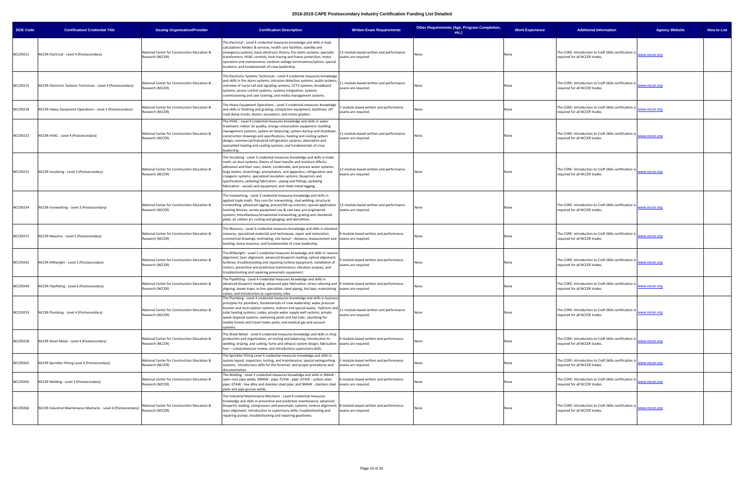# 2018-2019 CAPE Postsecondary Industry Certification Funding List Detailed

| DOE Code | Certification/ Credential Title | Issuing Organization/Provider | Certification Description | Written Exam Requirements | Other Requirements (Age, Program Completion, etc.) | Work Experience | Additional Information | Agency Website | New to List |
|---|---|---|---|---|---|---|---|---|---|
| NCCER211 | NCCER Electrical - Level 4 (Postsecondary) | National Center for Construction Education & Research (NCCER) | The Electrical - Level 4 credential measures knowledge and skills in load calculations feeders & services; health care facilities; standby and emergency systems; basic electronic theory; fire alarm systems; specialty transformers; HVAC controls; heat tracing and freeze protection; motor operation and maintenance; medium-voltage terminations/splices; special locations; and fundamentals of crew leadership. | 13 module-based written and performance exams are required. | None | None | The CORE: Introduction to Craft Skills certification is required for all NCCER trades. | www.nccer.org | |
| NCCER215 | NCCER Electronic Systems Technician - Level 4 (Postsecondary) | National Center for Construction Education & Research (NCCER) | The Electronic Systems Technician - Level 4 credential measures knowledge and skills in fire alarm systems; intrusion detection systems; audio systems; overview of nurse call and signaling systems; CCTV systems; broadband systems; access control systems; systems integration; systems commissioning and user training; and media management systems. | 11 module-based written and performance exams are required. | None | None | The CORE: Introduction to Craft Skills certification is required for all NCCER trades. | www.nccer.org | |
| NCCER218 | NCCER Heavy Equipment Operations - Level 3 (Postsecondary) | National Center for Construction Education & Research (NCCER) | The Heavy Equipment Operations - Level 3 credential measures knowledge and skills in finishing and grading; compaction equipment; backhoes; off road dump trucks; dozers; excavators; and motor graders. | 7 module-based written and performance exams are required. | None | None | The CORE: Introduction to Craft Skills certification is required for all NCCER trades. | www.nccer.org | |
| NCCER222 | NCCER HVAC - Level 4 (Postsecondary) | National Center for Construction Education & Research (NCCER) | The HVAC - Level 4 credential measures knowledge and skills in water treatment; indoor air quality; energy conservation equipment; building management systems; system air balancing; system startup and shutdown; construction drawings and specifications; heating and cooling system design; commercial/industrial refrigeration systems; alternative and specialized heating and cooling systems; and fundamentals of crew leadership. | 11 module-based written and performance exams are required. | None | None | The CORE: Introduction to Craft Skills certification is required for all NCCER trades. | www.nccer.org | |
| NCCER231 | NCCER Insulating - Level 3 (Postsecondary) | National Center for Construction Education & Research (NCCER) | The Insulating - Level 3 credential measures knowledge and skills in trade math; air duct systems; theory of heat transfer and moisture effects; adhesives and their uses; steam, condensate, and process water systems; large boilers, breechings, precipitators, and apparatus; refrigeration and cryogenic systems; specialized insulation systems; blueprints and specifications; jacketing fabrication - piping and fittings; jacketing fabrication - vessels and equipment; and sheet metal lagging. | 12 module-based written and performance exams are required. | None | None | The CORE: Introduction to Craft Skills certification is required for all NCCER trades. | www.nccer.org | |
| NCCER234 | NCCER Ironworking - Level 3 (Postsecondary) | National Center for Construction Education & Research (NCCER) | The Ironworking - Level 3 credential measures knowledge and skills in applied trade math; flux core for ironworking; stud welding; structural ironworking; advanced rigging; precast/tilt-up erection; special application hoisting devices; survey equipment use & care two; pre-engineered systems; miscellaneous/ornamental ironworking; grating and checkered plate; air carbon arc cutting and gouging; and demolition. | 13 module-based written and performance exams are required. | None | None | The CORE: Introduction to Craft Skills certification is required for all NCCER trades. | www.nccer.org | |
| NCCER237 | NCCER Masonry - Level 3 (Postsecondary) | National Center for Construction Education & Research (NCCER) | The Masonry - Level 3 credential measures knowledge and skills in elevated masonry; specialized materials and techniques; repair and restoration; commercial drawings; estimating; site layout – distance, measurement and leveling; stone masonry; and fundamentals of crew leadership. | 8 module-based written and performance exams are required. | None | None | The CORE: Introduction to Craft Skills certification is required for all NCCER trades. | www.nccer.org | |
| NCCER242 | NCCER Millwright - Level 5 (Postsecondary) | National Center for Construction Education & Research (NCCER) | The Millwright - Level 5 credential measures knowledge and skills in reverse alignment; laser alignment; advanced blueprint reading; optical alignment; turbines; troubleshooting and repairing turbine equipment; installation of motors; preventive and predictive maintenance; vibration analysis; and troubleshooting and repairing pneumatic equipment. | 9 module-based written and performance exams are required. | None | None | The CORE: Introduction to Craft Skills certification is required for all NCCER trades. | www.nccer.org | |
| NCCER249 | NCCER Pipefitting - Level 4 (Postsecondary) | National Center for Construction Education & Research (NCCER) | The Pipefitting - Level 4 credential measures knowledge and skills in advanced blueprint reading; advanced pipe fabrication; stress relieving and aligning; steam traps; in-line specialties; steel piping; hot taps; maintaining valves; and introduction to supervisory roles. | 9 module-based written and performance exams are required. | None | None | The CORE: Introduction to Craft Skills certification is required for all NCCER trades. | www.nccer.org | |
| NCCER253 | NCCER Plumbing - Level 4 (Postsecondary) | National Center for Construction Education & Research (NCCER) | The Plumbing - Level 4 credential measures knowledge and skills in business principles for plumbers; fundamentals of crew leadership; water pressure booster and recirculation systems; indirect and special waste; hydronic and solar heating systems; codes; private water supply well systems; private waste disposal systems; swimming pools and hot tubs; plumbing for mobile homes and travel trailer parks; and medical gas and vacuum systems. | 11 module-based written and performance exams are required. | None | None | The CORE: Introduction to Craft Skills certification is required for all NCCER trades. | www.nccer.org | |
| NCCER258 | NCCER Sheet Metal - Level 4 (Postsecondary) | National Center for Construction Education & Research (NCCER) | The Sheet Metal - Level 4 credential measures knowledge and skills in shop production and organization; air testing and balancing; introduction to welding, brazing, and cutting; fume and exhaust system design; fabrication four – comprehensive review; and introductory supervisory skills. | 6 module-based written and performance exams are required. | None | None | The CORE: Introduction to Craft Skills certification is required for all NCCER trades. | www.nccer.org | |
| NCCER262 | NCCER Sprinkler Fitting Level 4 (Postsecondary) | National Center for Construction Education & Research (NCCER) | The Sprinkler Fitting Level 4 credential measures knowledge and skills in system layout; inspection, testing, and maintenance; special extinguishing systems; introductory skills for the foreman; and proper procedures and documentation. | 5 module-based written and performance exams are required. | None | None | The CORE: Introduction to Craft Skills certification is required for all NCCER trades. | www.nccer.org | |
| NCCER265 | NCCER Welding - Level 3 (Postsecondary) | National Center for Construction Education & Research (NCCER) | The Welding - Level 3 credential measures knowledge and skills in SMAW - open-root pipe welds; GMAW - pipe; FCAW - pipe; GTAW - carbon steel pipe; GTAW - low alloy and stainless steel pipe; and SMAW - stainless steel plate and pipe groove welds. | 6 module-based written and performance exams are required. | None | None | The CORE: Introduction to Craft Skills certification is required for all NCCER trades. | www.nccer.org | |
| NCCER266 | NCCER Industrial Maintenance Mechanic - Level 4 (Postsecondary) | National Center for Construction Education & Research (NCCER) | The Industrial Maintenance Mechanic - Level 4 credential measures knowledge and skills in preventive and predictive maintenance; advanced blueprint reading; compressors and pneumatic systems; reverse alignment; laser alignment; introduction to supervisory skills; troubleshooting and repairing pumps; troubleshooting and repairing gearboxes. | 8 module-based written and performance exams are required. | None | None | The CORE: Introduction to Craft Skills certification is required for all NCCER trades. | www.nccer.org | |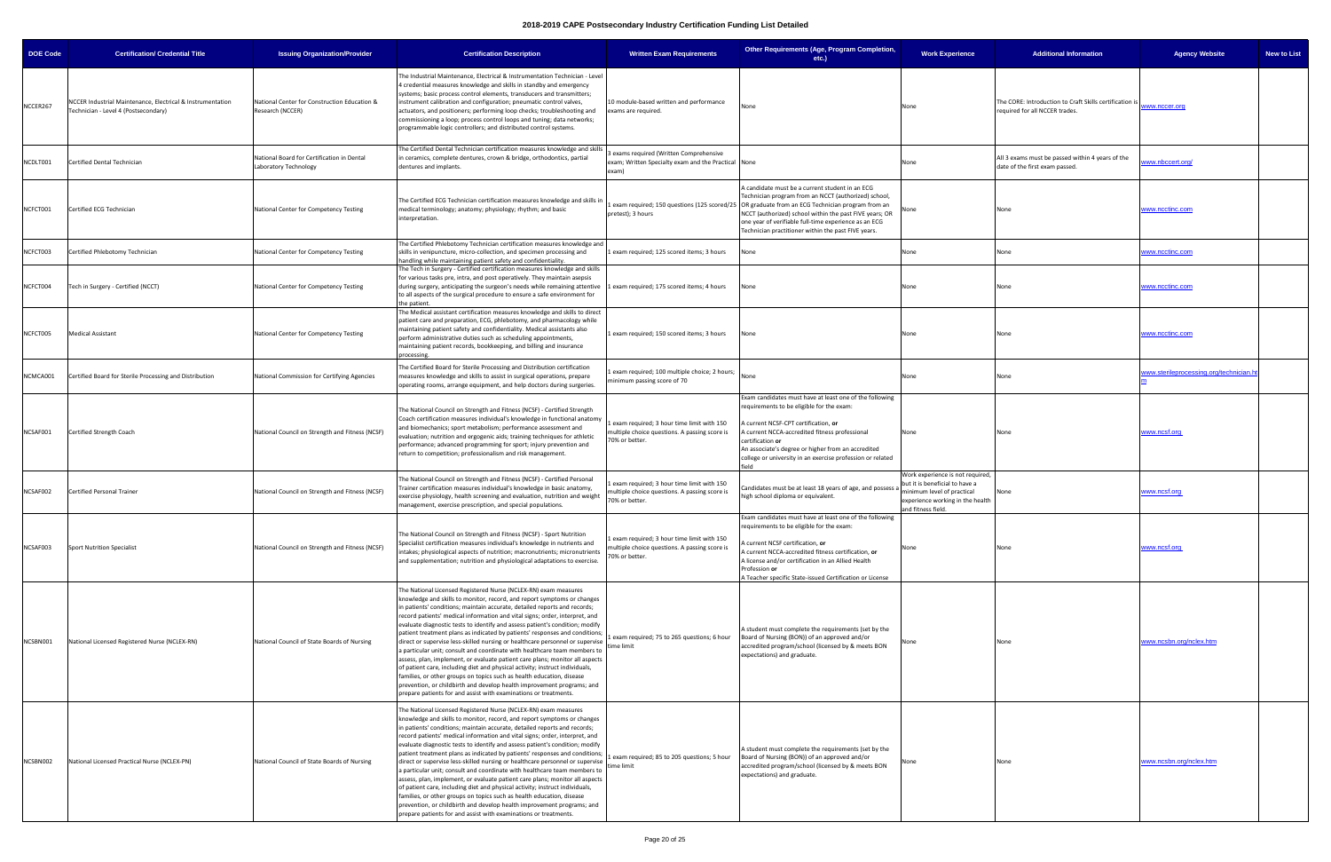# 2018-2019 CAPE Postsecondary Industry Certification Funding List Detailed

| DOE Code | Certification/ Credential Title | Issuing Organization/Provider | Certification Description | Written Exam Requirements | Other Requirements (Age, Program Completion, etc.) | Work Experience | Additional Information | Agency Website | New to List |
|---|---|---|---|---|---|---|---|---|---|
| NCCER267 | NCCER Industrial Maintenance, Electrical & Instrumentation Technician - Level 4 (Postsecondary) | National Center for Construction Education & Research (NCCER) | The Industrial Maintenance, Electrical & Instrumentation Technician - Level 4 credential measures knowledge and skills in standby and emergency systems; basic process control elements, transducers and transmitters; instrument calibration and configuration; pneumatic control valves, actuators, and positioners; performing loop checks; troubleshooting and commissioning a loop; process control loops and tuning; data networks; programmable logic controllers; and distributed control systems. | 10 module-based written and performance exams are required. | None | None | The CORE: Introduction to Craft Skills certification is required for all NCCER trades. | www.nccer.org | |
| NCDLT001 | Certified Dental Technician | National Board for Certification in Dental Laboratory Technology | The Certified Dental Technician certification measures knowledge and skills in ceramics, complete dentures, crown & bridge, orthodontics, partial dentures and implants. | 3 exams required (Written Comprehensive exam; Written Specialty exam and the Practical exam) | None | None | All 3 exams must be passed within 4 years of the date of the first exam passed. | www.nbccert.org/ | |
| NCFCT001 | Certified ECG Technician | National Center for Competency Testing | The Certified ECG Technician certification measures knowledge and skills in medical terminology; anatomy; physiology; rhythm; and basic interpretation. | 1 exam required; 150 questions (125 scored/25 pretest); 3 hours | A candidate must be a current student in an ECG Technician program from an NCCT (authorized) school, OR graduate from an ECG Technician program from an NCCT (authorized) school within the past FIVE years; OR one year of verifiable full-time experience as an ECG Technician practitioner within the past FIVE years. | None | None | www.ncctinc.com | |
| NCFCT003 | Certified Phlebotomy Technician | National Center for Competency Testing | The Certified Phlebotomy Technician certification measures knowledge and skills in venipuncture, micro-collection, and specimen processing and handling while maintaining patient safety and confidentiality. | 1 exam required; 125 scored items; 3 hours | None | None | None | www.ncctinc.com | |
| NCFCT004 | Tech in Surgery - Certified (NCCT) | National Center for Competency Testing | The Tech in Surgery - Certified certification measures knowledge and skills for various tasks pre, intra, and post operatively. They maintain asepsis during surgery, anticipating the surgeon's needs while remaining attentive to all aspects of the surgical procedure to ensure a safe environment for the patient. | 1 exam required; 175 scored items; 4 hours | None | None | None | www.ncctinc.com | |
| NCFCT005 | Medical Assistant | National Center for Competency Testing | The Medical assistant certification measures knowledge and skills to direct patient care and preparation, ECG, phlebotomy, and pharmacology while maintaining patient safety and confidentiality. Medical assistants also perform administrative duties such as scheduling appointments, maintaining patient records, bookkeeping, and billing and insurance processing. | 1 exam required; 150 scored items; 3 hours | None | None | None | www.ncctinc.com | |
| NCMCA001 | Certified Board for Sterile Processing and Distribution | National Commission for Certifying Agencies | The Certified Board for Sterile Processing and Distribution certification measures knowledge and skills to assist in surgical operations, prepare operating rooms, arrange equipment, and help doctors during surgeries. | 1 exam required; 100 multiple choice; 2 hours; minimum passing score of 70 | None | None | None | www.sterileprocessing.org/technician.htm | |
| NCSAF001 | Certified Strength Coach | National Council on Strength and Fitness (NCSF) | The National Council on Strength and Fitness (NCSF) - Certified Strength Coach certification measures individual's knowledge in functional anatomy and biomechanics; sport metabolism; performance assessment and evaluation; nutrition and ergogenic aids; training techniques for athletic performance; advanced programming for sport; injury prevention and return to competition; professionalism and risk management. | 1 exam required; 3 hour time limit with 150 multiple choice questions. A passing score is 70% or better. | Exam candidates must have at least one of the following requirements to be eligible for the exam:<br><br>A current NCSF-CPT certification, **or**<br>A current NCCA-accredited fitness professional certification **or**<br>An associate's degree or higher from an accredited college or university in an exercise profession or related field | None | None | www.ncsf.org | |
| NCSAF002 | Certified Personal Trainer | National Council on Strength and Fitness (NCSF) | The National Council on Strength and Fitness (NCSF) - Certified Personal Trainer certification measures individual's knowledge in basic anatomy, exercise physiology, health screening and evaluation, nutrition and weight management, exercise prescription, and special populations. | 1 exam required; 3 hour time limit with 150 multiple choice questions. A passing score is 70% or better. | Candidates must be at least 18 years of age, and possess a high school diploma or equivalent. | Work experience is not required, but it is beneficial to have a minimum level of practical experience working in the health and fitness field. | None | www.ncsf.org | |
| NCSAF003 | Sport Nutrition Specialist | National Council on Strength and Fitness (NCSF) | The National Council on Strength and Fitness (NCSF) - Sport Nutrition Specialist certification measures individual's knowledge in nutrients and intakes; physiological aspects of nutrition; macronutrients; micronutrients and supplementation; nutrition and physiological adaptations to exercise. | 1 exam required; 3 hour time limit with 150 multiple choice questions. A passing score is 70% or better. | Exam candidates must have at least one of the following requirements to be eligible for the exam:<br><br>A current NCSF certification, **or**<br>A current NCCA-accredited fitness certification, **or**<br>A license and/or certification in an Allied Health Profession **or**<br>A Teacher specific State-issued Certification or License | None | None | www.ncsf.org | |
| NCSBN001 | National Licensed Registered Nurse (NCLEX-RN) | National Council of State Boards of Nursing | The National Licensed Registered Nurse (NCLEX-RN) exam measures knowledge and skills to monitor, record, and report symptoms or changes in patients' conditions; maintain accurate, detailed reports and records; record patients' medical information and vital signs; order, interpret, and evaluate diagnostic tests to identify and assess patient's condition; modify patient treatment plans as indicated by patients' responses and conditions; direct or supervise less-skilled nursing or healthcare personnel or supervise a particular unit; consult and coordinate with healthcare team members to assess, plan, implement, or evaluate patient care plans; monitor all aspects of patient care, including diet and physical activity; instruct individuals, families, or other groups on topics such as health education, disease prevention, or childbirth and develop health improvement programs; and prepare patients for and assist with examinations or treatments. | 1 exam required; 75 to 265 questions; 6 hour time limit | A student must complete the requirements (set by the Board of Nursing (BON)) of an approved and/or accredited program/school (licensed by & meets BON expectations) and graduate. | None | None | www.ncsbn.org/nclex.htm | |
| NCSBN002 | National Licensed Practical Nurse (NCLEX-PN) | National Council of State Boards of Nursing | The National Licensed Registered Nurse (NCLEX-RN) exam measures knowledge and skills to monitor, record, and report symptoms or changes in patients' conditions; maintain accurate, detailed reports and records; record patients' medical information and vital signs; order, interpret, and evaluate diagnostic tests to identify and assess patient's condition; modify patient treatment plans as indicated by patients' responses and conditions; direct or supervise less-skilled nursing or healthcare personnel or supervise a particular unit; consult and coordinate with healthcare team members to assess, plan, implement, or evaluate patient care plans; monitor all aspects of patient care, including diet and physical activity; instruct individuals, families, or other groups on topics such as health education, disease prevention, or childbirth and develop health improvement programs; and prepare patients for and assist with examinations or treatments. | 1 exam required; 85 to 205 questions; 5 hour time limit | A student must complete the requirements (set by the Board of Nursing (BON)) of an approved and/or accredited program/school (licensed by & meets BON expectations) and graduate. | None | None | www.ncsbn.org/nclex.htm | |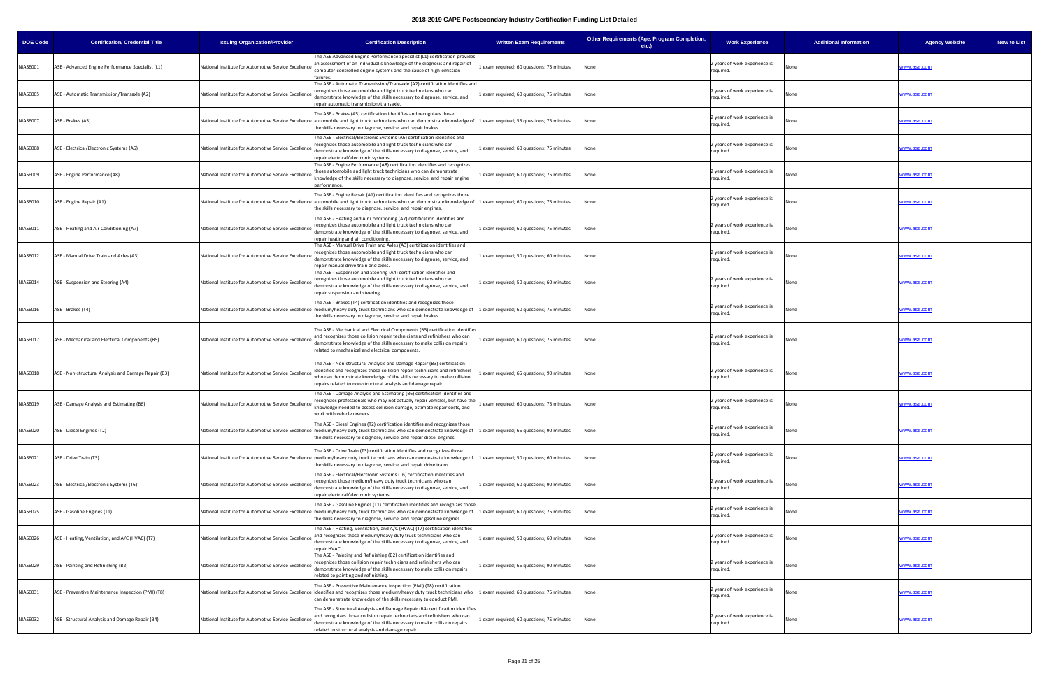# 2018-2019 CAPE Postsecondary Industry Certification Funding List Detailed

| DOE Code | Certification/ Credential Title | Issuing Organization/Provider | Certification Description | Written Exam Requirements | Other Requirements (Age, Program Completion, etc.) | Work Experience | Additional Information | Agency Website | New to List |
|---|---|---|---|---|---|---|---|---|---|
| NIASE001 | ASE - Advanced Engine Performance Specialist (L1) | National Institute for Automotive Service Excellence | The ASE Advanced Engine Performance Specialist (L1) certification provides an assessment of an individual's knowledge of the diagnosis and repair of computer-controlled engine systems and the cause of high-emission failures. | 1 exam required; 60 questions; 75 minutes | None | 2 years of work experience is required. | None | www.ase.com | |
| NIASE005 | ASE - Automatic Transmission/Transaxle (A2) | National Institute for Automotive Service Excellence | The ASE - Automatic Transmission/Transaxle (A2) certification identifies and recognizes those automobile and light truck technicians who can demonstrate knowledge of the skills necessary to diagnose, service, and repair automatic transmission/transaxle. | 1 exam required; 60 questions; 75 minutes | None | 2 years of work experience is required. | None | www.ase.com | |
| NIASE007 | ASE - Brakes (A5) | National Institute for Automotive Service Excellence | The ASE - Brakes (A5) certification identifies and recognizes those automobile and light truck technicians who can demonstrate knowledge of the skills necessary to diagnose, service, and repair brakes. | 1 exam required; 55 questions; 75 minutes | None | 2 years of work experience is required. | None | www.ase.com | |
| NIASE008 | ASE - Electrical/Electronic Systems (A6) | National Institute for Automotive Service Excellence | The ASE - Electrical/Electronic Systems (A6) certification identifies and recognizes those automobile and light truck technicians who can demonstrate knowledge of the skills necessary to diagnose, service, and repair electrical/electronic systems. | 1 exam required; 60 questions; 75 minutes | None | 2 years of work experience is required. | None | www.ase.com | |
| NIASE009 | ASE - Engine Performance (A8) | National Institute for Automotive Service Excellence | The ASE - Engine Performance (A8) certification identifies and recognizes those automobile and light truck technicians who can demonstrate knowledge of the skills necessary to diagnose, service, and repair engine performance. | 1 exam required; 60 questions; 75 minutes | None | 2 years of work experience is required. | None | www.ase.com | |
| NIASE010 | ASE - Engine Repair (A1) | National Institute for Automotive Service Excellence | The ASE - Engine Repair (A1) certification identifies and recognizes those automobile and light truck technicians who can demonstrate knowledge of the skills necessary to diagnose, service, and repair engines. | 1 exam required; 60 questions; 75 minutes | None | 2 years of work experience is required. | None | www.ase.com | |
| NIASE011 | ASE - Heating and Air Conditioning (A7) | National Institute for Automotive Service Excellence | The ASE - Heating and Air Conditioning (A7) certification identifies and recognizes those automobile and light truck technicians who can demonstrate knowledge of the skills necessary to diagnose, service, and repair heating and air conditioning. | 1 exam required; 60 questions; 75 minutes | None | 2 years of work experience is required. | None | www.ase.com | |
| NIASE012 | ASE - Manual Drive Train and Axles (A3) | National Institute for Automotive Service Excellence | The ASE - Manual Drive Train and Axles (A3) certification identifies and recognizes those automobile and light truck technicians who can demonstrate knowledge of the skills necessary to diagnose, service, and repair manual drive train and axles. | 1 exam required; 50 questions; 60 minutes | None | 2 years of work experience is required. | None | www.ase.com | |
| NIASE014 | ASE - Suspension and Steering (A4) | National Institute for Automotive Service Excellence | The ASE - Suspension and Steering (A4) certification identifies and recognizes those automobile and light truck technicians who can demonstrate knowledge of the skills necessary to diagnose, service, and repair suspension and steering. | 1 exam required; 50 questions; 60 minutes | None | 2 years of work experience is required. | None | www.ase.com | |
| NIASE016 | ASE - Brakes (T4) | National Institute for Automotive Service Excellence | The ASE - Brakes (T4) certification identifies and recognizes those medium/heavy duty truck technicians who can demonstrate knowledge of the skills necessary to diagnose, service, and repair brakes. | 1 exam required; 60 questions; 75 minutes | None | 2 years of work experience is required. | None | www.ase.com | |
| NIASE017 | ASE - Mechanical and Electrical Components (B5) | National Institute for Automotive Service Excellence | The ASE - Mechanical and Electrical Components (B5) certification identifies and recognizes those collision repair technicians and refinishers who can demonstrate knowledge of the skills necessary to make collision repairs related to mechanical and electrical components. | 1 exam required; 60 questions; 75 minutes | None | 2 years of work experience is required. | None | www.ase.com | |
| NIASE018 | ASE - Non-structural Analysis and Damage Repair (B3) | National Institute for Automotive Service Excellence | The ASE - Non-structural Analysis and Damage Repair (B3) certification identifies and recognizes those collision repair technicians and refinishers who can demonstrate knowledge of the skills necessary to make collision repairs related to non-structural analysis and damage repair. | 1 exam required; 65 questions; 90 minutes | None | 2 years of work experience is required. | None | www.ase.com | |
| NIASE019 | ASE - Damage Analysis and Estimating (B6) | National Institute for Automotive Service Excellence | The ASE - Damage Analysis and Estimating (B6) certification identifies and recognizes professionals who may not actually repair vehicles, but have the knowledge needed to assess collision damage, estimate repair costs, and work with vehicle owners. | 1 exam required; 60 questions; 75 minutes | None | 2 years of work experience is required. | None | www.ase.com | |
| NIASE020 | ASE - Diesel Engines (T2) | National Institute for Automotive Service Excellence | The ASE - Diesel Engines (T2) certification identifies and recognizes those medium/heavy duty truck technicians who can demonstrate knowledge of the skills necessary to diagnose, service, and repair diesel engines. | 1 exam required; 65 questions; 90 minutes | None | 2 years of work experience is required. | None | www.ase.com | |
| NIASE021 | ASE - Drive Train (T3) | National Institute for Automotive Service Excellence | The ASE - Drive Train (T3) certification identifies and recognizes those medium/heavy duty truck technicians who can demonstrate knowledge of the skills necessary to diagnose, service, and repair drive trains. | 1 exam required; 50 questions; 60 minutes | None | 2 years of work experience is required. | None | www.ase.com | |
| NIASE023 | ASE - Electrical/Electronic Systems (T6) | National Institute for Automotive Service Excellence | The ASE - Electrical/Electronic Systems (T6) certification identifies and recognizes those medium/heavy duty truck technicians who can demonstrate knowledge of the skills necessary to diagnose, service, and repair electrical/electronic systems. | 1 exam required; 60 questions; 90 minutes | None | 2 years of work experience is required. | None | www.ase.com | |
| NIASE025 | ASE - Gasoline Engines (T1) | National Institute for Automotive Service Excellence | The ASE - Gasoline Engines (T1) certification identifies and recognizes those medium/heavy duty truck technicians who can demonstrate knowledge of the skills necessary to diagnose, service, and repair gasoline engines. | 1 exam required; 60 questions; 75 minutes | None | 2 years of work experience is required. | None | www.ase.com | |
| NIASE026 | ASE - Heating, Ventilation, and A/C (HVAC) (T7) | National Institute for Automotive Service Excellence | The ASE - Heating, Ventilation, and A/C (HVAC) (T7) certification identifies and recognizes those medium/heavy duty truck technicians who can demonstrate knowledge of the skills necessary to diagnose, service, and repair HVAC. | 1 exam required; 50 questions; 60 minutes | None | 2 years of work experience is required. | None | www.ase.com | |
| NIASE029 | ASE - Painting and Refinishing (B2) | National Institute for Automotive Service Excellence | The ASE - Painting and Refinishing (B2) certification identifies and recognizes those collision repair technicians and refinishers who can demonstrate knowledge of the skills necessary to make collision repairs related to painting and refinishing. | 1 exam required; 65 questions; 90 minutes | None | 2 years of work experience is required. | None | www.ase.com | |
| NIASE031 | ASE - Preventive Maintenance Inspection (PMI) (T8) | National Institute for Automotive Service Excellence | The ASE - Preventive Maintenance Inspection (PMI) (T8) certification identifies and recognizes those medium/heavy duty truck technicians who can demonstrate knowledge of the skills necessary to conduct PMI. | 1 exam required; 60 questions; 75 minutes | None | 2 years of work experience is required. | None | www.ase.com | |
| NIASE032 | ASE - Structural Analysis and Damage Repair (B4) | National Institute for Automotive Service Excellence | The ASE - Structural Analysis and Damage Repair (B4) certification identifies and recognizes those collision repair technicians and refinishers who can demonstrate knowledge of the skills necessary to make collision repairs related to structural analysis and damage repair. | 1 exam required; 60 questions; 75 minutes | None | 2 years of work experience is required. | None | www.ase.com | |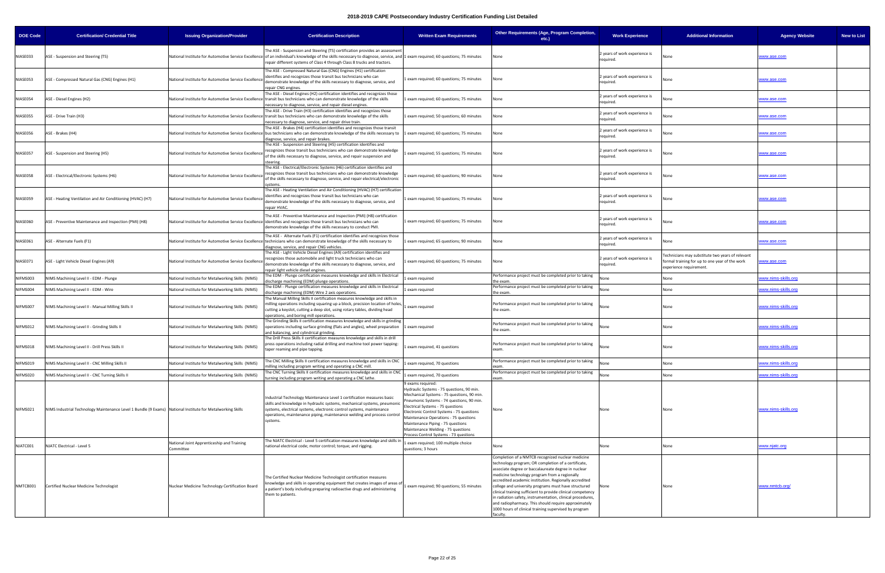# 2018-2019 CAPE Postsecondary Industry Certification Funding List Detailed

| DOE Code | Certification/ Credential Title | Issuing Organization/Provider | Certification Description | Written Exam Requirements | Other Requirements (Age, Program Completion, etc.) | Work Experience | Additional Information | Agency Website | New to List |
|---|---|---|---|---|---|---|---|---|---|
| NIASE033 | ASE - Suspension and Steering (T5) | National Institute for Automotive Service Excellence | The ASE - Suspension and Steering (T5) certification provides an assessment of an individual's knowledge of the skills necessary to diagnose, service, and repair different systems of Class 4 through Class 8 trucks and tractors. | 1 exam required; 60 questions; 75 minutes | None | 2 years of work experience is required. | None | www.ase.com | |
| NIASE053 | ASE - Compressed Natural Gas (CNG) Engines (H1) | National Institute for Automotive Service Excellence | The ASE - Compressed Natural Gas (CNG) Engines (H1) certification identifies and recognizes those transit bus technicians who can demonstrate knowledge of the skills necessary to diagnose, service, and repair CNG engines. | 1 exam required; 60 questions; 75 minutes | None | 2 years of work experience is required. | None | www.ase.com | |
| NIASE054 | ASE - Diesel Engines (H2) | National Institute for Automotive Service Excellence | The ASE - Diesel Engines (H2) certification identifies and recognizes those transit bus technicians who can demonstrate knowledge of the skills necessary to diagnose, service, and repair diesel engines. | 1 exam required; 60 questions; 75 minutes | None | 2 years of work experience is required. | None | www.ase.com | |
| NIASE055 | ASE - Drive Train (H3) | National Institute for Automotive Service Excellence | The ASE - Drive Train (H3) certification identifies and recognizes those transit bus technicians who can demonstrate knowledge of the skills necessary to diagnose, service, and repair drive train. | 1 exam required; 50 questions; 60 minutes | None | 2 years of work experience is required. | None | www.ase.com | |
| NIASE056 | ASE - Brakes (H4) | National Institute for Automotive Service Excellence | The ASE - Brakes (H4) certification identifies and recognizes those transit bus technicians who can demonstrate knowledge of the skills necessary to diagnose, service, and repair brakes. | 1 exam required; 60 questions; 75 minutes | None | 2 years of work experience is required. | None | www.ase.com | |
| NIASE057 | ASE - Suspension and Steering (H5) | National Institute for Automotive Service Excellence | The ASE - Suspension and Steering (H5) certification identifies and recognizes those transit bus technicians who can demonstrate knowledge of the skills necessary to diagnose, service, and repair suspension and steering. | 1 exam required; 55 questions; 75 minutes | None | 2 years of work experience is required. | None | www.ase.com | |
| NIASE058 | ASE - Electrical/Electronic Systems (H6) | National Institute for Automotive Service Excellence | The ASE - Electrical/Electronic Systems (H6) certification identifies and recognizes those transit bus technicians who can demonstrate knowledge of the skills necessary to diagnose, service, and repair electrical/electronic systems. | 1 exam required; 60 questions; 90 minutes | None | 2 years of work experience is required. | None | www.ase.com | |
| NIASE059 | ASE - Heating Ventilation and Air Conditioning (HVAC) (H7) | National Institute for Automotive Service Excellence | The ASE - Heating Ventilation and Air Conditioning (HVAC) (H7) certification identifies and recognizes those transit bus technicians who can demonstrate knowledge of the skills necessary to diagnose, service, and repair HVAC. | 1 exam required; 50 questions; 75 minutes | None | 2 years of work experience is required. | None | www.ase.com | |
| NIASE060 | ASE - Preventive Maintenance and Inspection (PMI) (H8) | National Institute for Automotive Service Excellence | The ASE - Preventive Maintenance and Inspection (PMI) (H8) certification identifies and recognizes those transit bus technicians who can demonstrate knowledge of the skills necessary to conduct PMI. | 1 exam required; 60 questions; 75 minutes | None | 2 years of work experience is required. | None | www.ase.com | |
| NIASE061 | ASE - Alternate Fuels (F1) | National Institute for Automotive Service Excellence | The ASE - Alternate Fuels (F1) certification identifies and recognizes those technicians who can demonstrate knowledge of the skills necessary to diagnose, service, and repair CNG vehicles. | 1 exam required; 65 questions; 90 minutes | None | 2 years of work experience is required. | None | www.ase.com | |
| NIASE071 | ASE - Light Vehicle Diesel Engines (A9) | National Institute for Automotive Service Excellence | The ASE - Light Vehicle Diesel Engines (A9) certification identifies and recognizes those automobile and light truck technicians who can demonstrate knowledge of the skills necessary to diagnose, service, and repair light vehicle diesel engines. | 1 exam required; 60 questions; 75 minutes | None | 2 years of work experience is required. | Technicians may substitute two years of relevant formal training for up to one year of the work experience requirement. | www.ase.com | |
| NIFMS003 | NIMS Machining Level II - EDM - Plunge | National Institute for Metalworking Skills (NIMS) | The EDM - Plunge certification measures knowledge and skills in Electrical discharge machining (EDM) plunge operations. | 1 exam required | Performance project must be completed prior to taking the exam. | None | None | www.nims-skills.org | |
| NIFMS004 | NIMS Machining Level II - EDM - Wire | National Institute for Metalworking Skills (NIMS) | The EDM - Plunge certification measures knowledge and skills in Electrical discharge machining (EDM) Wire 2 axis operations. | 1 exam required | Performance project must be completed prior to taking the exam. | None | None | www.nims-skills.org | |
| NIFMS007 | NIMS Machining Level II - Manual Milling Skills II | National Institute for Metalworking Skills (NIMS) | The Manual Milling Skills II certification measures knowledge and skills in milling operations including squaring up a block, precision location of holes, cutting a keyslot, cutting a deep slot, using rotary tables, dividing head operations, and boring mill operations. | 1 exam required | Performance project must be completed prior to taking the exam. | None | None | www.nims-skills.org | |
| NIFMS012 | NIMS Machining Level II - Grinding Skills II | National Institute for Metalworking Skills (NIMS) | The Grinding Skills II certification measures knowledge and skills in grinding operations including surface grinding (flats and angles), wheel preparation and balancing, and cylindrical grinding. | 1 exam required | Performance project must be completed prior to taking the exam. | None | None | www.nims-skills.org | |
| NIFMS018 | NIMS Machining Level II - Drill Press Skills II | National Institute for Metalworking Skills (NIMS) | The Drill Press Skills II certification measures knowledge and skills in drill press operations including radial drilling and machine tool power tapping: taper reaming and pipe tapping. | 1 exam required, 41 questions | Performance project must be completed prior to taking exam. | None | None | www.nims-skills.org | |
| NIFMS019 | NIMS Machining Level II - CNC Milling Skills II | National Institute for Metalworking Skills (NIMS) | The CNC Milling Skills II certification measures knowledge and skills in CNC milling including program writing and operating a CNC mill. | 1 exam required, 70 questions | Performance project must be completed prior to taking exam. | None | None | www.nims-skills.org | |
| NIFMS020 | NIMS Machining Level II - CNC Turning Skills II | National Institute for Metalworking Skills (NIMS) | The CNC Turning Skills II certification measures knowledge and skills in CNC turning including program writing and operating a CNC lathe. | 1 exam required, 70 questions | Performance project must be completed prior to taking exam. | None | None | www.nims-skills.org | |
| NIFMS021 | NIMS Industrial Technology Maintenance Level 1 Bundle (9 Exams) | National Institute for Metalworking Skills | Industrial Technology Maintenance Level 1 certification measures basic skills and knowledge in hydraulic systems, mechanical systems, pneumonic systems, electrical systems, electronic control systems, maintenance operations, maintenance piping, maintenance welding and process control systems. | 9 exams required: Hydraulic Systems - 75 questions, 90 min. Mechanical Systems - 75 questions, 90 min. Pneumonic Systems - 74 questions, 90 min. Electrical Systems - 75 questions Electronic Control Systems - 75 questions Maintenance Operations - 75 questions Maintenance Piping - 75 questions Maintenance Welding - 75 questions Process Control Systems - 73 questions | None | None | None | www.nims-skills.org | |
| NJATC001 | NJATC Electrical - Level 5 | National Joint Apprenticeship and Training Committee | The NJATC Electrical - Level 5 certification measures knowledge and skills in national electrical code; motor control; torque; and rigging. | 1 exam required; 100 multiple choice questions; 3 hours | None | None | None | www.njatc.org | |
| NMTCB001 | Certified Nuclear Medicine Technologist | Nuclear Medicine Technology Certification Board | The Certified Nuclear Medicine Technologist certification measures knowledge and skills in operating equipment that creates images of areas of a patient's body including preparing radioactive drugs and administering them to patients. | 1 exam required; 90 questions; 55 minutes | Completion of a NMTCB recognized nuclear medicine technology program; OR completion of a certificate, associate degree or baccalaureate degree in nuclear medicine technology program from a regionally accredited academic institution. Regionally accredited college and university programs must have structured clinical training sufficient to provide clinical competency in radiation safety, instrumentation, clinical procedures, and radiopharmacy. This should require approximately 1000 hours of clinical training supervised by program faculty. | None | None | www.nmtcb.org/ | |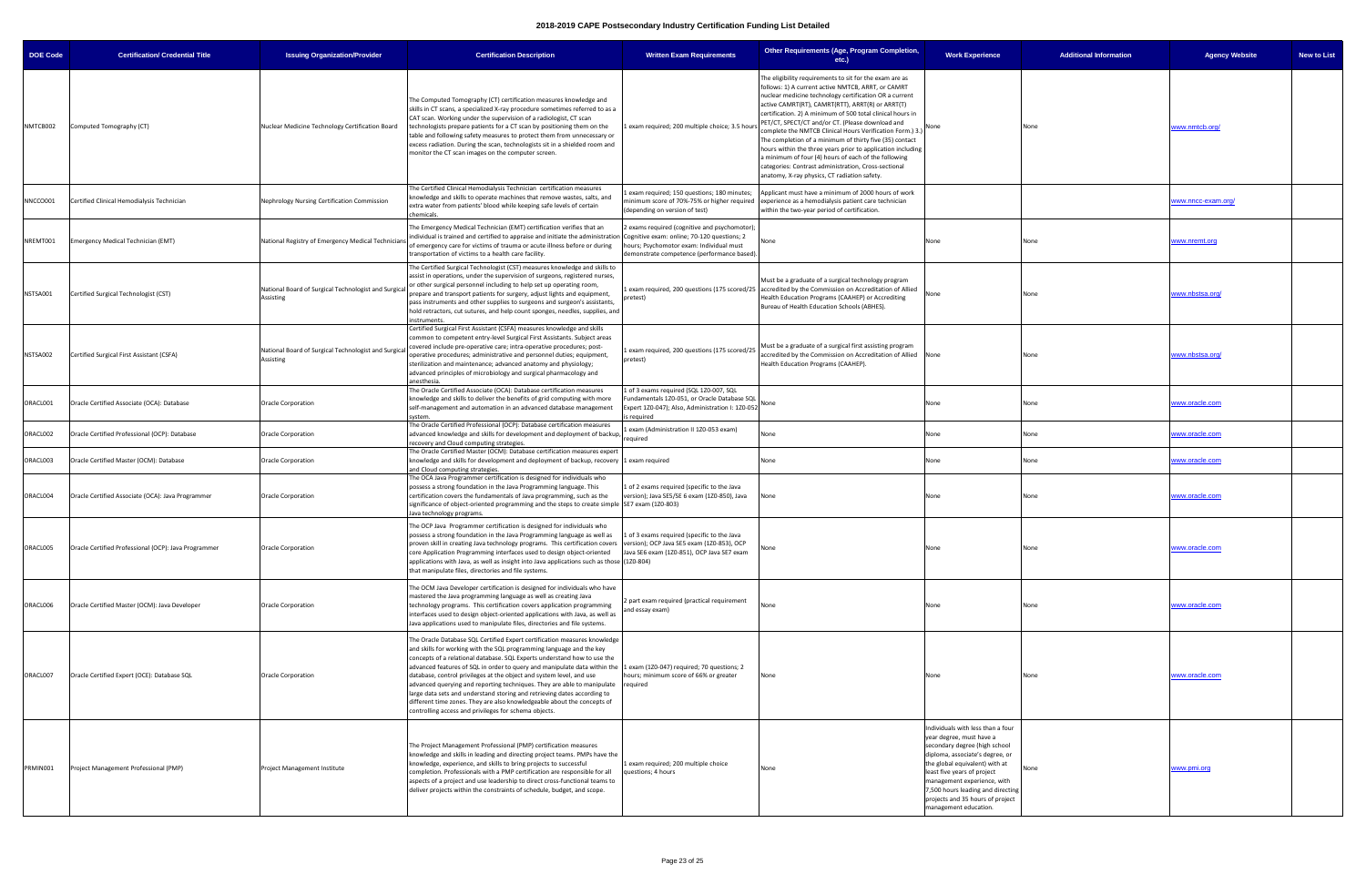# 2018-2019 CAPE Postsecondary Industry Certification Funding List Detailed

| DOE Code | Certification/ Credential Title | Issuing Organization/Provider | Certification Description | Written Exam Requirements | Other Requirements (Age, Program Completion, etc.) | Work Experience | Additional Information | Agency Website | New to List |
|---|---|---|---|---|---|---|---|---|---|
| NMTCB002 | Computed Tomography (CT) | Nuclear Medicine Technology Certification Board | The Computed Tomography (CT) certification measures knowledge and skills in CT scans, a specialized X-ray procedure sometimes referred to as a CAT scan. Working under the supervision of a radiologist, CT scan technologists prepare patients for a CT scan by positioning them on the table and following safety measures to protect them from unnecessary or excess radiation. During the scan, technologists sit in a shielded room and monitor the CT scan images on the computer screen. | 1 exam required; 200 multiple choice; 3.5 hours | The eligibility requirements to sit for the exam are as follows: 1) A current active NMTCB, ARRT, or CAMRT nuclear medicine technology certification OR a current active CAMRT(RT), CAMRT(RTT), ARRT(R) or ARRT(T) certification. 2) A minimum of 500 total clinical hours in PET/CT, SPECT/CT and/or CT. (Please download and complete the NMTCB Clinical Hours Verification Form.) 3.) The completion of a minimum of thirty five (35) contact hours within the three years prior to application including a minimum of four (4) hours of each of the following categories: Contrast administration, Cross-sectional anatomy, X-ray physics, CT radiation safety. | None | None | www.nmtcb.org/ | |
| NNCCO001 | Certified Clinical Hemodialysis Technician | Nephrology Nursing Certification Commission | The Certified Clinical Hemodialysis Technician certification measures knowledge and skills to operate machines that remove wastes, salts, and extra water from patients' blood while keeping safe levels of certain chemicals. | 1 exam required; 150 questions; 180 minutes; minimum score of 70%-75% or higher required (depending on version of test) | Applicant must have a minimum of 2000 hours of work experience as a hemodialysis patient care technician within the two-year period of certification. | | | www.nncc-exam.org/ | |
| NREMT001 | Emergency Medical Technician (EMT) | National Registry of Emergency Medical Technicians | The Emergency Medical Technician (EMT) certification verifies that an individual is trained and certified to appraise and initiate the administration of emergency care for victims of trauma or acute illness before or during transportation of victims to a health care facility. | 2 exams required (cognitive and psychomotor); Cognitive exam: online; 70-120 questions; 2 hours; Psychomotor exam: Individual must demonstrate competence (performance based). | None | None | None | www.nremt.org | |
| NSTSA001 | Certified Surgical Technologist (CST) | National Board of Surgical Technologist and Surgical Assisting | The Certified Surgical Technologist (CST) measures knowledge and skills to assist in operations, under the supervision of surgeons, registered nurses, or other surgical personnel including to help set up operating room, prepare and transport patients for surgery, adjust lights and equipment, pass instruments and other supplies to surgeons and surgeon's assistants, hold retractors, cut sutures, and help count sponges, needles, supplies, and instruments. | 1 exam required, 200 questions (175 scored/25 pretest) | Must be a graduate of a surgical technology program accredited by the Commission on Accreditation of Allied Health Education Programs (CAAHEP) or Accrediting Bureau of Health Education Schools (ABHES). | None | None | www.nbstsa.org/ | |
| NSTSA002 | Certified Surgical First Assistant (CSFA) | National Board of Surgical Technologist and Surgical Assisting | Certified Surgical First Assistant (CSFA) measures knowledge and skills common to competent entry-level Surgical First Assistants. Subject areas covered include pre-operative care; intra-operative procedures; post-operative procedures; administrative and personnel duties; equipment, sterilization and maintenance; advanced anatomy and physiology; advanced principles of microbiology and surgical pharmacology and anesthesia. | 1 exam required, 200 questions (175 scored/25 pretest) | Must be a graduate of a surgical first assisting program accredited by the Commission on Accreditation of Allied Health Education Programs (CAAHEP). | None | None | www.nbstsa.org/ | |
| ORACL001 | Oracle Certified Associate (OCA): Database | Oracle Corporation | The Oracle Certified Associate (OCA): Database certification measures knowledge and skills to deliver the benefits of grid computing with more self-management and automation in an advanced database management system. | 1 of 3 exams required (SQL 1Z0-007, SQL Fundamentals 1Z0-051, or Oracle Database SQL Expert 1Z0-047); Also, Administration I: 1Z0-052 is required | None | None | None | www.oracle.com | |
| ORACL002 | Oracle Certified Professional (OCP): Database | Oracle Corporation | The Oracle Certified Professional (OCP): Database certification measures advanced knowledge and skills for development and deployment of backup, recovery and Cloud computing strategies. | 1 exam (Administration II 1Z0-053 exam) required | None | None | None | www.oracle.com | |
| ORACL003 | Oracle Certified Master (OCM): Database | Oracle Corporation | The Oracle Certified Master (OCM): Database certification measures expert knowledge and skills for development and deployment of backup, recovery and Cloud computing strategies. | 1 exam required | None | None | None | www.oracle.com | |
| ORACL004 | Oracle Certified Associate (OCA): Java Programmer | Oracle Corporation | The OCA Java Programmer certification is designed for individuals who possess a strong foundation in the Java Programming language. This certification covers the fundamentals of Java programming, such as the significance of object-oriented programming and the steps to create simple Java technology programs. | 1 of 2 exams required (specific to the Java version); Java SE5/SE 6 exam (1Z0-850), Java SE7 exam (1Z0-803) | None | None | None | www.oracle.com | |
| ORACL005 | Oracle Certified Professional (OCP): Java Programmer | Oracle Corporation | The OCP Java Programmer certification is designed for individuals who possess a strong foundation in the Java Programming language as well as proven skill in creating Java technology programs. This certification covers core Application Programming interfaces used to design object-oriented applications with Java, as well as insight into Java applications such as those that manipulate files, directories and file systems. | 1 of 3 exams required (specific to the Java version); OCP Java SE5 exam (1Z0-853), OCP Java SE6 exam (1Z0-851), OCP Java SE7 exam (1Z0-804) | None | None | None | www.oracle.com | |
| ORACL006 | Oracle Certified Master (OCM): Java Developer | Oracle Corporation | The OCM Java Developer certification is designed for individuals who have mastered the Java programming language as well as creating Java technology programs. This certification covers application programming interfaces used to design object-oriented applications with Java, as well as Java applications used to manipulate files, directories and file systems. | 2 part exam required (practical requirement and essay exam) | None | None | None | www.oracle.com | |
| ORACL007 | Oracle Certified Expert (OCE): Database SQL | Oracle Corporation | The Oracle Database SQL Certified Expert certification measures knowledge and skills for working with the SQL programming language and the key concepts of a relational database. SQL Experts understand how to use the advanced features of SQL in order to query and manipulate data within the database, control privileges at the object and system level, and use advanced querying and reporting techniques. They are able to manipulate large data sets and understand storing and retrieving dates according to different time zones. They are also knowledgeable about the concepts of controlling access and privileges for schema objects. | 1 exam (1Z0-047) required; 70 questions; 2 hours; minimum score of 66% or greater required | None | None | None | www.oracle.com | |
| PRMIN001 | Project Management Professional (PMP) | Project Management Institute | The Project Management Professional (PMP) certification measures knowledge and skills in leading and directing project teams. PMPs have the knowledge, experience, and skills to bring projects to successful completion. Professionals with a PMP certification are responsible for all aspects of a project and use leadership to direct cross-functional teams to deliver projects within the constraints of schedule, budget, and scope. | 1 exam required; 200 multiple choice questions; 4 hours | None | Individuals with less than a four year degree, must have a secondary degree (high school diploma, associate's degree, or the global equivalent) with at least five years of project management experience, with 7,500 hours leading and directing projects and 35 hours of project management education. | None | www.pmi.org | |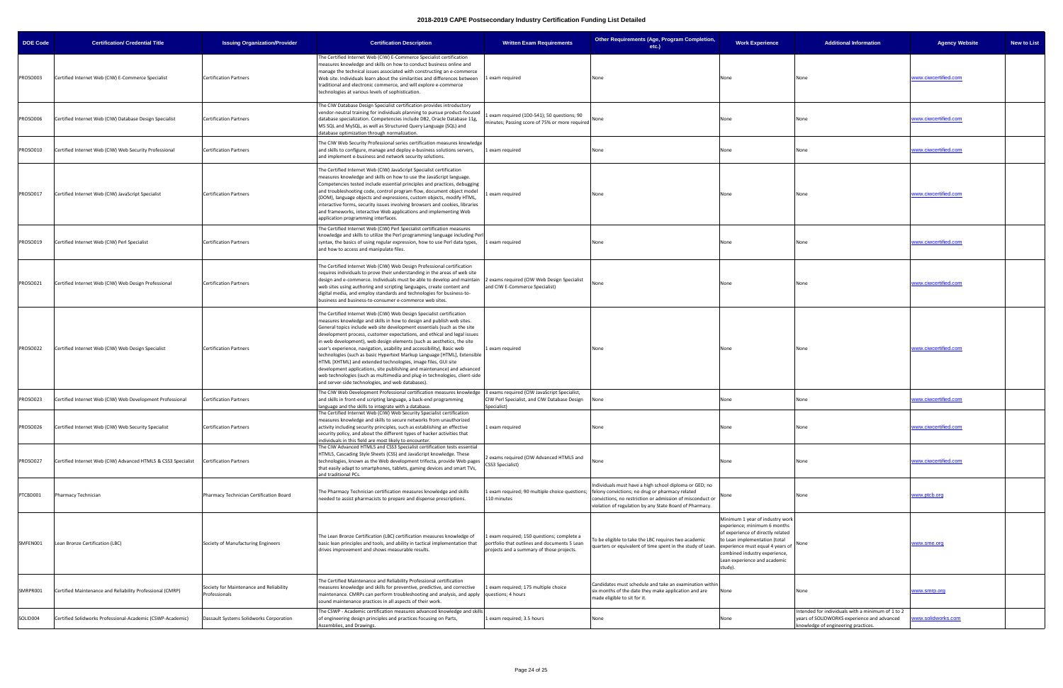# 2018-2019 CAPE Postsecondary Industry Certification Funding List Detailed

| DOE Code | Certification/ Credential Title | Issuing Organization/Provider | Certification Description | Written Exam Requirements | Other Requirements (Age, Program Completion, etc.) | Work Experience | Additional Information | Agency Website | New to List |
|---|---|---|---|---|---|---|---|---|---|
| PROSO003 | Certified Internet Web (CIW) E-Commerce Specialist | Certification Partners | The Certified Internet Web (CIW) E-Commerce Specialist certification measures knowledge and skills on how to conduct business online and manage the technical issues associated with constructing an e-commerce Web site. Individuals learn about the similarities and differences between traditional and electronic commerce, and will explore e-commerce technologies at various levels of sophistication. | 1 exam required | None | None | None | www.ciwcertified.com | |
| PROSO006 | Certified Internet Web (CIW) Database Design Specialist | Certification Partners | The CIW Database Design Specialist certification provides introductory vendor-neutral training for individuals planning to pursue product-focused database specialization. Competencies include DB2, Oracle Database 11g, MS SQL and MySQL, as well as Structured Query Language (SQL) and database optimization through normalization. | 1 exam required (1D0-541); 50 questions; 90 minutes; Passing score of 75% or more required | None | None | None | www.ciwcertified.com | |
| PROSO010 | Certified Internet Web (CIW) Web Security Professional | Certification Partners | The CIW Web Security Professional series certification measures knowledge and skills to configure, manage and deploy e-business solutions servers, and implement e-business and network security solutions. | 1 exam required | None | None | None | www.ciwcertified.com | |
| PROSO017 | Certified Internet Web (CIW) JavaScript Specialist | Certification Partners | The Certified Internet Web (CIW) JavaScript Specialist certification measures knowledge and skills on how to use the JavaScript language. Competencies tested include essential principles and practices, debugging and troubleshooting code, control program flow, document object model (DOM), language objects and expressions, custom objects, modify HTML, interactive forms, security issues involving browsers and cookies, libraries and frameworks, interactive Web applications and implementing Web application programming interfaces. | 1 exam required | None | None | None | www.ciwcertified.com | |
| PROSO019 | Certified Internet Web (CIW) Perl Specialist | Certification Partners | The Certified Internet Web (CIW) Perl Specialist certification measures knowledge and skills to utilize the Perl programming language including Perl syntax, the basics of using regular expression, how to use Perl data types, and how to access and manipulate files. | 1 exam required | None | None | None | www.ciwcertified.com | |
| PROSO021 | Certified Internet Web (CIW) Web Design Professional | Certification Partners | The Certified Internet Web (CIW) Web Design Professional certification requires individuals to prove their understanding in the areas of web site design and e-commerce. Individuals must be able to develop and maintain web sites using authoring and scripting languages, create content and digital media, and employ standards and technologies for business-to-business and business-to-consumer e-commerce web sites. | 2 exams required (CIW Web Design Specialist and CIW E-Commerce Specialist) | None | None | None | www.ciwcertified.com | |
| PROSO022 | Certified Internet Web (CIW) Web Design Specialist | Certification Partners | The Certified Internet Web (CIW) Web Design Specialist certification measures knowledge and skills in how to design and publish web sites. General topics include web site development essentials (such as the site development process, customer expectations, and ethical and legal issues in web development), web design elements (such as aesthetics, the site user's experience, navigation, usability and accessibility), Basic web technologies (such as basic Hypertext Markup Language [HTML], Extensible HTML [XHTML] and extended technologies, image files, GUI site development applications, site publishing and maintenance) and advanced web technologies (such as multimedia and plug-in technologies, client-side and server-side technologies, and web databases). | 1 exam required | None | None | None | www.ciwcertified.com | |
| PROSO023 | Certified Internet Web (CIW) Web Development Professional | Certification Partners | The CIW Web Development Professional certification measures knowledge and skills in front-end scripting language, a back-end programming language and the skills to integrate with a database. | 3 exams required (CIW JavaScript Specialist, CIW Perl Specialist, and CIW Database Design Specialist) | None | None | None | www.ciwcertified.com | |
| PROSO026 | Certified Internet Web (CIW) Web Security Specialist | Certification Partners | The Certified Internet Web (CIW) Web Security Specialist certification measures knowledge and skills to secure networks from unauthorized activity including security principles, such as establishing an effective security policy, and about the different types of hacker activities that individuals in this field are most likely to encounter. | 1 exam required | None | None | None | www.ciwcertified.com | |
| PROSO027 | Certified Internet Web (CIW) Advanced HTML5 & CSS3 Specialist | Certification Partners | The CIW Advanced HTML5 and CSS3 Specialist certification tests essential HTML5, Cascading Style Sheets (CSS) and JavaScript knowledge. These technologies, known as the Web development trifecta, provide Web pages that easily adapt to smartphones, tablets, gaming devices and smart TVs, and traditional PCs. | 2 exams required (CIW Advanced HTML5 and CSS3 Specialist) | None | None | None | www.ciwcertified.com | |
| PTCBD001 | Pharmacy Technician | Pharmacy Technician Certification Board | The Pharmacy Technician certification measures knowledge and skills needed to assist pharmacists to prepare and dispense prescriptions. | 1 exam required; 90 multiple choice questions; 110 minutes | Individuals must have a high school diploma or GED; no felony convictions; no drug or pharmacy related convictions, no restriction or admission of misconduct or violation of regulation by any State Board of Pharmacy. | None | None | www.ptcb.org | |
| SMFEN001 | Lean Bronze Certification (LBC) | Society of Manufacturing Engineers | The Lean Bronze Certification (LBC) certification measures knowledge of basic lean principles and tools, and ability in tactical implementation that drives improvement and shows measurable results. | 1 exam required; 150 questions; complete a portfolio that outlines and documents 5 Lean projects and a summary of those projects. | To be eligible to take the LBC requires two academic quarters or equivalent of time spent in the study of Lean. | Minimum 1 year of industry work experience; minimum 6 months of experience of directly related to Lean implementation (total experience must equal 4 years of combined industry experience, Lean experience and academic study). | None | www.sme.org | |
| SMRPR001 | Certified Maintenance and Reliability Professional (CMRP) | Society for Maintenance and Reliability Professionals | The Certified Maintenance and Reliability Professional certification measures knowledge and skills for preventive, predictive, and corrective maintenance. CMRPs can perform troubleshooting and analysis, and apply sound maintenance practices in all aspects of their work. | 1 exam required; 175 multiple choice questions; 4 hours | Candidates must schedule and take an examination within six months of the date they make application and are made eligible to sit for it. | None | None | www.smrp.org | |
| SOLID004 | Certified Solidworks Professional-Academic (CSWP-Academic) | Dassault Systems Solidworks Corporation | The CSWP - Academic certification measures advanced knowledge and skills of engineering design principles and practices focusing on Parts, Assemblies, and Drawings. | 1 exam required; 3.5 hours | None | None | Intended for individuals with a minimum of 1 to 2 years of SOLIDWORKS experience and advanced knowledge of engineering practices. | www.solidworks.com | |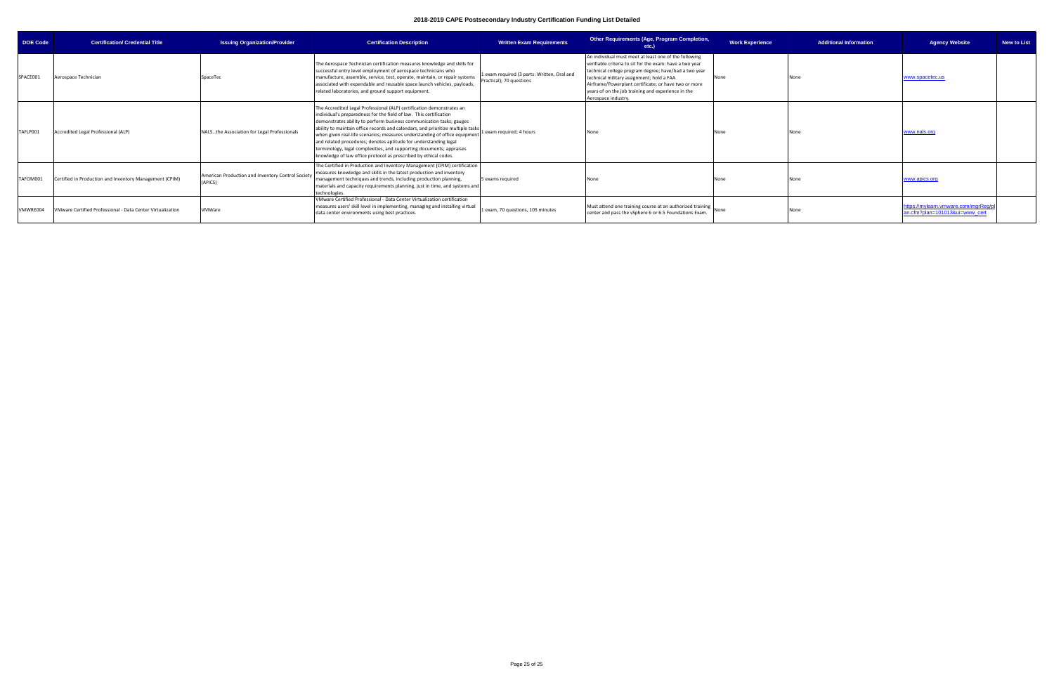# 2018-2019 CAPE Postsecondary Industry Certification Funding List Detailed

| DOE Code | Certification/ Credential Title | Issuing Organization/Provider | Certification Description | Written Exam Requirements | Other Requirements (Age, Program Completion, etc.) | Work Experience | Additional Information | Agency Website | New to List |
|---|---|---|---|---|---|---|---|---|---|
| SPACE001 | Aerospace Technician | SpaceTec | The Aerospace Technician certification measures knowledge and skills for successful entry level employment of aerospace technicians who manufacture, assemble, service, test, operate, maintain, or repair systems associated with expendable and reusable space launch vehicles, payloads, related laboratories, and ground support equipment. | 1 exam required (3 parts: Written, Oral and Practical); 70 questions | An individual must meet at least one of the following verifiable criteria to sit for the exam: have a two year technical college program degree; have/had a two year technical military assignment; hold a FAA Airframe/Powerplant certificate; or have two or more years of on the job training and experience in the Aerospace industry. | None | None | www.spacetec.us | |
| TAFLP001 | Accredited Legal Professional (ALP) | NALS...the Association for Legal Professionals | The Accredited Legal Professional (ALP) certification demonstrates an individual's preparedness for the field of law. This certification demonstrates ability to perform business communication tasks; gauges ability to maintain office records and calendars, and prioritize multiple tasks when given real-life scenarios; measures understanding of office equipment and related procedures; denotes aptitude for understanding legal terminology, legal complexities, and supporting documents; appraises knowledge of law office protocol as prescribed by ethical codes. | 1 exam required; 4 hours | None | None | None | www.nals.org | |
| TAFOM001 | Certified in Production and Inventory Management (CPIM) | American Production and Inventory Control Society (APICS) | The Certified in Production and Inventory Management (CPIM) certification measures knowledge and skills in the latest production and inventory management techniques and trends, including production planning, materials and capacity requirements planning, just in time, and systems and technologies. | 5 exams required | None | None | None | www.apics.org | |
| VMWRE004 | VMware Certified Professional - Data Center Virtualization | VMWare | VMware Certified Professional - Data Center Virtualization certification measures users' skill level in implementing, managing and installing virtual data center environments using best practices. | 1 exam, 70 questions, 105 minutes | Must attend one training course at an authorized training center and pass the vSphere 6 or 6.5 Foundations Exam. | None | None | https://mylearn.vmware.com/mgrReg/plan.cfm?plan=101013&ui=www_cert | |